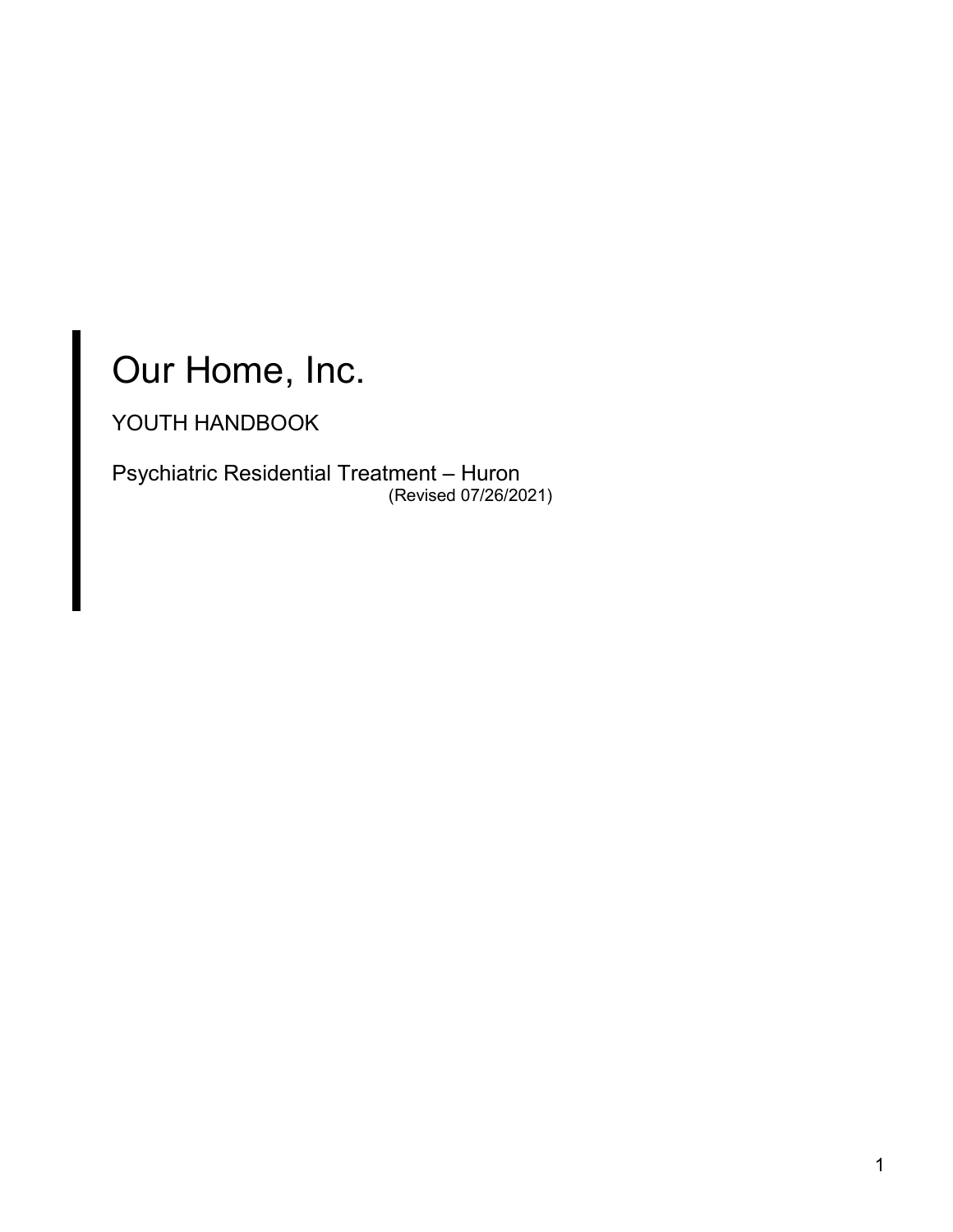# Our Home, Inc.

YOUTH HANDBOOK

Psychiatric Residential Treatment – Huron

(Revised 07/26/2021)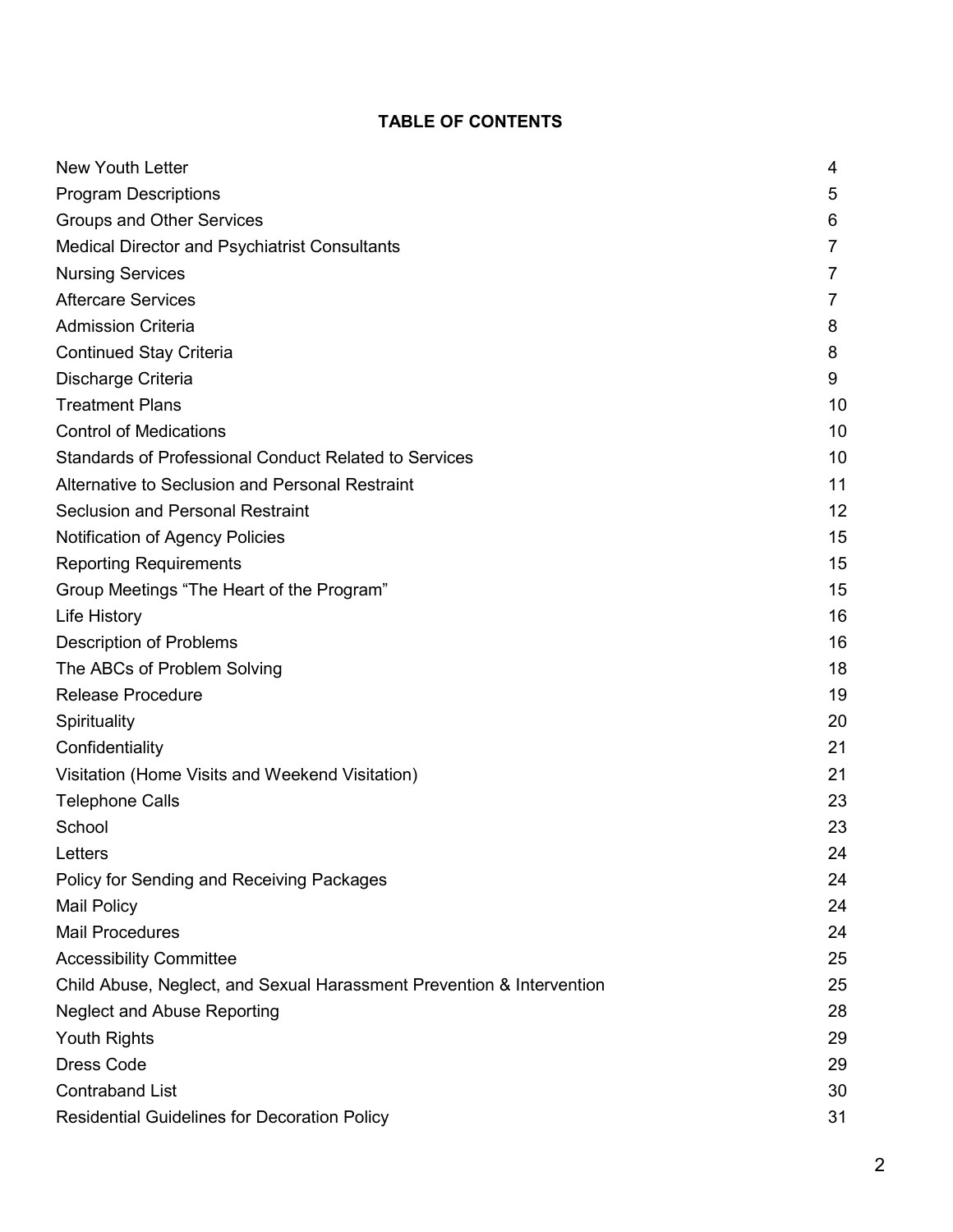## TABLE OF CONTENTS

| | |
|---|---|
| New Youth Letter | 4 |
| Program Descriptions | 5 |
| Groups and Other Services | 6 |
| Medical Director and Psychiatrist Consultants | 7 |
| Nursing Services | 7 |
| Aftercare Services | 7 |
| Admission Criteria | 8 |
| Continued Stay Criteria | 8 |
| Discharge Criteria | 9 |
| Treatment Plans | 10 |
| Control of Medications | 10 |
| Standards of Professional Conduct Related to Services | 10 |
| Alternative to Seclusion and Personal Restraint | 11 |
| Seclusion and Personal Restraint | 12 |
| Notification of Agency Policies | 15 |
| Reporting Requirements | 15 |
| Group Meetings "The Heart of the Program" | 15 |
| Life History | 16 |
| Description of Problems | 16 |
| The ABCs of Problem Solving | 18 |
| Release Procedure | 19 |
| Spirituality | 20 |
| Confidentiality | 21 |
| Visitation (Home Visits and Weekend Visitation) | 21 |
| Telephone Calls | 23 |
| School | 23 |
| Letters | 24 |
| Policy for Sending and Receiving Packages | 24 |
| Mail Policy | 24 |
| Mail Procedures | 24 |
| Accessibility Committee | 25 |
| Child Abuse, Neglect, and Sexual Harassment Prevention & Intervention | 25 |
| Neglect and Abuse Reporting | 28 |
| Youth Rights | 29 |
| Dress Code | 29 |
| Contraband List | 30 |
| Residential Guidelines for Decoration Policy | 31 |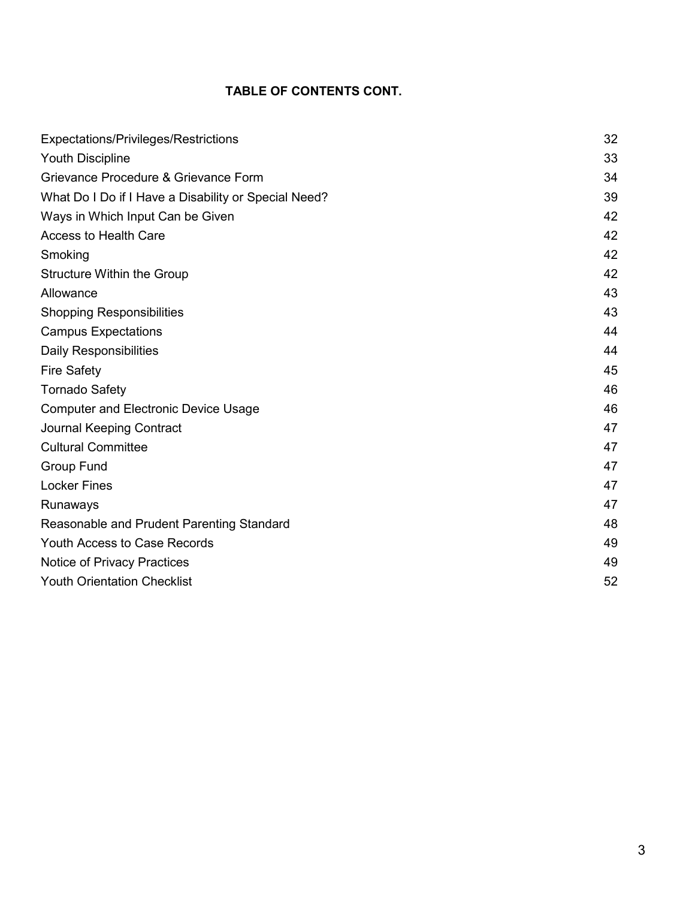**TABLE OF CONTENTS CONT.**

| | |
|---|---|
| Expectations/Privileges/Restrictions | 32 |
| Youth Discipline | 33 |
| Grievance Procedure & Grievance Form | 34 |
| What Do I Do if I Have a Disability or Special Need? | 39 |
| Ways in Which Input Can be Given | 42 |
| Access to Health Care | 42 |
| Smoking | 42 |
| Structure Within the Group | 42 |
| Allowance | 43 |
| Shopping Responsibilities | 43 |
| Campus Expectations | 44 |
| Daily Responsibilities | 44 |
| Fire Safety | 45 |
| Tornado Safety | 46 |
| Computer and Electronic Device Usage | 46 |
| Journal Keeping Contract | 47 |
| Cultural Committee | 47 |
| Group Fund | 47 |
| Locker Fines | 47 |
| Runaways | 47 |
| Reasonable and Prudent Parenting Standard | 48 |
| Youth Access to Case Records | 49 |
| Notice of Privacy Practices | 49 |
| Youth Orientation Checklist | 52 |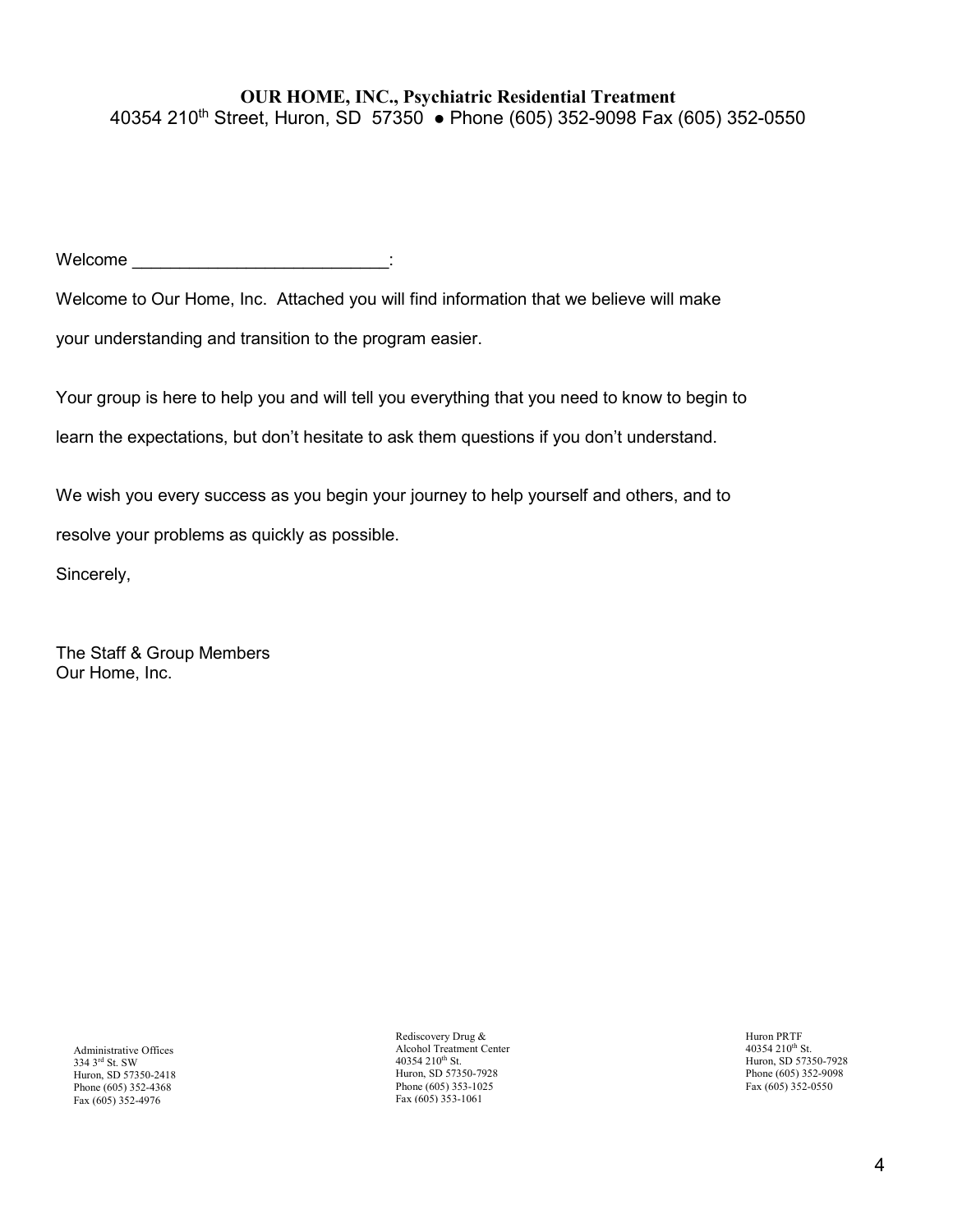**OUR HOME, INC., Psychiatric Residential Treatment**
40354 210th Street, Huron, SD 57350 ● Phone (605) 352-9098 Fax (605) 352-0550

Welcome ___________________________:

Welcome to Our Home, Inc. Attached you will find information that we believe will make your understanding and transition to the program easier.

Your group is here to help you and will tell you everything that you need to know to begin to learn the expectations, but don't hesitate to ask them questions if you don't understand.

We wish you every success as you begin your journey to help yourself and others, and to resolve your problems as quickly as possible.

Sincerely,

The Staff & Group Members
Our Home, Inc.

Administrative Offices
334 3rd St. SW
Huron, SD 57350-2418
Phone (605) 352-4368
Fax (605) 352-4976

Rediscovery Drug & Alcohol Treatment Center
40354 210th St.
Huron, SD 57350-7928
Phone (605) 353-1025
Fax (605) 353-1061

Huron PRTF
40354 210th St.
Huron, SD 57350-7928
Phone (605) 352-9098
Fax (605) 352-0550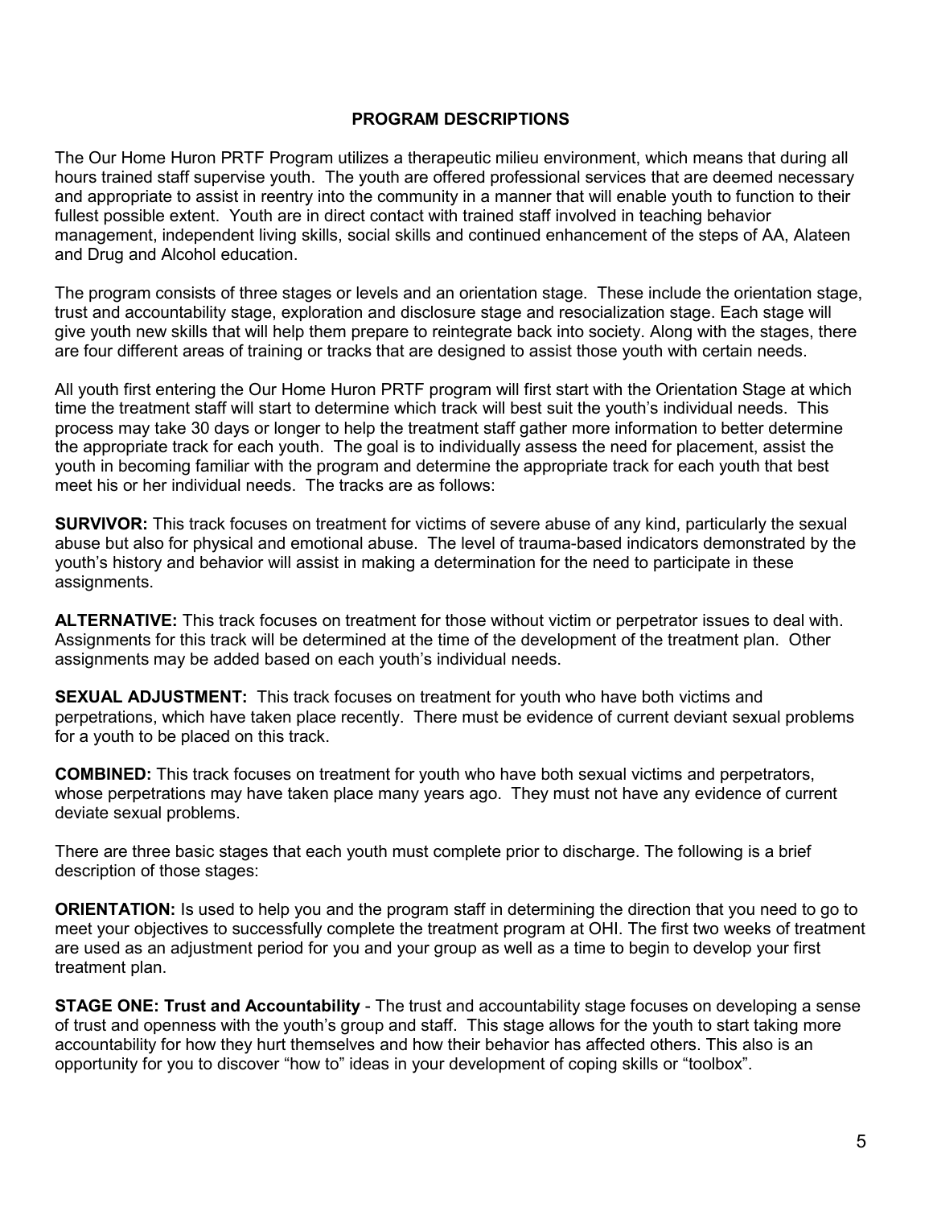## PROGRAM DESCRIPTIONS

The Our Home Huron PRTF Program utilizes a therapeutic milieu environment, which means that during all hours trained staff supervise youth. The youth are offered professional services that are deemed necessary and appropriate to assist in reentry into the community in a manner that will enable youth to function to their fullest possible extent. Youth are in direct contact with trained staff involved in teaching behavior management, independent living skills, social skills and continued enhancement of the steps of AA, Alateen and Drug and Alcohol education.

The program consists of three stages or levels and an orientation stage. These include the orientation stage, trust and accountability stage, exploration and disclosure stage and resocialization stage. Each stage will give youth new skills that will help them prepare to reintegrate back into society. Along with the stages, there are four different areas of training or tracks that are designed to assist those youth with certain needs.

All youth first entering the Our Home Huron PRTF program will first start with the Orientation Stage at which time the treatment staff will start to determine which track will best suit the youth's individual needs. This process may take 30 days or longer to help the treatment staff gather more information to better determine the appropriate track for each youth. The goal is to individually assess the need for placement, assist the youth in becoming familiar with the program and determine the appropriate track for each youth that best meet his or her individual needs. The tracks are as follows:

**SURVIVOR:** This track focuses on treatment for victims of severe abuse of any kind, particularly the sexual abuse but also for physical and emotional abuse. The level of trauma-based indicators demonstrated by the youth's history and behavior will assist in making a determination for the need to participate in these assignments.

**ALTERNATIVE:** This track focuses on treatment for those without victim or perpetrator issues to deal with. Assignments for this track will be determined at the time of the development of the treatment plan. Other assignments may be added based on each youth's individual needs.

**SEXUAL ADJUSTMENT:** This track focuses on treatment for youth who have both victims and perpetrations, which have taken place recently. There must be evidence of current deviant sexual problems for a youth to be placed on this track.

**COMBINED:** This track focuses on treatment for youth who have both sexual victims and perpetrators, whose perpetrations may have taken place many years ago. They must not have any evidence of current deviate sexual problems.

There are three basic stages that each youth must complete prior to discharge. The following is a brief description of those stages:

**ORIENTATION:** Is used to help you and the program staff in determining the direction that you need to go to meet your objectives to successfully complete the treatment program at OHI. The first two weeks of treatment are used as an adjustment period for you and your group as well as a time to begin to develop your first treatment plan.

**STAGE ONE: Trust and Accountability** - The trust and accountability stage focuses on developing a sense of trust and openness with the youth's group and staff. This stage allows for the youth to start taking more accountability for how they hurt themselves and how their behavior has affected others. This also is an opportunity for you to discover "how to" ideas in your development of coping skills or "toolbox".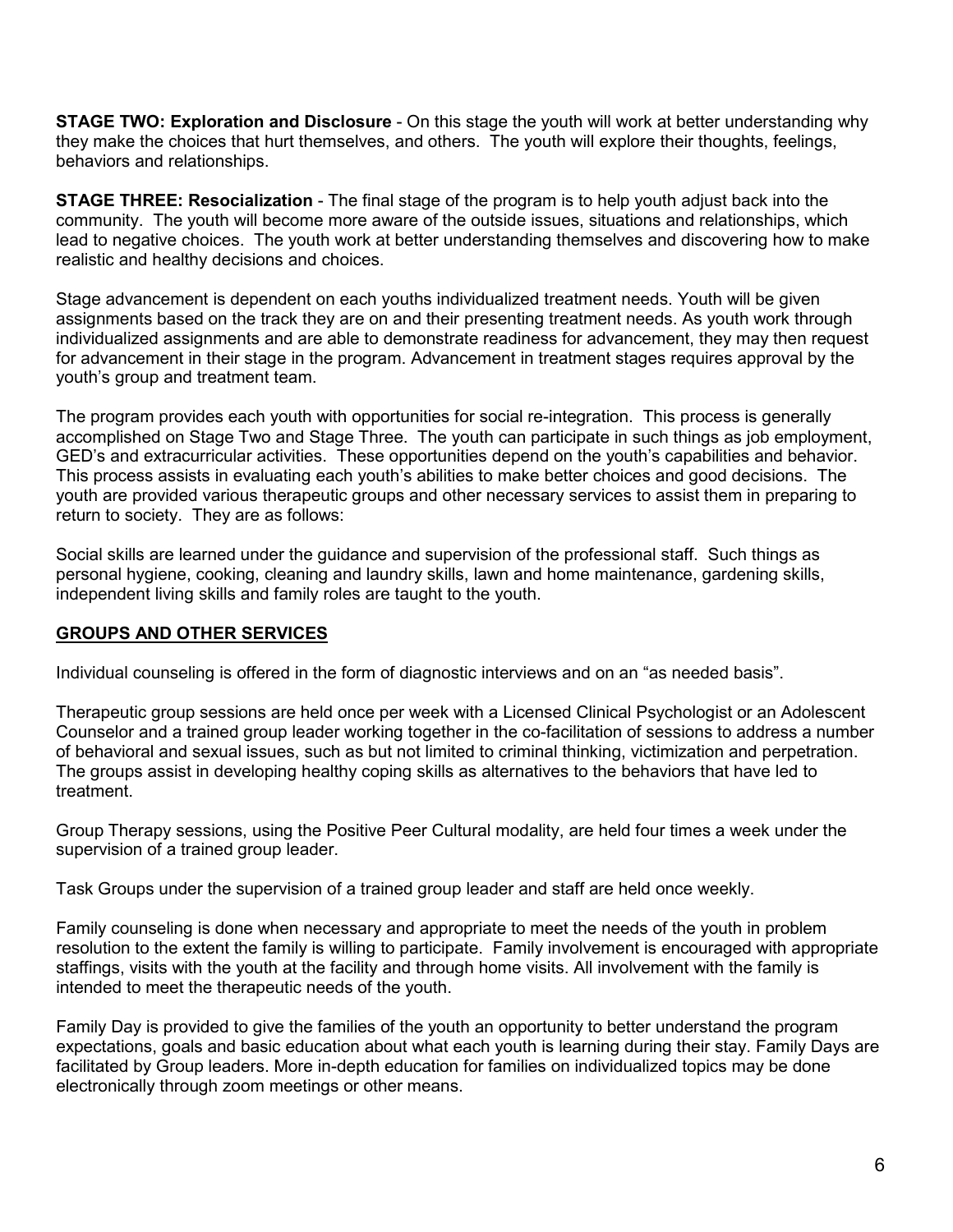**STAGE TWO: Exploration and Disclosure** - On this stage the youth will work at better understanding why they make the choices that hurt themselves, and others. The youth will explore their thoughts, feelings, behaviors and relationships.

**STAGE THREE: Resocialization** - The final stage of the program is to help youth adjust back into the community. The youth will become more aware of the outside issues, situations and relationships, which lead to negative choices. The youth work at better understanding themselves and discovering how to make realistic and healthy decisions and choices.

Stage advancement is dependent on each youths individualized treatment needs. Youth will be given assignments based on the track they are on and their presenting treatment needs. As youth work through individualized assignments and are able to demonstrate readiness for advancement, they may then request for advancement in their stage in the program. Advancement in treatment stages requires approval by the youth's group and treatment team.

The program provides each youth with opportunities for social re-integration. This process is generally accomplished on Stage Two and Stage Three. The youth can participate in such things as job employment, GED's and extracurricular activities. These opportunities depend on the youth's capabilities and behavior. This process assists in evaluating each youth's abilities to make better choices and good decisions. The youth are provided various therapeutic groups and other necessary services to assist them in preparing to return to society. They are as follows:

Social skills are learned under the guidance and supervision of the professional staff. Such things as personal hygiene, cooking, cleaning and laundry skills, lawn and home maintenance, gardening skills, independent living skills and family roles are taught to the youth.

## GROUPS AND OTHER SERVICES

Individual counseling is offered in the form of diagnostic interviews and on an "as needed basis".

Therapeutic group sessions are held once per week with a Licensed Clinical Psychologist or an Adolescent Counselor and a trained group leader working together in the co-facilitation of sessions to address a number of behavioral and sexual issues, such as but not limited to criminal thinking, victimization and perpetration. The groups assist in developing healthy coping skills as alternatives to the behaviors that have led to treatment.

Group Therapy sessions, using the Positive Peer Cultural modality, are held four times a week under the supervision of a trained group leader.

Task Groups under the supervision of a trained group leader and staff are held once weekly.

Family counseling is done when necessary and appropriate to meet the needs of the youth in problem resolution to the extent the family is willing to participate. Family involvement is encouraged with appropriate staffings, visits with the youth at the facility and through home visits. All involvement with the family is intended to meet the therapeutic needs of the youth.

Family Day is provided to give the families of the youth an opportunity to better understand the program expectations, goals and basic education about what each youth is learning during their stay. Family Days are facilitated by Group leaders. More in-depth education for families on individualized topics may be done electronically through zoom meetings or other means.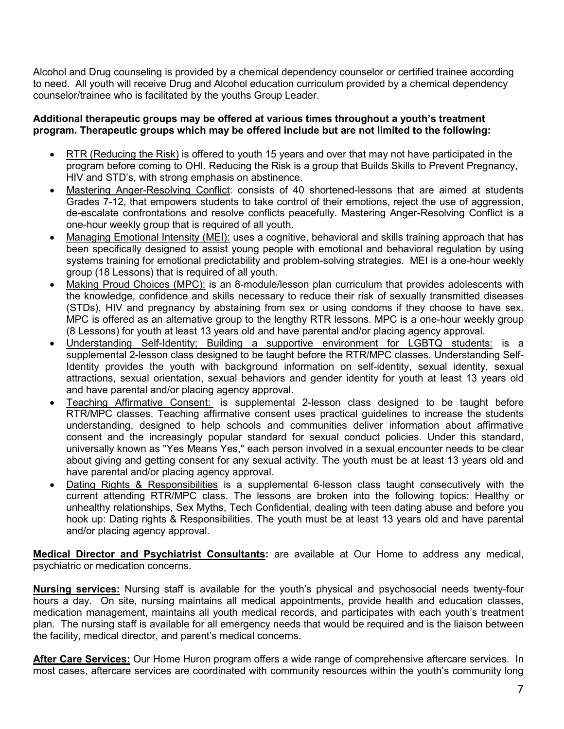Alcohol and Drug counseling is provided by a chemical dependency counselor or certified trainee according to need. All youth will receive Drug and Alcohol education curriculum provided by a chemical dependency counselor/trainee who is facilitated by the youths Group Leader.

**Additional therapeutic groups may be offered at various times throughout a youth's treatment program. Therapeutic groups which may be offered include but are not limited to the following:**

- RTR (Reducing the Risk) is offered to youth 15 years and over that may not have participated in the program before coming to OHI. Reducing the Risk is a group that Builds Skills to Prevent Pregnancy, HIV and STD's, with strong emphasis on abstinence.
- Mastering Anger-Resolving Conflict: consists of 40 shortened-lessons that are aimed at students Grades 7-12, that empowers students to take control of their emotions, reject the use of aggression, de-escalate confrontations and resolve conflicts peacefully. Mastering Anger-Resolving Conflict is a one-hour weekly group that is required of all youth.
- Managing Emotional Intensity (MEI): uses a cognitive, behavioral and skills training approach that has been specifically designed to assist young people with emotional and behavioral regulation by using systems training for emotional predictability and problem-solving strategies. MEI is a one-hour weekly group (18 Lessons) that is required of all youth.
- Making Proud Choices (MPC): is an 8-module/lesson plan curriculum that provides adolescents with the knowledge, confidence and skills necessary to reduce their risk of sexually transmitted diseases (STDs), HIV and pregnancy by abstaining from sex or using condoms if they choose to have sex. MPC is offered as an alternative group to the lengthy RTR lessons. MPC is a one-hour weekly group (8 Lessons) for youth at least 13 years old and have parental and/or placing agency approval.
- Understanding Self-Identity; Building a supportive environment for LGBTQ students: is a supplemental 2-lesson class designed to be taught before the RTR/MPC classes. Understanding Self-Identity provides the youth with background information on self-identity, sexual identity, sexual attractions, sexual orientation, sexual behaviors and gender identity for youth at least 13 years old and have parental and/or placing agency approval.
- Teaching Affirmative Consent: is supplemental 2-lesson class designed to be taught before RTR/MPC classes. Teaching affirmative consent uses practical guidelines to increase the students understanding, designed to help schools and communities deliver information about affirmative consent and the increasingly popular standard for sexual conduct policies. Under this standard, universally known as "Yes Means Yes," each person involved in a sexual encounter needs to be clear about giving and getting consent for any sexual activity. The youth must be at least 13 years old and have parental and/or placing agency approval.
- Dating Rights & Responsibilities is a supplemental 6-lesson class taught consecutively with the current attending RTR/MPC class. The lessons are broken into the following topics: Healthy or unhealthy relationships, Sex Myths, Tech Confidential, dealing with teen dating abuse and before you hook up: Dating rights & Responsibilities. The youth must be at least 13 years old and have parental and/or placing agency approval.

**Medical Director and Psychiatrist Consultants:** are available at Our Home to address any medical, psychiatric or medication concerns.

**Nursing services:** Nursing staff is available for the youth's physical and psychosocial needs twenty-four hours a day. On site, nursing maintains all medical appointments, provide health and education classes, medication management, maintains all youth medical records, and participates with each youth's treatment plan. The nursing staff is available for all emergency needs that would be required and is the liaison between the facility, medical director, and parent's medical concerns.

**After Care Services:** Our Home Huron program offers a wide range of comprehensive aftercare services. In most cases, aftercare services are coordinated with community resources within the youth's community long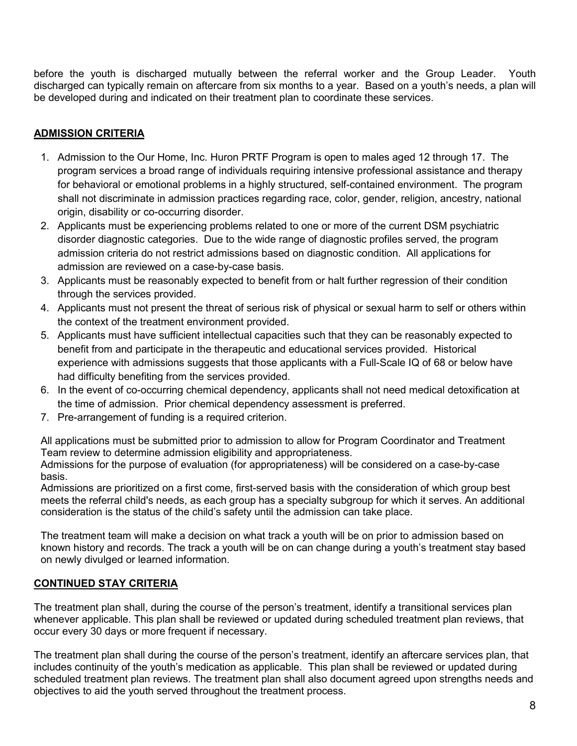before the youth is discharged mutually between the referral worker and the Group Leader. Youth discharged can typically remain on aftercare from six months to a year. Based on a youth's needs, a plan will be developed during and indicated on their treatment plan to coordinate these services.

## ADMISSION CRITERIA

1. Admission to the Our Home, Inc. Huron PRTF Program is open to males aged 12 through 17. The program services a broad range of individuals requiring intensive professional assistance and therapy for behavioral or emotional problems in a highly structured, self-contained environment. The program shall not discriminate in admission practices regarding race, color, gender, religion, ancestry, national origin, disability or co-occurring disorder.
2. Applicants must be experiencing problems related to one or more of the current DSM psychiatric disorder diagnostic categories. Due to the wide range of diagnostic profiles served, the program admission criteria do not restrict admissions based on diagnostic condition. All applications for admission are reviewed on a case-by-case basis.
3. Applicants must be reasonably expected to benefit from or halt further regression of their condition through the services provided.
4. Applicants must not present the threat of serious risk of physical or sexual harm to self or others within the context of the treatment environment provided.
5. Applicants must have sufficient intellectual capacities such that they can be reasonably expected to benefit from and participate in the therapeutic and educational services provided. Historical experience with admissions suggests that those applicants with a Full-Scale IQ of 68 or below have had difficulty benefiting from the services provided.
6. In the event of co-occurring chemical dependency, applicants shall not need medical detoxification at the time of admission. Prior chemical dependency assessment is preferred.
7. Pre-arrangement of funding is a required criterion.

All applications must be submitted prior to admission to allow for Program Coordinator and Treatment Team review to determine admission eligibility and appropriateness.
Admissions for the purpose of evaluation (for appropriateness) will be considered on a case-by-case basis.
Admissions are prioritized on a first come, first-served basis with the consideration of which group best meets the referral child's needs, as each group has a specialty subgroup for which it serves. An additional consideration is the status of the child's safety until the admission can take place.

The treatment team will make a decision on what track a youth will be on prior to admission based on known history and records. The track a youth will be on can change during a youth's treatment stay based on newly divulged or learned information.

## CONTINUED STAY CRITERIA

The treatment plan shall, during the course of the person's treatment, identify a transitional services plan whenever applicable. This plan shall be reviewed or updated during scheduled treatment plan reviews, that occur every 30 days or more frequent if necessary.

The treatment plan shall during the course of the person's treatment, identify an aftercare services plan, that includes continuity of the youth's medication as applicable. This plan shall be reviewed or updated during scheduled treatment plan reviews. The treatment plan shall also document agreed upon strengths needs and objectives to aid the youth served throughout the treatment process.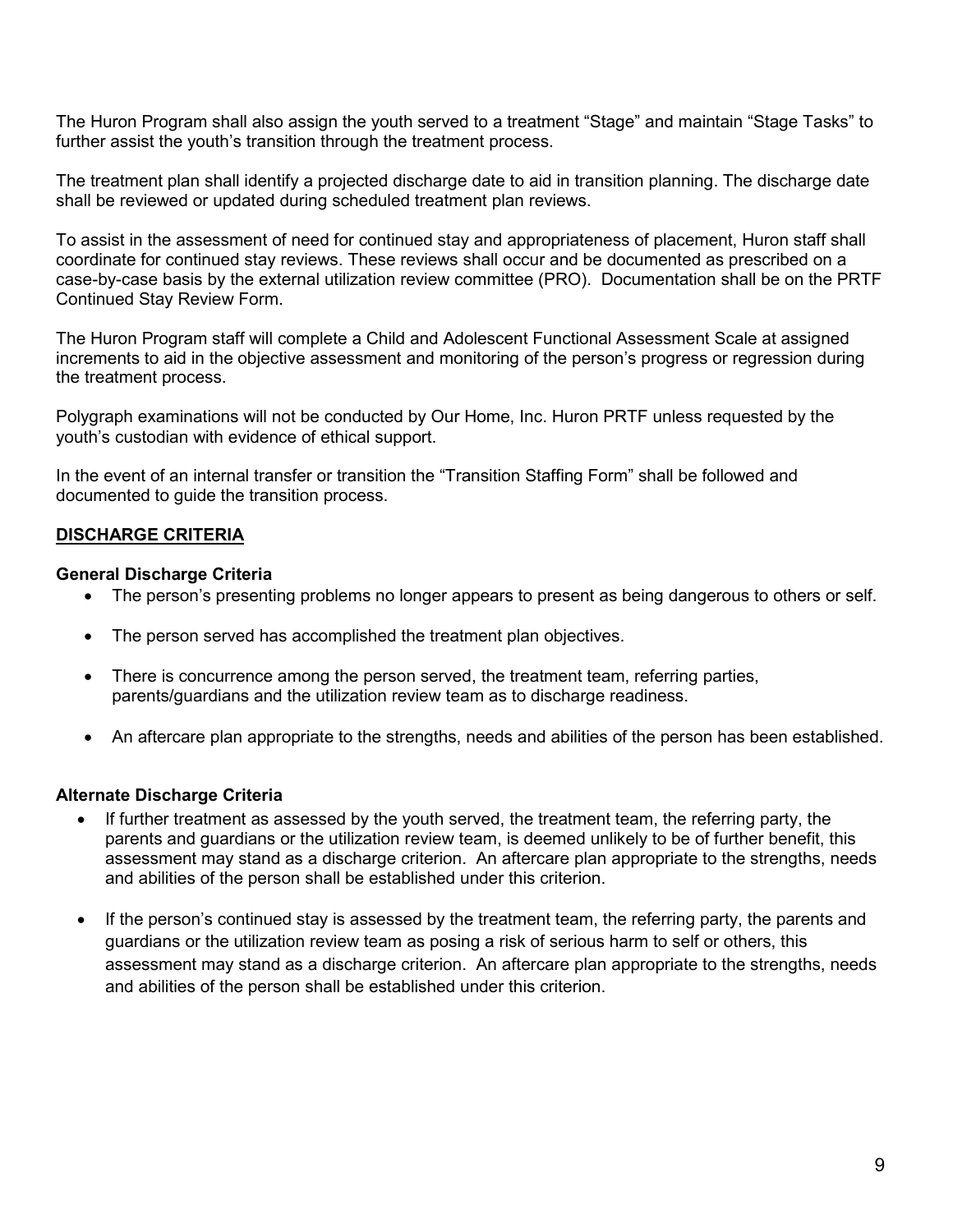The Huron Program shall also assign the youth served to a treatment "Stage" and maintain "Stage Tasks" to further assist the youth's transition through the treatment process.

The treatment plan shall identify a projected discharge date to aid in transition planning. The discharge date shall be reviewed or updated during scheduled treatment plan reviews.

To assist in the assessment of need for continued stay and appropriateness of placement, Huron staff shall coordinate for continued stay reviews. These reviews shall occur and be documented as prescribed on a case-by-case basis by the external utilization review committee (PRO). Documentation shall be on the PRTF Continued Stay Review Form.

The Huron Program staff will complete a Child and Adolescent Functional Assessment Scale at assigned increments to aid in the objective assessment and monitoring of the person's progress or regression during the treatment process.

Polygraph examinations will not be conducted by Our Home, Inc. Huron PRTF unless requested by the youth's custodian with evidence of ethical support.

In the event of an internal transfer or transition the "Transition Staffing Form" shall be followed and documented to guide the transition process.

## DISCHARGE CRITERIA

**General Discharge Criteria**

- The person's presenting problems no longer appears to present as being dangerous to others or self.
- The person served has accomplished the treatment plan objectives.
- There is concurrence among the person served, the treatment team, referring parties, parents/guardians and the utilization review team as to discharge readiness.
- An aftercare plan appropriate to the strengths, needs and abilities of the person has been established.

**Alternate Discharge Criteria**

- If further treatment as assessed by the youth served, the treatment team, the referring party, the parents and guardians or the utilization review team, is deemed unlikely to be of further benefit, this assessment may stand as a discharge criterion. An aftercare plan appropriate to the strengths, needs and abilities of the person shall be established under this criterion.
- If the person's continued stay is assessed by the treatment team, the referring party, the parents and guardians or the utilization review team as posing a risk of serious harm to self or others, this assessment may stand as a discharge criterion. An aftercare plan appropriate to the strengths, needs and abilities of the person shall be established under this criterion.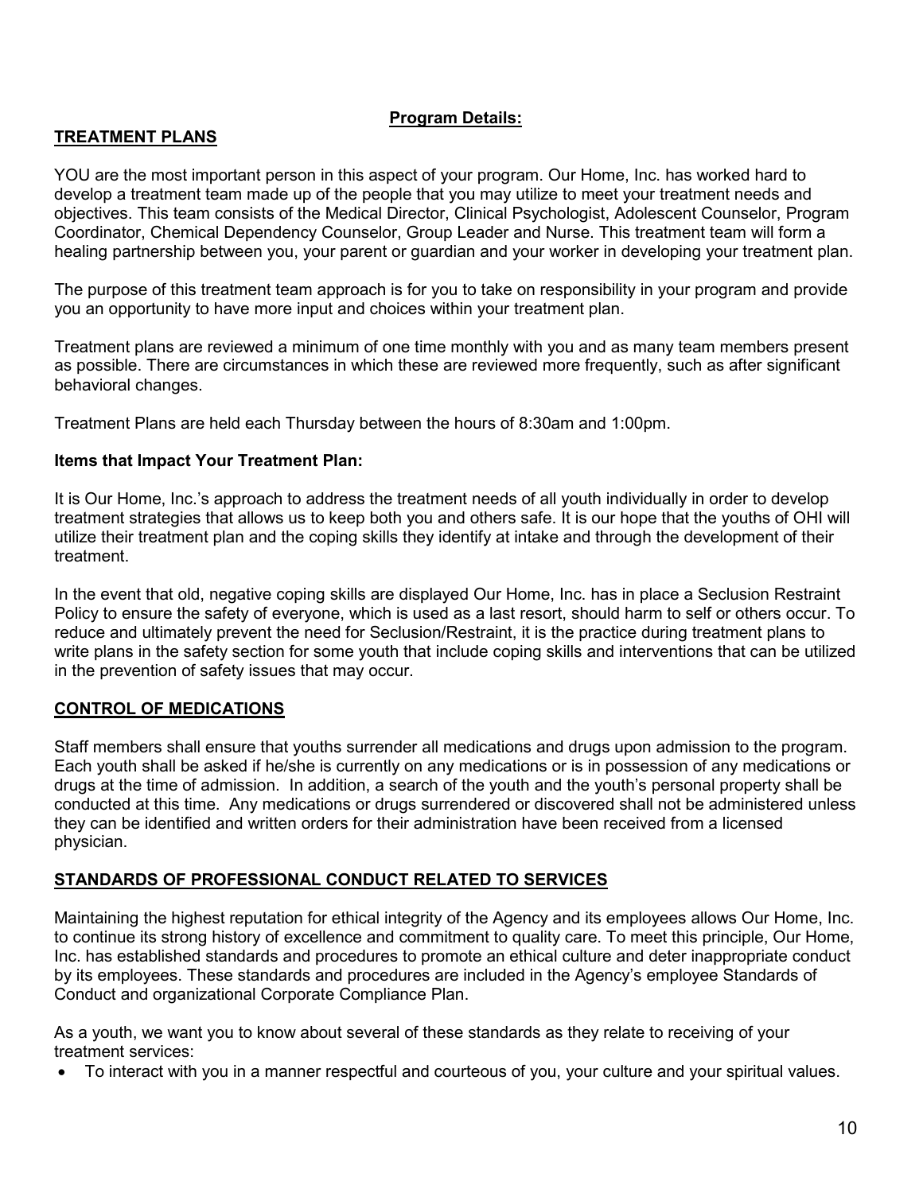**Program Details:**

## TREATMENT PLANS

YOU are the most important person in this aspect of your program. Our Home, Inc. has worked hard to develop a treatment team made up of the people that you may utilize to meet your treatment needs and objectives. This team consists of the Medical Director, Clinical Psychologist, Adolescent Counselor, Program Coordinator, Chemical Dependency Counselor, Group Leader and Nurse. This treatment team will form a healing partnership between you, your parent or guardian and your worker in developing your treatment plan.

The purpose of this treatment team approach is for you to take on responsibility in your program and provide you an opportunity to have more input and choices within your treatment plan.

Treatment plans are reviewed a minimum of one time monthly with you and as many team members present as possible. There are circumstances in which these are reviewed more frequently, such as after significant behavioral changes.

Treatment Plans are held each Thursday between the hours of 8:30am and 1:00pm.

### Items that Impact Your Treatment Plan:

It is Our Home, Inc.'s approach to address the treatment needs of all youth individually in order to develop treatment strategies that allows us to keep both you and others safe. It is our hope that the youths of OHI will utilize their treatment plan and the coping skills they identify at intake and through the development of their treatment.

In the event that old, negative coping skills are displayed Our Home, Inc. has in place a Seclusion Restraint Policy to ensure the safety of everyone, which is used as a last resort, should harm to self or others occur. To reduce and ultimately prevent the need for Seclusion/Restraint, it is the practice during treatment plans to write plans in the safety section for some youth that include coping skills and interventions that can be utilized in the prevention of safety issues that may occur.

## CONTROL OF MEDICATIONS

Staff members shall ensure that youths surrender all medications and drugs upon admission to the program. Each youth shall be asked if he/she is currently on any medications or is in possession of any medications or drugs at the time of admission. In addition, a search of the youth and the youth's personal property shall be conducted at this time. Any medications or drugs surrendered or discovered shall not be administered unless they can be identified and written orders for their administration have been received from a licensed physician.

## STANDARDS OF PROFESSIONAL CONDUCT RELATED TO SERVICES

Maintaining the highest reputation for ethical integrity of the Agency and its employees allows Our Home, Inc. to continue its strong history of excellence and commitment to quality care. To meet this principle, Our Home, Inc. has established standards and procedures to promote an ethical culture and deter inappropriate conduct by its employees. These standards and procedures are included in the Agency's employee Standards of Conduct and organizational Corporate Compliance Plan.

As a youth, we want you to know about several of these standards as they relate to receiving of your treatment services:

- To interact with you in a manner respectful and courteous of you, your culture and your spiritual values.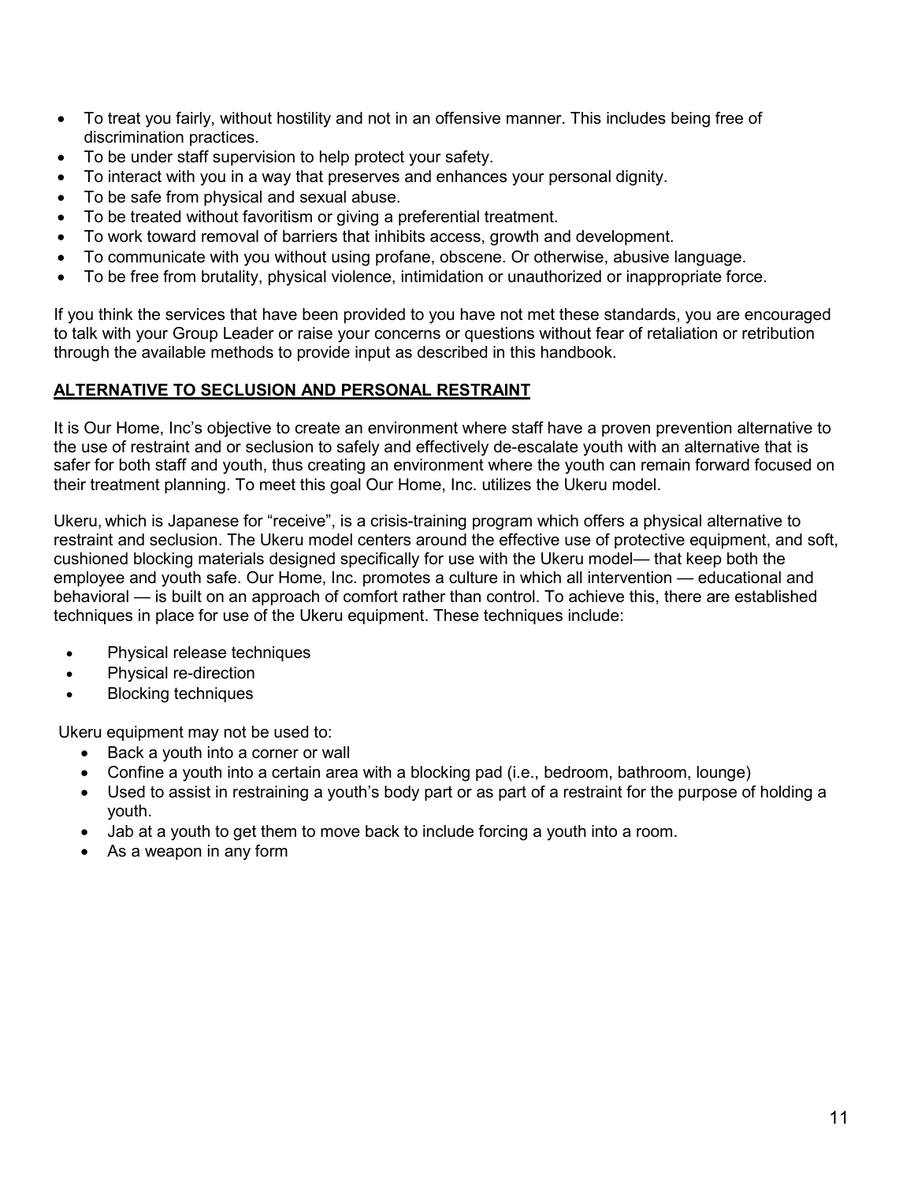- To treat you fairly, without hostility and not in an offensive manner. This includes being free of discrimination practices.
- To be under staff supervision to help protect your safety.
- To interact with you in a way that preserves and enhances your personal dignity.
- To be safe from physical and sexual abuse.
- To be treated without favoritism or giving a preferential treatment.
- To work toward removal of barriers that inhibits access, growth and development.
- To communicate with you without using profane, obscene. Or otherwise, abusive language.
- To be free from brutality, physical violence, intimidation or unauthorized or inappropriate force.

If you think the services that have been provided to you have not met these standards, you are encouraged to talk with your Group Leader or raise your concerns or questions without fear of retaliation or retribution through the available methods to provide input as described in this handbook.

## ALTERNATIVE TO SECLUSION AND PERSONAL RESTRAINT

It is Our Home, Inc's objective to create an environment where staff have a proven prevention alternative to the use of restraint and or seclusion to safely and effectively de-escalate youth with an alternative that is safer for both staff and youth, thus creating an environment where the youth can remain forward focused on their treatment planning. To meet this goal Our Home, Inc. utilizes the Ukeru model.

Ukeru, which is Japanese for "receive", is a crisis-training program which offers a physical alternative to restraint and seclusion. The Ukeru model centers around the effective use of protective equipment, and soft, cushioned blocking materials designed specifically for use with the Ukeru model— that keep both the employee and youth safe. Our Home, Inc. promotes a culture in which all intervention — educational and behavioral — is built on an approach of comfort rather than control. To achieve this, there are established techniques in place for use of the Ukeru equipment. These techniques include:

- Physical release techniques
- Physical re-direction
- Blocking techniques

Ukeru equipment may not be used to:

- Back a youth into a corner or wall
- Confine a youth into a certain area with a blocking pad (i.e., bedroom, bathroom, lounge)
- Used to assist in restraining a youth's body part or as part of a restraint for the purpose of holding a youth.
- Jab at a youth to get them to move back to include forcing a youth into a room.
- As a weapon in any form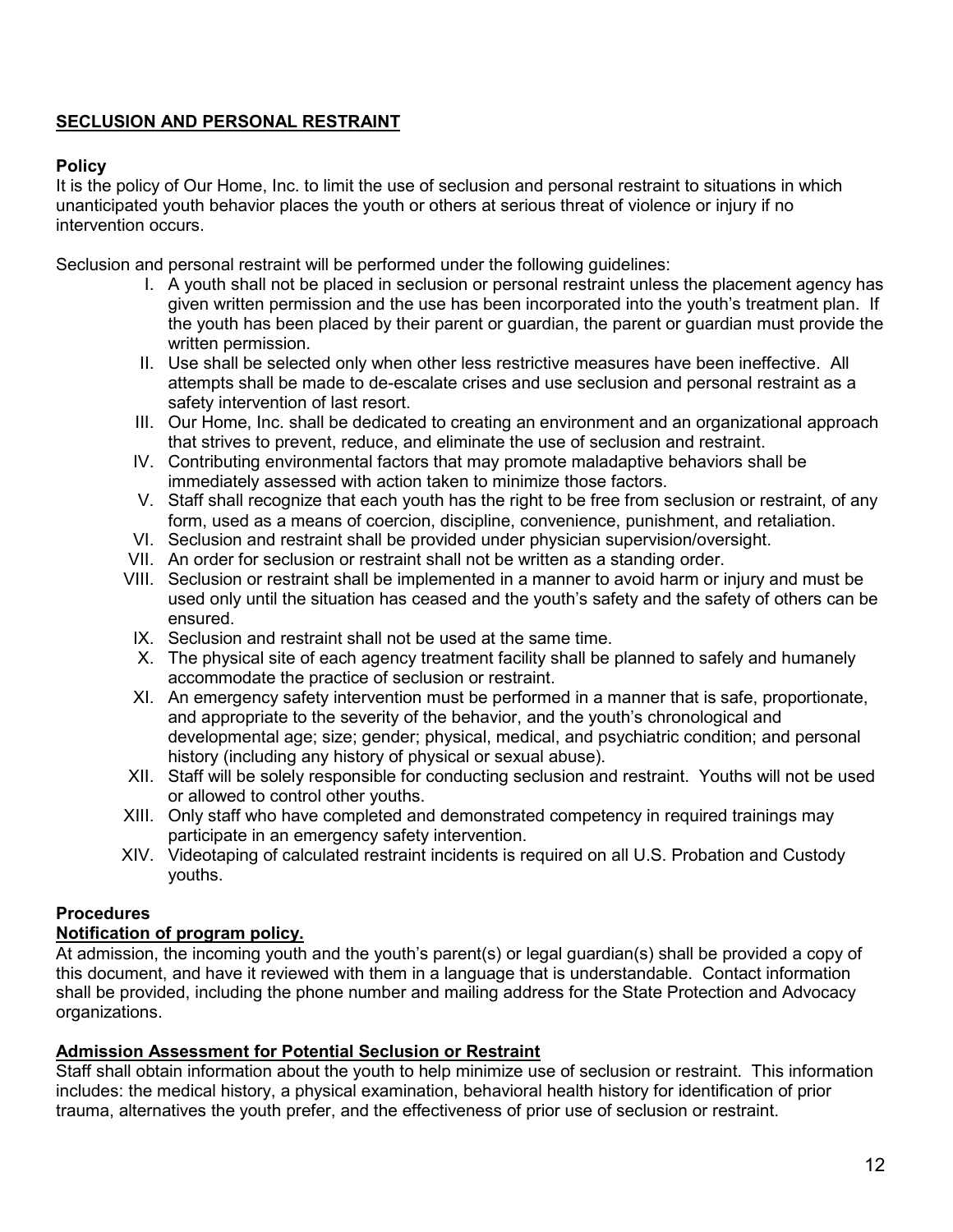## SECLUSION AND PERSONAL RESTRAINT

**Policy**

It is the policy of Our Home, Inc. to limit the use of seclusion and personal restraint to situations in which unanticipated youth behavior places the youth or others at serious threat of violence or injury if no intervention occurs.

Seclusion and personal restraint will be performed under the following guidelines:

I. A youth shall not be placed in seclusion or personal restraint unless the placement agency has given written permission and the use has been incorporated into the youth's treatment plan. If the youth has been placed by their parent or guardian, the parent or guardian must provide the written permission.

II. Use shall be selected only when other less restrictive measures have been ineffective. All attempts shall be made to de-escalate crises and use seclusion and personal restraint as a safety intervention of last resort.

III. Our Home, Inc. shall be dedicated to creating an environment and an organizational approach that strives to prevent, reduce, and eliminate the use of seclusion and restraint.

IV. Contributing environmental factors that may promote maladaptive behaviors shall be immediately assessed with action taken to minimize those factors.

V. Staff shall recognize that each youth has the right to be free from seclusion or restraint, of any form, used as a means of coercion, discipline, convenience, punishment, and retaliation.

VI. Seclusion and restraint shall be provided under physician supervision/oversight.

VII. An order for seclusion or restraint shall not be written as a standing order.

VIII. Seclusion or restraint shall be implemented in a manner to avoid harm or injury and must be used only until the situation has ceased and the youth's safety and the safety of others can be ensured.

IX. Seclusion and restraint shall not be used at the same time.

X. The physical site of each agency treatment facility shall be planned to safely and humanely accommodate the practice of seclusion or restraint.

XI. An emergency safety intervention must be performed in a manner that is safe, proportionate, and appropriate to the severity of the behavior, and the youth's chronological and developmental age; size; gender; physical, medical, and psychiatric condition; and personal history (including any history of physical or sexual abuse).

XII. Staff will be solely responsible for conducting seclusion and restraint. Youths will not be used or allowed to control other youths.

XIII. Only staff who have completed and demonstrated competency in required trainings may participate in an emergency safety intervention.

XIV. Videotaping of calculated restraint incidents is required on all U.S. Probation and Custody youths.

**Procedures**

**Notification of program policy.**

At admission, the incoming youth and the youth's parent(s) or legal guardian(s) shall be provided a copy of this document, and have it reviewed with them in a language that is understandable. Contact information shall be provided, including the phone number and mailing address for the State Protection and Advocacy organizations.

**Admission Assessment for Potential Seclusion or Restraint**

Staff shall obtain information about the youth to help minimize use of seclusion or restraint. This information includes: the medical history, a physical examination, behavioral health history for identification of prior trauma, alternatives the youth prefer, and the effectiveness of prior use of seclusion or restraint.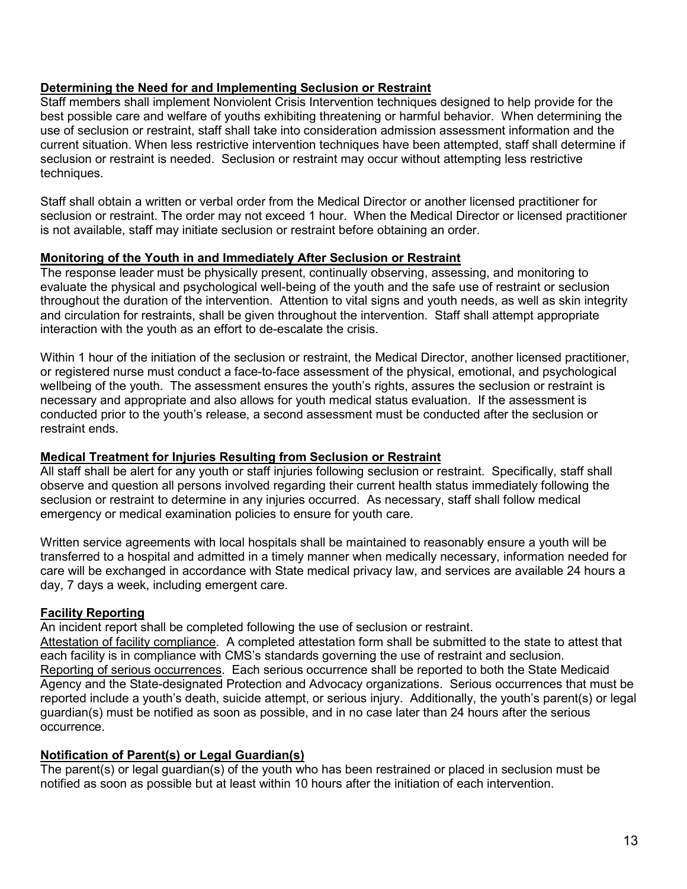**Determining the Need for and Implementing Seclusion or Restraint**

Staff members shall implement Nonviolent Crisis Intervention techniques designed to help provide for the best possible care and welfare of youths exhibiting threatening or harmful behavior. When determining the use of seclusion or restraint, staff shall take into consideration admission assessment information and the current situation. When less restrictive intervention techniques have been attempted, staff shall determine if seclusion or restraint is needed. Seclusion or restraint may occur without attempting less restrictive techniques.

Staff shall obtain a written or verbal order from the Medical Director or another licensed practitioner for seclusion or restraint. The order may not exceed 1 hour. When the Medical Director or licensed practitioner is not available, staff may initiate seclusion or restraint before obtaining an order.

**Monitoring of the Youth in and Immediately After Seclusion or Restraint**

The response leader must be physically present, continually observing, assessing, and monitoring to evaluate the physical and psychological well-being of the youth and the safe use of restraint or seclusion throughout the duration of the intervention. Attention to vital signs and youth needs, as well as skin integrity and circulation for restraints, shall be given throughout the intervention. Staff shall attempt appropriate interaction with the youth as an effort to de-escalate the crisis.

Within 1 hour of the initiation of the seclusion or restraint, the Medical Director, another licensed practitioner, or registered nurse must conduct a face-to-face assessment of the physical, emotional, and psychological wellbeing of the youth. The assessment ensures the youth's rights, assures the seclusion or restraint is necessary and appropriate and also allows for youth medical status evaluation. If the assessment is conducted prior to the youth's release, a second assessment must be conducted after the seclusion or restraint ends.

**Medical Treatment for Injuries Resulting from Seclusion or Restraint**

All staff shall be alert for any youth or staff injuries following seclusion or restraint. Specifically, staff shall observe and question all persons involved regarding their current health status immediately following the seclusion or restraint to determine in any injuries occurred. As necessary, staff shall follow medical emergency or medical examination policies to ensure for youth care.

Written service agreements with local hospitals shall be maintained to reasonably ensure a youth will be transferred to a hospital and admitted in a timely manner when medically necessary, information needed for care will be exchanged in accordance with State medical privacy law, and services are available 24 hours a day, 7 days a week, including emergent care.

**Facility Reporting**

An incident report shall be completed following the use of seclusion or restraint.

Attestation of facility compliance. A completed attestation form shall be submitted to the state to attest that each facility is in compliance with CMS's standards governing the use of restraint and seclusion.

Reporting of serious occurrences. Each serious occurrence shall be reported to both the State Medicaid Agency and the State-designated Protection and Advocacy organizations. Serious occurrences that must be reported include a youth's death, suicide attempt, or serious injury. Additionally, the youth's parent(s) or legal guardian(s) must be notified as soon as possible, and in no case later than 24 hours after the serious occurrence.

**Notification of Parent(s) or Legal Guardian(s)**

The parent(s) or legal guardian(s) of the youth who has been restrained or placed in seclusion must be notified as soon as possible but at least within 10 hours after the initiation of each intervention.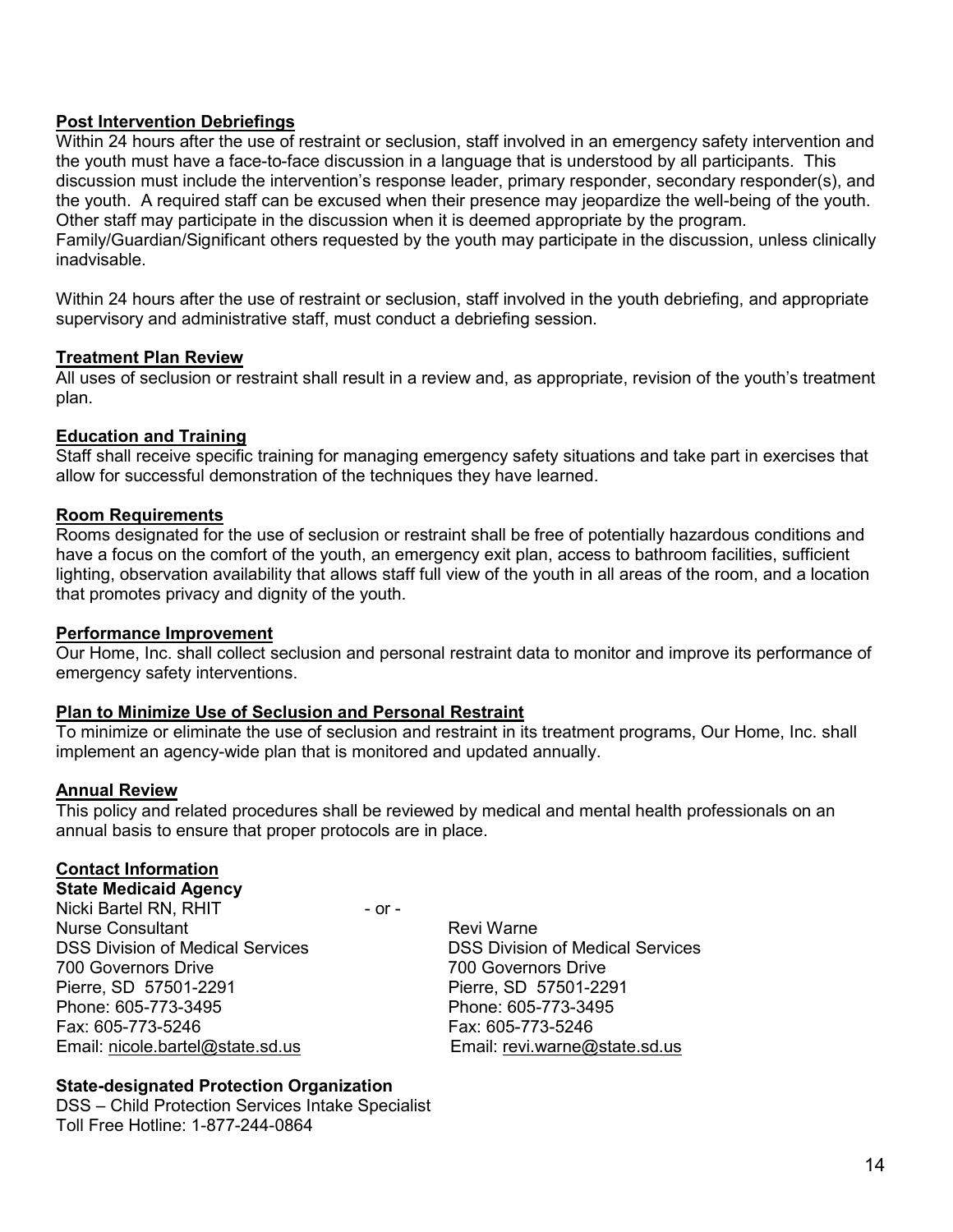**Post Intervention Debriefings**

Within 24 hours after the use of restraint or seclusion, staff involved in an emergency safety intervention and the youth must have a face-to-face discussion in a language that is understood by all participants. This discussion must include the intervention's response leader, primary responder, secondary responder(s), and the youth. A required staff can be excused when their presence may jeopardize the well-being of the youth. Other staff may participate in the discussion when it is deemed appropriate by the program. Family/Guardian/Significant others requested by the youth may participate in the discussion, unless clinically inadvisable.

Within 24 hours after the use of restraint or seclusion, staff involved in the youth debriefing, and appropriate supervisory and administrative staff, must conduct a debriefing session.

**Treatment Plan Review**

All uses of seclusion or restraint shall result in a review and, as appropriate, revision of the youth's treatment plan.

**Education and Training**

Staff shall receive specific training for managing emergency safety situations and take part in exercises that allow for successful demonstration of the techniques they have learned.

**Room Requirements**

Rooms designated for the use of seclusion or restraint shall be free of potentially hazardous conditions and have a focus on the comfort of the youth, an emergency exit plan, access to bathroom facilities, sufficient lighting, observation availability that allows staff full view of the youth in all areas of the room, and a location that promotes privacy and dignity of the youth.

**Performance Improvement**

Our Home, Inc. shall collect seclusion and personal restraint data to monitor and improve its performance of emergency safety interventions.

**Plan to Minimize Use of Seclusion and Personal Restraint**

To minimize or eliminate the use of seclusion and restraint in its treatment programs, Our Home, Inc. shall implement an agency-wide plan that is monitored and updated annually.

**Annual Review**

This policy and related procedures shall be reviewed by medical and mental health professionals on an annual basis to ensure that proper protocols are in place.

**Contact Information**

**State Medicaid Agency**

Nicki Bartel RN, RHIT
Nurse Consultant
DSS Division of Medical Services
700 Governors Drive
Pierre, SD 57501-2291
Phone: 605-773-3495
Fax: 605-773-5246
Email: nicole.bartel@state.sd.us

\- or -

Revi Warne
DSS Division of Medical Services
700 Governors Drive
Pierre, SD 57501-2291
Phone: 605-773-3495
Fax: 605-773-5246
Email: revi.warne@state.sd.us

**State-designated Protection Organization**

DSS – Child Protection Services Intake Specialist
Toll Free Hotline: 1-877-244-0864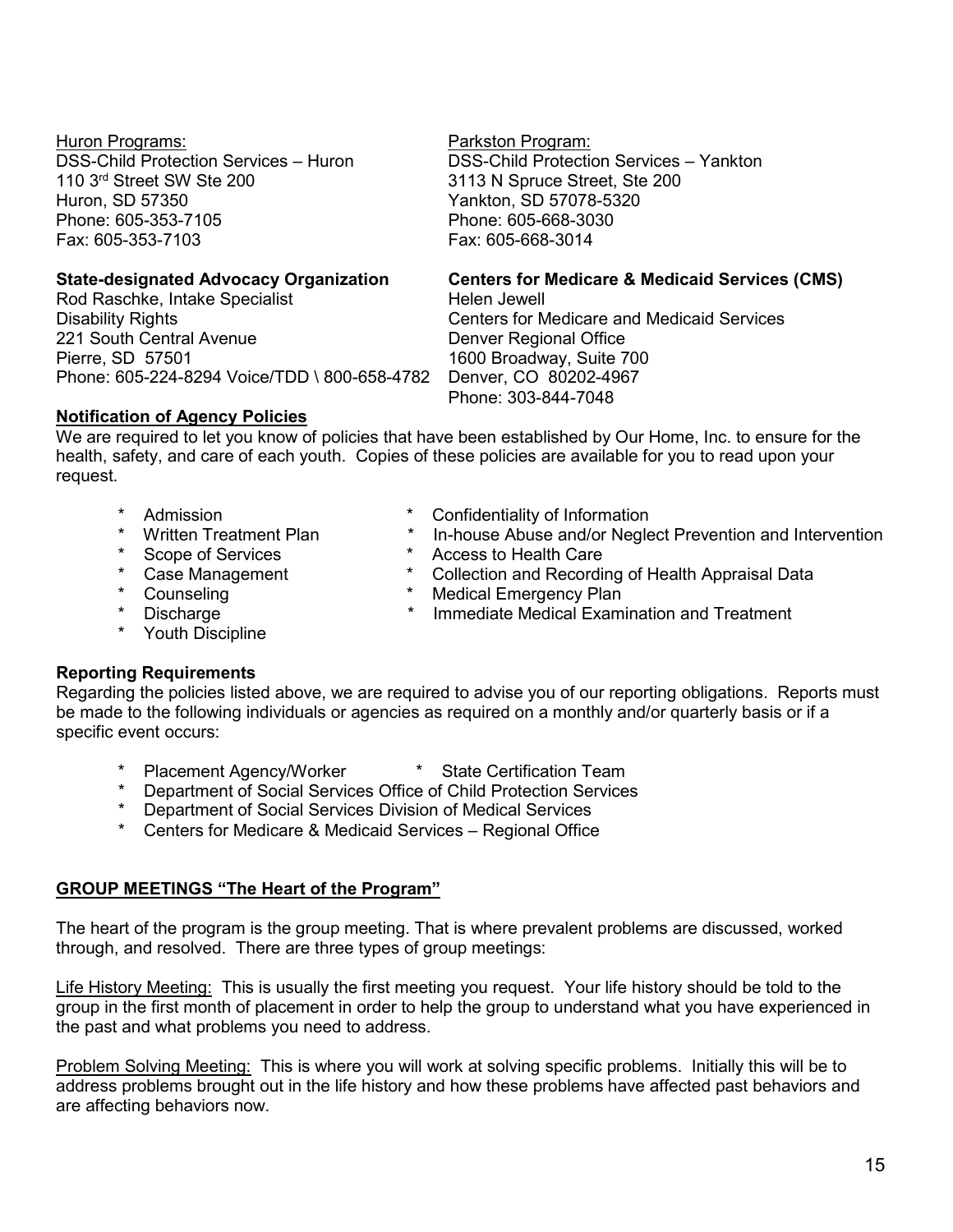Huron Programs:
DSS-Child Protection Services – Huron
110 3rd Street SW Ste 200
Huron, SD 57350
Phone: 605-353-7105
Fax: 605-353-7103

Parkston Program:
DSS-Child Protection Services – Yankton
3113 N Spruce Street, Ste 200
Yankton, SD 57078-5320
Phone: 605-668-3030
Fax: 605-668-3014

**State-designated Advocacy Organization**
Rod Raschke, Intake Specialist
Disability Rights
221 South Central Avenue
Pierre, SD 57501
Phone: 605-224-8294 Voice/TDD \ 800-658-4782

**Centers for Medicare & Medicaid Services (CMS)**
Helen Jewell
Centers for Medicare and Medicaid Services
Denver Regional Office
1600 Broadway, Suite 700
Denver, CO 80202-4967
Phone: 303-844-7048

**Notification of Agency Policies**

We are required to let you know of policies that have been established by Our Home, Inc. to ensure for the health, safety, and care of each youth. Copies of these policies are available for you to read upon your request.

* Admission
* Written Treatment Plan
* Scope of Services
* Case Management
* Counseling
* Discharge
* Youth Discipline
* Confidentiality of Information
* In-house Abuse and/or Neglect Prevention and Intervention
* Access to Health Care
* Collection and Recording of Health Appraisal Data
* Medical Emergency Plan
* Immediate Medical Examination and Treatment

**Reporting Requirements**

Regarding the policies listed above, we are required to advise you of our reporting obligations. Reports must be made to the following individuals or agencies as required on a monthly and/or quarterly basis or if a specific event occurs:

* Placement Agency/Worker
* State Certification Team
* Department of Social Services Office of Child Protection Services
* Department of Social Services Division of Medical Services
* Centers for Medicare & Medicaid Services – Regional Office

**GROUP MEETINGS "The Heart of the Program"**

The heart of the program is the group meeting. That is where prevalent problems are discussed, worked through, and resolved. There are three types of group meetings:

Life History Meeting: This is usually the first meeting you request. Your life history should be told to the group in the first month of placement in order to help the group to understand what you have experienced in the past and what problems you need to address.

Problem Solving Meeting: This is where you will work at solving specific problems. Initially this will be to address problems brought out in the life history and how these problems have affected past behaviors and are affecting behaviors now.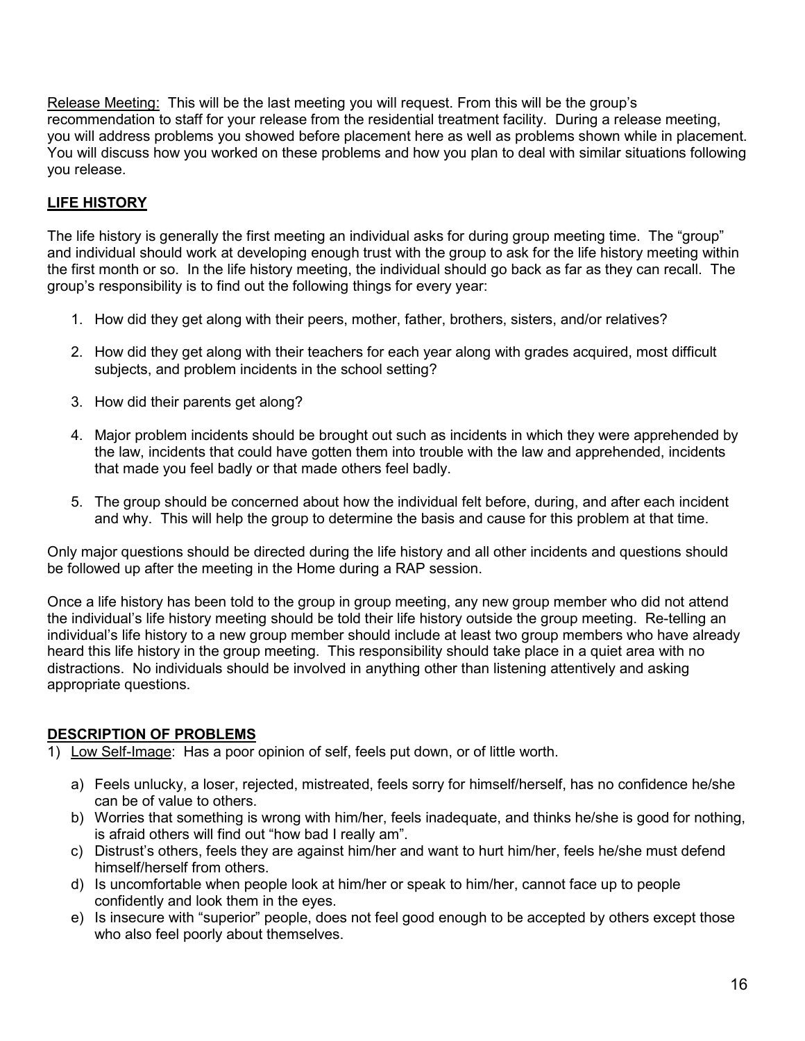Release Meeting: This will be the last meeting you will request. From this will be the group's recommendation to staff for your release from the residential treatment facility. During a release meeting, you will address problems you showed before placement here as well as problems shown while in placement. You will discuss how you worked on these problems and how you plan to deal with similar situations following you release.

## LIFE HISTORY

The life history is generally the first meeting an individual asks for during group meeting time. The "group" and individual should work at developing enough trust with the group to ask for the life history meeting within the first month or so. In the life history meeting, the individual should go back as far as they can recall. The group's responsibility is to find out the following things for every year:

1. How did they get along with their peers, mother, father, brothers, sisters, and/or relatives?

2. How did they get along with their teachers for each year along with grades acquired, most difficult subjects, and problem incidents in the school setting?

3. How did their parents get along?

4. Major problem incidents should be brought out such as incidents in which they were apprehended by the law, incidents that could have gotten them into trouble with the law and apprehended, incidents that made you feel badly or that made others feel badly.

5. The group should be concerned about how the individual felt before, during, and after each incident and why. This will help the group to determine the basis and cause for this problem at that time.

Only major questions should be directed during the life history and all other incidents and questions should be followed up after the meeting in the Home during a RAP session.

Once a life history has been told to the group in group meeting, any new group member who did not attend the individual's life history meeting should be told their life history outside the group meeting. Re-telling an individual's life history to a new group member should include at least two group members who have already heard this life history in the group meeting. This responsibility should take place in a quiet area with no distractions. No individuals should be involved in anything other than listening attentively and asking appropriate questions.

## DESCRIPTION OF PROBLEMS

1) Low Self-Image: Has a poor opinion of self, feels put down, or of little worth.

   a) Feels unlucky, a loser, rejected, mistreated, feels sorry for himself/herself, has no confidence he/she can be of value to others.
   b) Worries that something is wrong with him/her, feels inadequate, and thinks he/she is good for nothing, is afraid others will find out "how bad I really am".
   c) Distrust's others, feels they are against him/her and want to hurt him/her, feels he/she must defend himself/herself from others.
   d) Is uncomfortable when people look at him/her or speak to him/her, cannot face up to people confidently and look them in the eyes.
   e) Is insecure with "superior" people, does not feel good enough to be accepted by others except those who also feel poorly about themselves.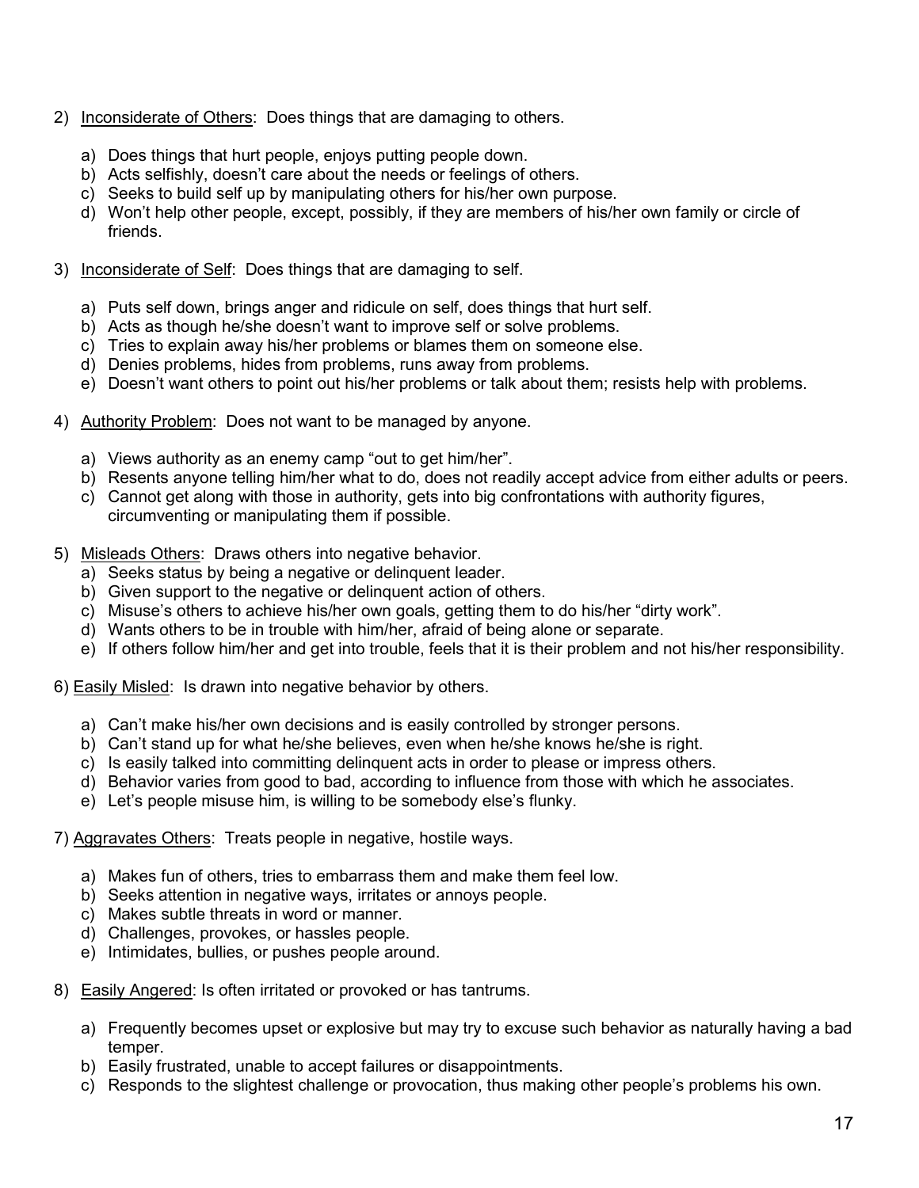2) <u>Inconsiderate of Others</u>: Does things that are damaging to others.

   a) Does things that hurt people, enjoys putting people down.
   b) Acts selfishly, doesn't care about the needs or feelings of others.
   c) Seeks to build self up by manipulating others for his/her own purpose.
   d) Won't help other people, except, possibly, if they are members of his/her own family or circle of friends.

3) <u>Inconsiderate of Self</u>: Does things that are damaging to self.

   a) Puts self down, brings anger and ridicule on self, does things that hurt self.
   b) Acts as though he/she doesn't want to improve self or solve problems.
   c) Tries to explain away his/her problems or blames them on someone else.
   d) Denies problems, hides from problems, runs away from problems.
   e) Doesn't want others to point out his/her problems or talk about them; resists help with problems.

4) <u>Authority Problem</u>: Does not want to be managed by anyone.

   a) Views authority as an enemy camp "out to get him/her".
   b) Resents anyone telling him/her what to do, does not readily accept advice from either adults or peers.
   c) Cannot get along with those in authority, gets into big confrontations with authority figures, circumventing or manipulating them if possible.

5) <u>Misleads Others</u>: Draws others into negative behavior.
   a) Seeks status by being a negative or delinquent leader.
   b) Given support to the negative or delinquent action of others.
   c) Misuse's others to achieve his/her own goals, getting them to do his/her "dirty work".
   d) Wants others to be in trouble with him/her, afraid of being alone or separate.
   e) If others follow him/her and get into trouble, feels that it is their problem and not his/her responsibility.

6) <u>Easily Misled</u>: Is drawn into negative behavior by others.

   a) Can't make his/her own decisions and is easily controlled by stronger persons.
   b) Can't stand up for what he/she believes, even when he/she knows he/she is right.
   c) Is easily talked into committing delinquent acts in order to please or impress others.
   d) Behavior varies from good to bad, according to influence from those with which he associates.
   e) Let's people misuse him, is willing to be somebody else's flunky.

7) <u>Aggravates Others</u>: Treats people in negative, hostile ways.

   a) Makes fun of others, tries to embarrass them and make them feel low.
   b) Seeks attention in negative ways, irritates or annoys people.
   c) Makes subtle threats in word or manner.
   d) Challenges, provokes, or hassles people.
   e) Intimidates, bullies, or pushes people around.

8) <u>Easily Angered</u>: Is often irritated or provoked or has tantrums.

   a) Frequently becomes upset or explosive but may try to excuse such behavior as naturally having a bad temper.
   b) Easily frustrated, unable to accept failures or disappointments.
   c) Responds to the slightest challenge or provocation, thus making other people's problems his own.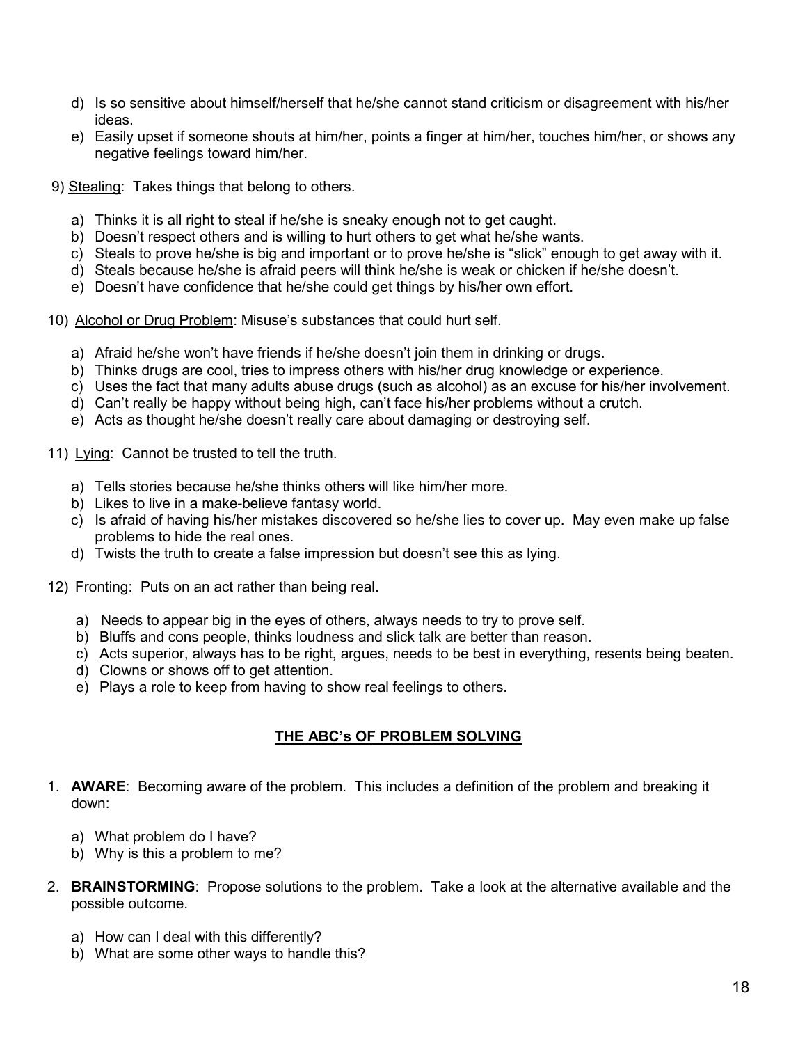d) Is so sensitive about himself/herself that he/she cannot stand criticism or disagreement with his/her ideas.
e) Easily upset if someone shouts at him/her, points a finger at him/her, touches him/her, or shows any negative feelings toward him/her.

9) Stealing: Takes things that belong to others.

a) Thinks it is all right to steal if he/she is sneaky enough not to get caught.
b) Doesn't respect others and is willing to hurt others to get what he/she wants.
c) Steals to prove he/she is big and important or to prove he/she is "slick" enough to get away with it.
d) Steals because he/she is afraid peers will think he/she is weak or chicken if he/she doesn't.
e) Doesn't have confidence that he/she could get things by his/her own effort.

10) Alcohol or Drug Problem: Misuse's substances that could hurt self.

a) Afraid he/she won't have friends if he/she doesn't join them in drinking or drugs.
b) Thinks drugs are cool, tries to impress others with his/her drug knowledge or experience.
c) Uses the fact that many adults abuse drugs (such as alcohol) as an excuse for his/her involvement.
d) Can't really be happy without being high, can't face his/her problems without a crutch.
e) Acts as thought he/she doesn't really care about damaging or destroying self.

11) Lying: Cannot be trusted to tell the truth.

a) Tells stories because he/she thinks others will like him/her more.
b) Likes to live in a make-believe fantasy world.
c) Is afraid of having his/her mistakes discovered so he/she lies to cover up. May even make up false problems to hide the real ones.
d) Twists the truth to create a false impression but doesn't see this as lying.

12) Fronting: Puts on an act rather than being real.

a) Needs to appear big in the eyes of others, always needs to try to prove self.
b) Bluffs and cons people, thinks loudness and slick talk are better than reason.
c) Acts superior, always has to be right, argues, needs to be best in everything, resents being beaten.
d) Clowns or shows off to get attention.
e) Plays a role to keep from having to show real feelings to others.

## THE ABC's OF PROBLEM SOLVING

1. **AWARE**: Becoming aware of the problem. This includes a definition of the problem and breaking it down:

   a) What problem do I have?
   b) Why is this a problem to me?

2. **BRAINSTORMING**: Propose solutions to the problem. Take a look at the alternative available and the possible outcome.

   a) How can I deal with this differently?
   b) What are some other ways to handle this?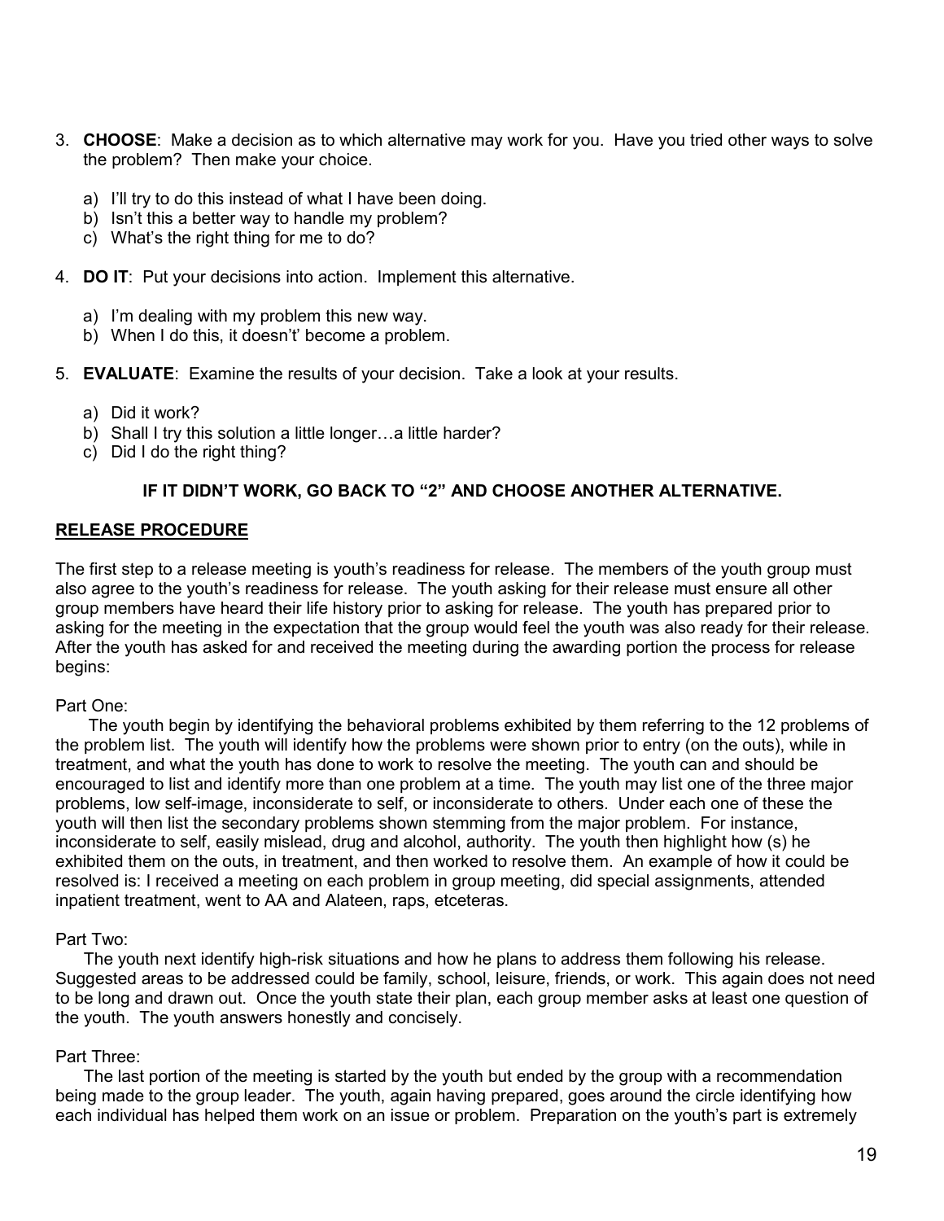3. **CHOOSE**: Make a decision as to which alternative may work for you. Have you tried other ways to solve the problem? Then make your choice.

    a) I'll try to do this instead of what I have been doing.
    b) Isn't this a better way to handle my problem?
    c) What's the right thing for me to do?

4. **DO IT**: Put your decisions into action. Implement this alternative.

    a) I'm dealing with my problem this new way.
    b) When I do this, it doesn't' become a problem.

5. **EVALUATE**: Examine the results of your decision. Take a look at your results.

    a) Did it work?
    b) Shall I try this solution a little longer…a little harder?
    c) Did I do the right thing?

**IF IT DIDN'T WORK, GO BACK TO "2" AND CHOOSE ANOTHER ALTERNATIVE.**

## <u>RELEASE PROCEDURE</u>

The first step to a release meeting is youth's readiness for release. The members of the youth group must also agree to the youth's readiness for release. The youth asking for their release must ensure all other group members have heard their life history prior to asking for release. The youth has prepared prior to asking for the meeting in the expectation that the group would feel the youth was also ready for their release. After the youth has asked for and received the meeting during the awarding portion the process for release begins:

Part One:

The youth begin by identifying the behavioral problems exhibited by them referring to the 12 problems of the problem list. The youth will identify how the problems were shown prior to entry (on the outs), while in treatment, and what the youth has done to work to resolve the meeting. The youth can and should be encouraged to list and identify more than one problem at a time. The youth may list one of the three major problems, low self-image, inconsiderate to self, or inconsiderate to others. Under each one of these the youth will then list the secondary problems shown stemming from the major problem. For instance, inconsiderate to self, easily mislead, drug and alcohol, authority. The youth then highlight how (s) he exhibited them on the outs, in treatment, and then worked to resolve them. An example of how it could be resolved is: I received a meeting on each problem in group meeting, did special assignments, attended inpatient treatment, went to AA and Alateen, raps, etceteras.

Part Two:

The youth next identify high-risk situations and how he plans to address them following his release. Suggested areas to be addressed could be family, school, leisure, friends, or work. This again does not need to be long and drawn out. Once the youth state their plan, each group member asks at least one question of the youth. The youth answers honestly and concisely.

Part Three:

The last portion of the meeting is started by the youth but ended by the group with a recommendation being made to the group leader. The youth, again having prepared, goes around the circle identifying how each individual has helped them work on an issue or problem. Preparation on the youth's part is extremely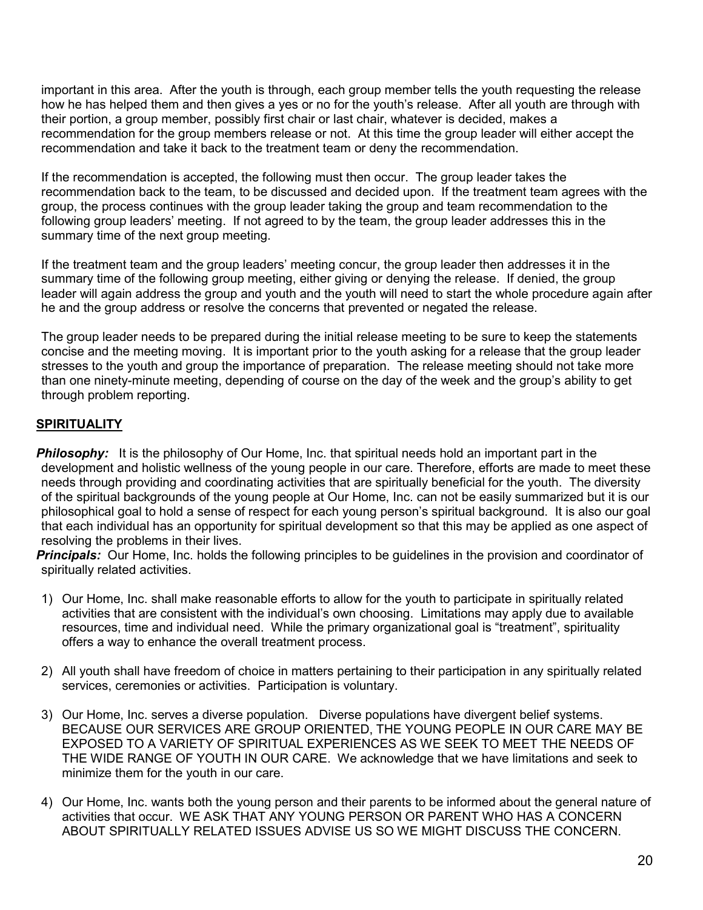important in this area. After the youth is through, each group member tells the youth requesting the release how he has helped them and then gives a yes or no for the youth's release. After all youth are through with their portion, a group member, possibly first chair or last chair, whatever is decided, makes a recommendation for the group members release or not. At this time the group leader will either accept the recommendation and take it back to the treatment team or deny the recommendation.

If the recommendation is accepted, the following must then occur. The group leader takes the recommendation back to the team, to be discussed and decided upon. If the treatment team agrees with the group, the process continues with the group leader taking the group and team recommendation to the following group leaders' meeting. If not agreed to by the team, the group leader addresses this in the summary time of the next group meeting.

If the treatment team and the group leaders' meeting concur, the group leader then addresses it in the summary time of the following group meeting, either giving or denying the release. If denied, the group leader will again address the group and youth and the youth will need to start the whole procedure again after he and the group address or resolve the concerns that prevented or negated the release.

The group leader needs to be prepared during the initial release meeting to be sure to keep the statements concise and the meeting moving. It is important prior to the youth asking for a release that the group leader stresses to the youth and group the importance of preparation. The release meeting should not take more than one ninety-minute meeting, depending of course on the day of the week and the group's ability to get through problem reporting.

## SPIRITUALITY

***Philosophy:*** It is the philosophy of Our Home, Inc. that spiritual needs hold an important part in the development and holistic wellness of the young people in our care. Therefore, efforts are made to meet these needs through providing and coordinating activities that are spiritually beneficial for the youth. The diversity of the spiritual backgrounds of the young people at Our Home, Inc. can not be easily summarized but it is our philosophical goal to hold a sense of respect for each young person's spiritual background. It is also our goal that each individual has an opportunity for spiritual development so that this may be applied as one aspect of resolving the problems in their lives.

***Principals:*** Our Home, Inc. holds the following principles to be guidelines in the provision and coordinator of spiritually related activities.

1) Our Home, Inc. shall make reasonable efforts to allow for the youth to participate in spiritually related activities that are consistent with the individual's own choosing. Limitations may apply due to available resources, time and individual need. While the primary organizational goal is "treatment", spirituality offers a way to enhance the overall treatment process.

2) All youth shall have freedom of choice in matters pertaining to their participation in any spiritually related services, ceremonies or activities. Participation is voluntary.

3) Our Home, Inc. serves a diverse population. Diverse populations have divergent belief systems. BECAUSE OUR SERVICES ARE GROUP ORIENTED, THE YOUNG PEOPLE IN OUR CARE MAY BE EXPOSED TO A VARIETY OF SPIRITUAL EXPERIENCES AS WE SEEK TO MEET THE NEEDS OF THE WIDE RANGE OF YOUTH IN OUR CARE. We acknowledge that we have limitations and seek to minimize them for the youth in our care.

4) Our Home, Inc. wants both the young person and their parents to be informed about the general nature of activities that occur. WE ASK THAT ANY YOUNG PERSON OR PARENT WHO HAS A CONCERN ABOUT SPIRITUALLY RELATED ISSUES ADVISE US SO WE MIGHT DISCUSS THE CONCERN.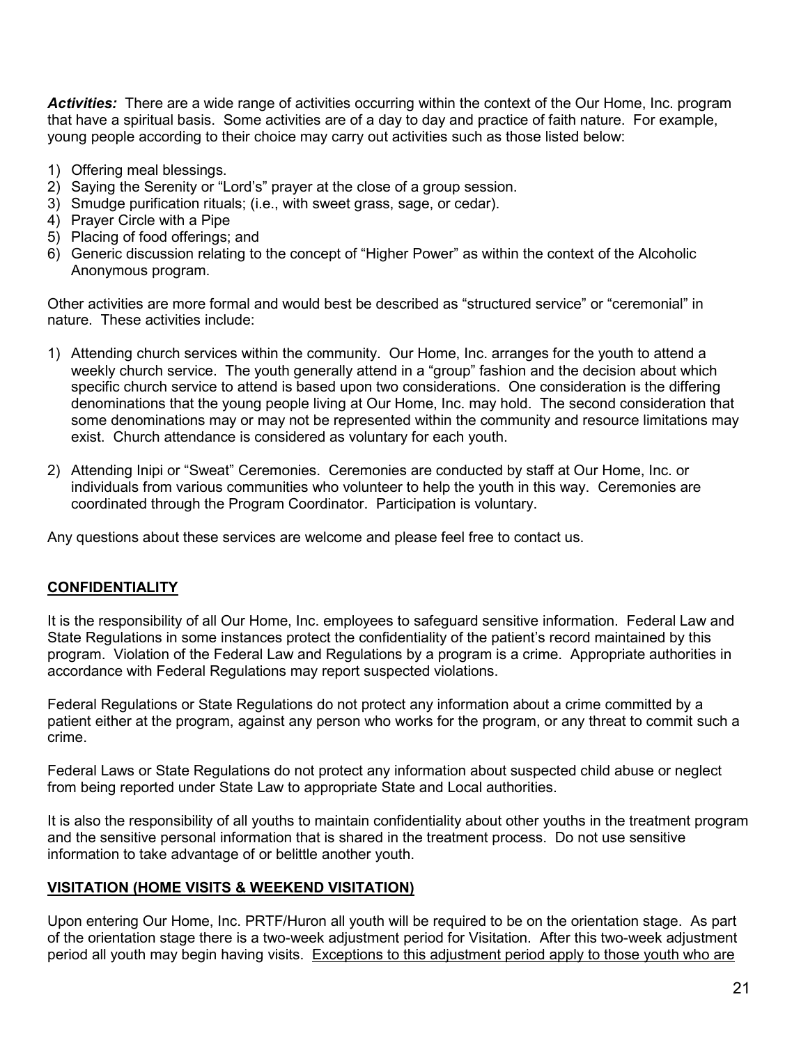***Activities:*** There are a wide range of activities occurring within the context of the Our Home, Inc. program that have a spiritual basis. Some activities are of a day to day and practice of faith nature. For example, young people according to their choice may carry out activities such as those listed below:

1) Offering meal blessings.
2) Saying the Serenity or "Lord's" prayer at the close of a group session.
3) Smudge purification rituals; (i.e., with sweet grass, sage, or cedar).
4) Prayer Circle with a Pipe
5) Placing of food offerings; and
6) Generic discussion relating to the concept of "Higher Power" as within the context of the Alcoholic Anonymous program.

Other activities are more formal and would best be described as "structured service" or "ceremonial" in nature. These activities include:

1) Attending church services within the community. Our Home, Inc. arranges for the youth to attend a weekly church service. The youth generally attend in a "group" fashion and the decision about which specific church service to attend is based upon two considerations. One consideration is the differing denominations that the young people living at Our Home, Inc. may hold. The second consideration that some denominations may or may not be represented within the community and resource limitations may exist. Church attendance is considered as voluntary for each youth.

2) Attending Inipi or "Sweat" Ceremonies. Ceremonies are conducted by staff at Our Home, Inc. or individuals from various communities who volunteer to help the youth in this way. Ceremonies are coordinated through the Program Coordinator. Participation is voluntary.

Any questions about these services are welcome and please feel free to contact us.

## <u>CONFIDENTIALITY</u>

It is the responsibility of all Our Home, Inc. employees to safeguard sensitive information. Federal Law and State Regulations in some instances protect the confidentiality of the patient's record maintained by this program. Violation of the Federal Law and Regulations by a program is a crime. Appropriate authorities in accordance with Federal Regulations may report suspected violations.

Federal Regulations or State Regulations do not protect any information about a crime committed by a patient either at the program, against any person who works for the program, or any threat to commit such a crime.

Federal Laws or State Regulations do not protect any information about suspected child abuse or neglect from being reported under State Law to appropriate State and Local authorities.

It is also the responsibility of all youths to maintain confidentiality about other youths in the treatment program and the sensitive personal information that is shared in the treatment process. Do not use sensitive information to take advantage of or belittle another youth.

## <u>VISITATION (HOME VISITS & WEEKEND VISITATION)</u>

Upon entering Our Home, Inc. PRTF/Huron all youth will be required to be on the orientation stage. As part of the orientation stage there is a two-week adjustment period for Visitation. After this two-week adjustment period all youth may begin having visits. <u>Exceptions to this adjustment period apply to those youth who are</u>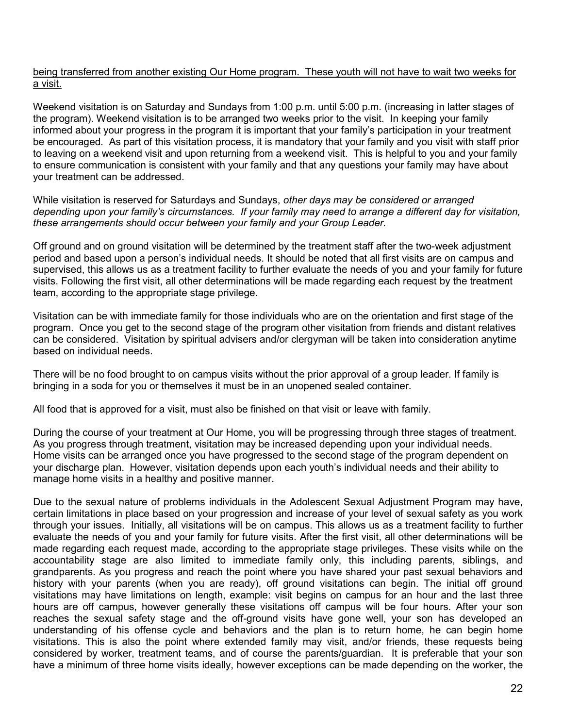<u>being transferred from another existing Our Home program. These youth will not have to wait two weeks for a visit.</u>

Weekend visitation is on Saturday and Sundays from 1:00 p.m. until 5:00 p.m. (increasing in latter stages of the program). Weekend visitation is to be arranged two weeks prior to the visit. In keeping your family informed about your progress in the program it is important that your family's participation in your treatment be encouraged. As part of this visitation process, it is mandatory that your family and you visit with staff prior to leaving on a weekend visit and upon returning from a weekend visit. This is helpful to you and your family to ensure communication is consistent with your family and that any questions your family may have about your treatment can be addressed.

While visitation is reserved for Saturdays and Sundays, *other days may be considered or arranged depending upon your family's circumstances. If your family may need to arrange a different day for visitation, these arrangements should occur between your family and your Group Leader.*

Off ground and on ground visitation will be determined by the treatment staff after the two-week adjustment period and based upon a person's individual needs. It should be noted that all first visits are on campus and supervised, this allows us as a treatment facility to further evaluate the needs of you and your family for future visits. Following the first visit, all other determinations will be made regarding each request by the treatment team, according to the appropriate stage privilege.

Visitation can be with immediate family for those individuals who are on the orientation and first stage of the program. Once you get to the second stage of the program other visitation from friends and distant relatives can be considered. Visitation by spiritual advisers and/or clergyman will be taken into consideration anytime based on individual needs.

There will be no food brought to on campus visits without the prior approval of a group leader. If family is bringing in a soda for you or themselves it must be in an unopened sealed container.

All food that is approved for a visit, must also be finished on that visit or leave with family.

During the course of your treatment at Our Home, you will be progressing through three stages of treatment. As you progress through treatment, visitation may be increased depending upon your individual needs. Home visits can be arranged once you have progressed to the second stage of the program dependent on your discharge plan. However, visitation depends upon each youth's individual needs and their ability to manage home visits in a healthy and positive manner.

Due to the sexual nature of problems individuals in the Adolescent Sexual Adjustment Program may have, certain limitations in place based on your progression and increase of your level of sexual safety as you work through your issues. Initially, all visitations will be on campus. This allows us as a treatment facility to further evaluate the needs of you and your family for future visits. After the first visit, all other determinations will be made regarding each request made, according to the appropriate stage privileges. These visits while on the accountability stage are also limited to immediate family only, this including parents, siblings, and grandparents. As you progress and reach the point where you have shared your past sexual behaviors and history with your parents (when you are ready), off ground visitations can begin. The initial off ground visitations may have limitations on length, example: visit begins on campus for an hour and the last three hours are off campus, however generally these visitations off campus will be four hours. After your son reaches the sexual safety stage and the off-ground visits have gone well, your son has developed an understanding of his offense cycle and behaviors and the plan is to return home, he can begin home visitations. This is also the point where extended family may visit, and/or friends, these requests being considered by worker, treatment teams, and of course the parents/guardian. It is preferable that your son have a minimum of three home visits ideally, however exceptions can be made depending on the worker, the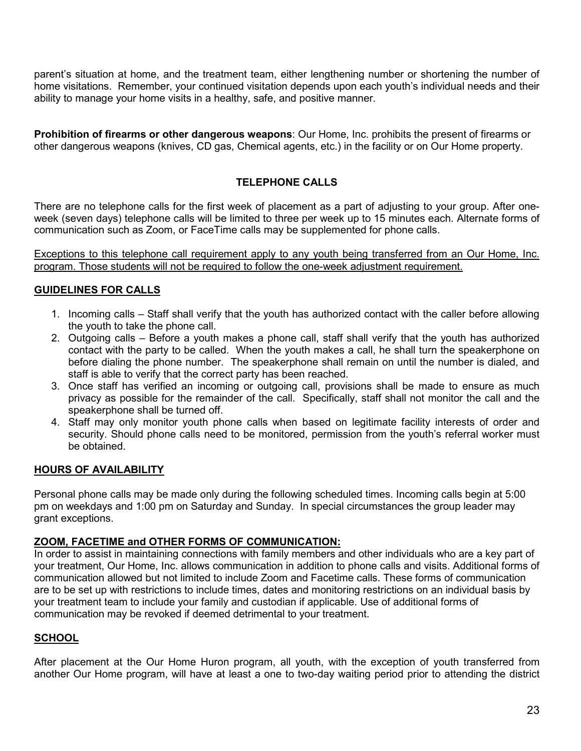parent's situation at home, and the treatment team, either lengthening number or shortening the number of home visitations. Remember, your continued visitation depends upon each youth's individual needs and their ability to manage your home visits in a healthy, safe, and positive manner.

**Prohibition of firearms or other dangerous weapons**: Our Home, Inc. prohibits the present of firearms or other dangerous weapons (knives, CD gas, Chemical agents, etc.) in the facility or on Our Home property.

## TELEPHONE CALLS

There are no telephone calls for the first week of placement as a part of adjusting to your group. After one-week (seven days) telephone calls will be limited to three per week up to 15 minutes each. Alternate forms of communication such as Zoom, or FaceTime calls may be supplemented for phone calls.

<u>Exceptions to this telephone call requirement apply to any youth being transferred from an Our Home, Inc. program. Those students will not be required to follow the one-week adjustment requirement.</u>

### GUIDELINES FOR CALLS

1. Incoming calls – Staff shall verify that the youth has authorized contact with the caller before allowing the youth to take the phone call.
2. Outgoing calls – Before a youth makes a phone call, staff shall verify that the youth has authorized contact with the party to be called. When the youth makes a call, he shall turn the speakerphone on before dialing the phone number. The speakerphone shall remain on until the number is dialed, and staff is able to verify that the correct party has been reached.
3. Once staff has verified an incoming or outgoing call, provisions shall be made to ensure as much privacy as possible for the remainder of the call. Specifically, staff shall not monitor the call and the speakerphone shall be turned off.
4. Staff may only monitor youth phone calls when based on legitimate facility interests of order and security. Should phone calls need to be monitored, permission from the youth's referral worker must be obtained.

### HOURS OF AVAILABILITY

Personal phone calls may be made only during the following scheduled times. Incoming calls begin at 5:00 pm on weekdays and 1:00 pm on Saturday and Sunday. In special circumstances the group leader may grant exceptions.

### ZOOM, FACETIME and OTHER FORMS OF COMMUNICATION:

In order to assist in maintaining connections with family members and other individuals who are a key part of your treatment, Our Home, Inc. allows communication in addition to phone calls and visits. Additional forms of communication allowed but not limited to include Zoom and Facetime calls. These forms of communication are to be set up with restrictions to include times, dates and monitoring restrictions on an individual basis by your treatment team to include your family and custodian if applicable. Use of additional forms of communication may be revoked if deemed detrimental to your treatment.

### SCHOOL

After placement at the Our Home Huron program, all youth, with the exception of youth transferred from another Our Home program, will have at least a one to two-day waiting period prior to attending the district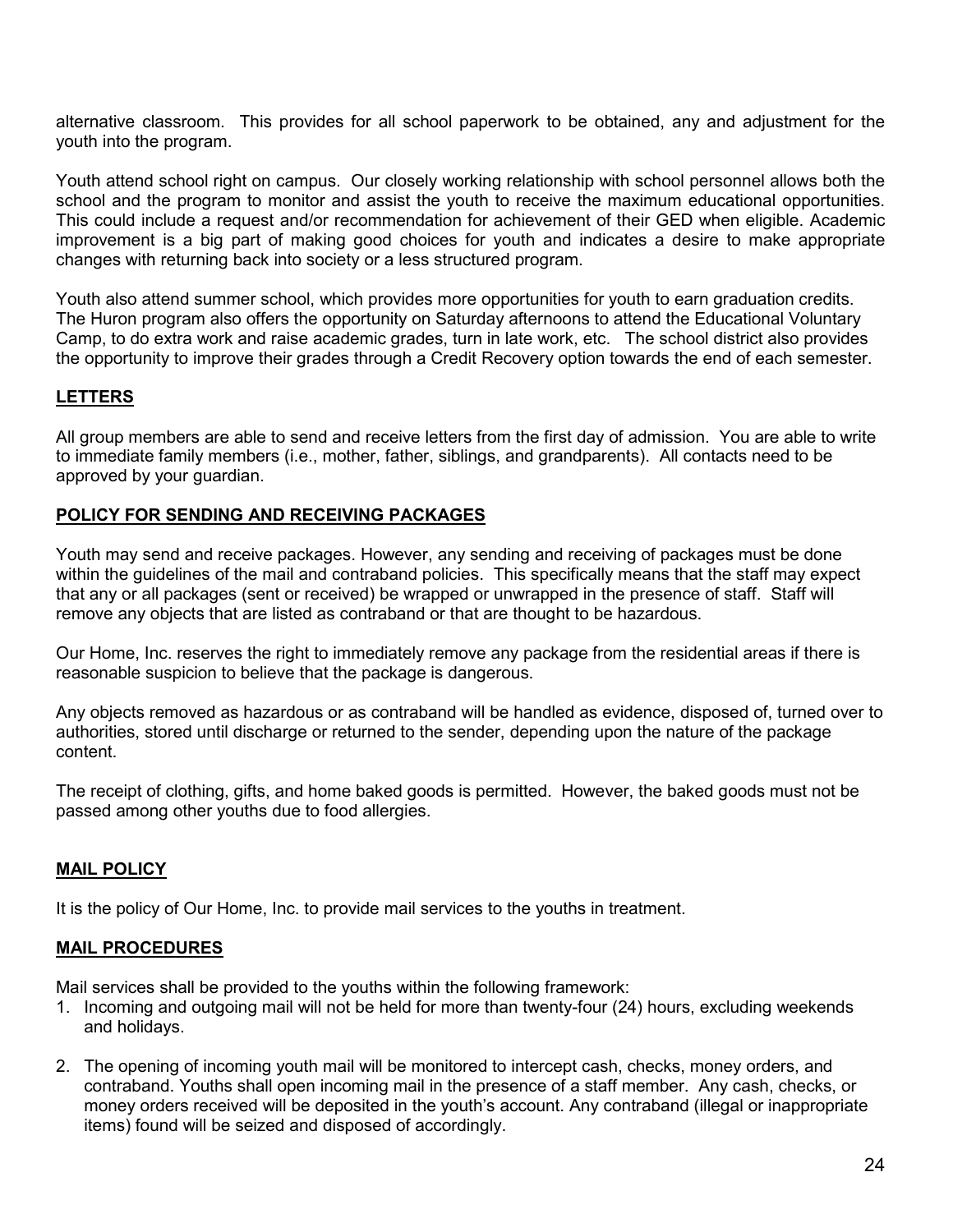alternative classroom. This provides for all school paperwork to be obtained, any and adjustment for the youth into the program.

Youth attend school right on campus. Our closely working relationship with school personnel allows both the school and the program to monitor and assist the youth to receive the maximum educational opportunities. This could include a request and/or recommendation for achievement of their GED when eligible. Academic improvement is a big part of making good choices for youth and indicates a desire to make appropriate changes with returning back into society or a less structured program.

Youth also attend summer school, which provides more opportunities for youth to earn graduation credits. The Huron program also offers the opportunity on Saturday afternoons to attend the Educational Voluntary Camp, to do extra work and raise academic grades, turn in late work, etc. The school district also provides the opportunity to improve their grades through a Credit Recovery option towards the end of each semester.

## LETTERS

All group members are able to send and receive letters from the first day of admission. You are able to write to immediate family members (i.e., mother, father, siblings, and grandparents). All contacts need to be approved by your guardian.

## POLICY FOR SENDING AND RECEIVING PACKAGES

Youth may send and receive packages. However, any sending and receiving of packages must be done within the guidelines of the mail and contraband policies. This specifically means that the staff may expect that any or all packages (sent or received) be wrapped or unwrapped in the presence of staff. Staff will remove any objects that are listed as contraband or that are thought to be hazardous.

Our Home, Inc. reserves the right to immediately remove any package from the residential areas if there is reasonable suspicion to believe that the package is dangerous.

Any objects removed as hazardous or as contraband will be handled as evidence, disposed of, turned over to authorities, stored until discharge or returned to the sender, depending upon the nature of the package content.

The receipt of clothing, gifts, and home baked goods is permitted. However, the baked goods must not be passed among other youths due to food allergies.

## MAIL POLICY

It is the policy of Our Home, Inc. to provide mail services to the youths in treatment.

## MAIL PROCEDURES

Mail services shall be provided to the youths within the following framework:

1. Incoming and outgoing mail will not be held for more than twenty-four (24) hours, excluding weekends and holidays.

2. The opening of incoming youth mail will be monitored to intercept cash, checks, money orders, and contraband. Youths shall open incoming mail in the presence of a staff member. Any cash, checks, or money orders received will be deposited in the youth's account. Any contraband (illegal or inappropriate items) found will be seized and disposed of accordingly.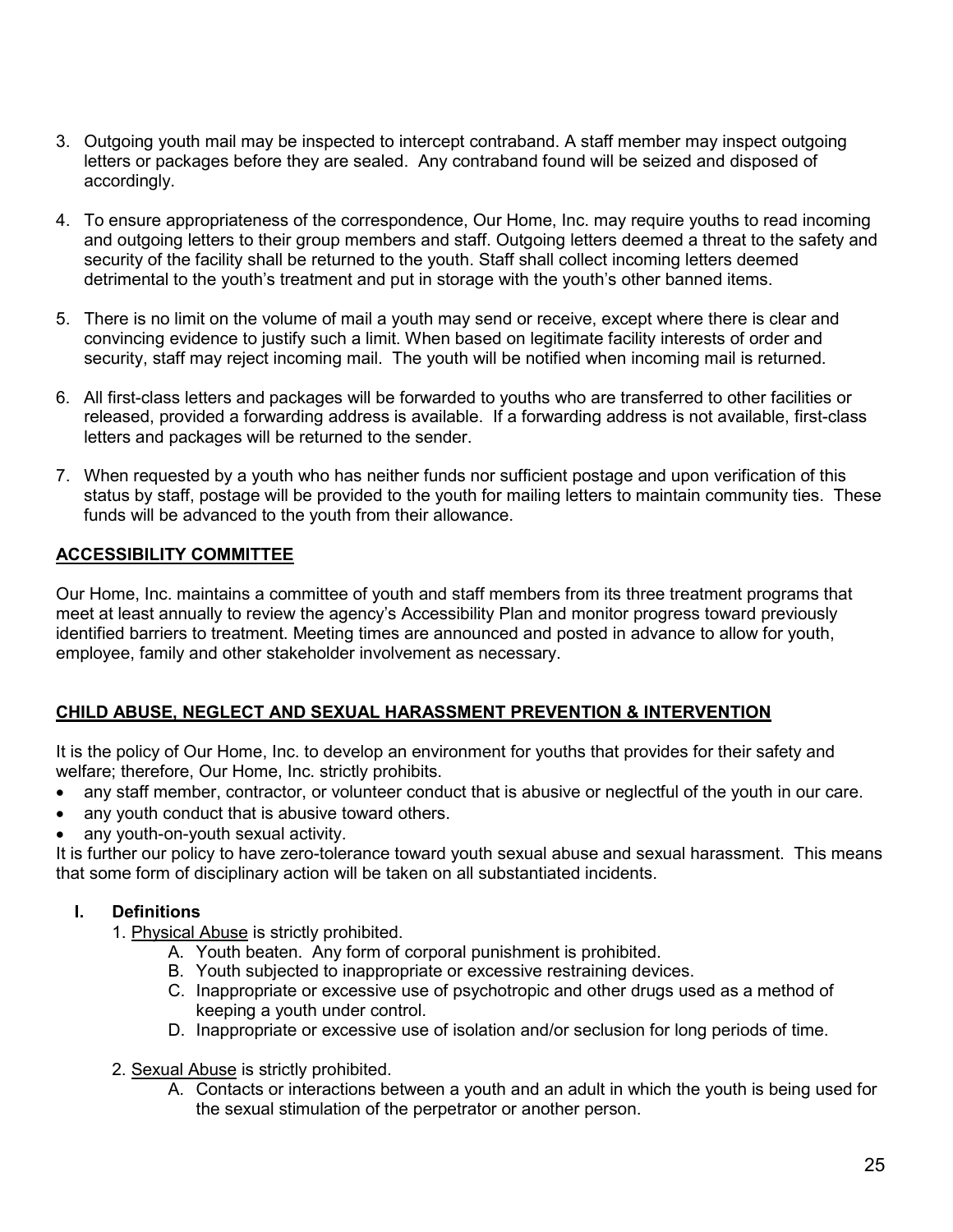3. Outgoing youth mail may be inspected to intercept contraband. A staff member may inspect outgoing letters or packages before they are sealed. Any contraband found will be seized and disposed of accordingly.

4. To ensure appropriateness of the correspondence, Our Home, Inc. may require youths to read incoming and outgoing letters to their group members and staff. Outgoing letters deemed a threat to the safety and security of the facility shall be returned to the youth. Staff shall collect incoming letters deemed detrimental to the youth's treatment and put in storage with the youth's other banned items.

5. There is no limit on the volume of mail a youth may send or receive, except where there is clear and convincing evidence to justify such a limit. When based on legitimate facility interests of order and security, staff may reject incoming mail. The youth will be notified when incoming mail is returned.

6. All first-class letters and packages will be forwarded to youths who are transferred to other facilities or released, provided a forwarding address is available. If a forwarding address is not available, first-class letters and packages will be returned to the sender.

7. When requested by a youth who has neither funds nor sufficient postage and upon verification of this status by staff, postage will be provided to the youth for mailing letters to maintain community ties. These funds will be advanced to the youth from their allowance.

## ACCESSIBILITY COMMITTEE

Our Home, Inc. maintains a committee of youth and staff members from its three treatment programs that meet at least annually to review the agency's Accessibility Plan and monitor progress toward previously identified barriers to treatment. Meeting times are announced and posted in advance to allow for youth, employee, family and other stakeholder involvement as necessary.

## CHILD ABUSE, NEGLECT AND SEXUAL HARASSMENT PREVENTION & INTERVENTION

It is the policy of Our Home, Inc. to develop an environment for youths that provides for their safety and welfare; therefore, Our Home, Inc. strictly prohibits.

- any staff member, contractor, or volunteer conduct that is abusive or neglectful of the youth in our care.
- any youth conduct that is abusive toward others.
- any youth-on-youth sexual activity.

It is further our policy to have zero-tolerance toward youth sexual abuse and sexual harassment. This means that some form of disciplinary action will be taken on all substantiated incidents.

### I. Definitions

1. Physical Abuse is strictly prohibited.
   - A. Youth beaten. Any form of corporal punishment is prohibited.
   - B. Youth subjected to inappropriate or excessive restraining devices.
   - C. Inappropriate or excessive use of psychotropic and other drugs used as a method of keeping a youth under control.
   - D. Inappropriate or excessive use of isolation and/or seclusion for long periods of time.

2. Sexual Abuse is strictly prohibited.
   - A. Contacts or interactions between a youth and an adult in which the youth is being used for the sexual stimulation of the perpetrator or another person.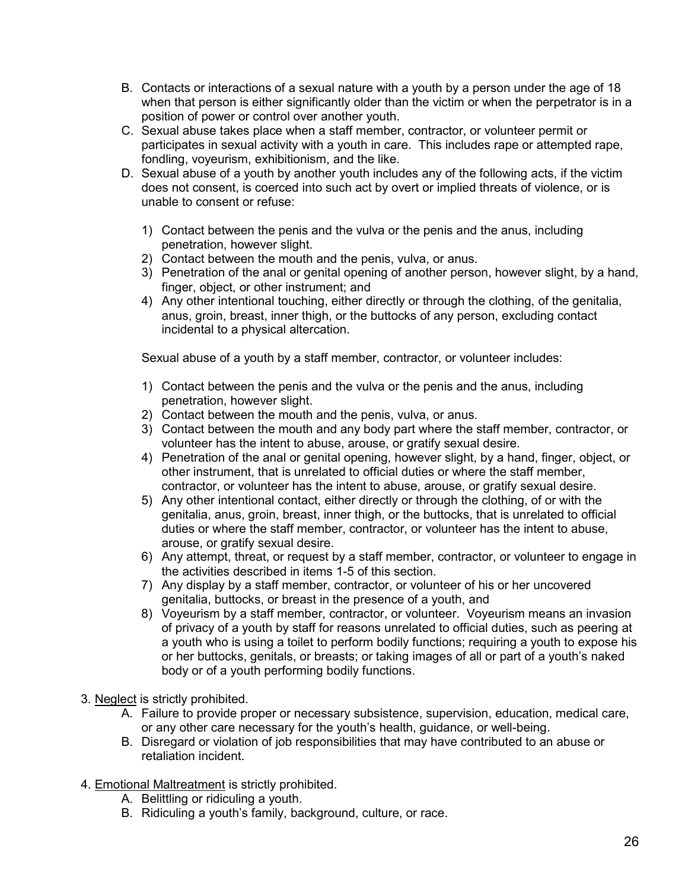B. Contacts or interactions of a sexual nature with a youth by a person under the age of 18 when that person is either significantly older than the victim or when the perpetrator is in a position of power or control over another youth.

C. Sexual abuse takes place when a staff member, contractor, or volunteer permit or participates in sexual activity with a youth in care. This includes rape or attempted rape, fondling, voyeurism, exhibitionism, and the like.

D. Sexual abuse of a youth by another youth includes any of the following acts, if the victim does not consent, is coerced into such act by overt or implied threats of violence, or is unable to consent or refuse:

   1) Contact between the penis and the vulva or the penis and the anus, including penetration, however slight.
   2) Contact between the mouth and the penis, vulva, or anus.
   3) Penetration of the anal or genital opening of another person, however slight, by a hand, finger, object, or other instrument; and
   4) Any other intentional touching, either directly or through the clothing, of the genitalia, anus, groin, breast, inner thigh, or the buttocks of any person, excluding contact incidental to a physical altercation.

   Sexual abuse of a youth by a staff member, contractor, or volunteer includes:

   1) Contact between the penis and the vulva or the penis and the anus, including penetration, however slight.
   2) Contact between the mouth and the penis, vulva, or anus.
   3) Contact between the mouth and any body part where the staff member, contractor, or volunteer has the intent to abuse, arouse, or gratify sexual desire.
   4) Penetration of the anal or genital opening, however slight, by a hand, finger, object, or other instrument, that is unrelated to official duties or where the staff member, contractor, or volunteer has the intent to abuse, arouse, or gratify sexual desire.
   5) Any other intentional contact, either directly or through the clothing, of or with the genitalia, anus, groin, breast, inner thigh, or the buttocks, that is unrelated to official duties or where the staff member, contractor, or volunteer has the intent to abuse, arouse, or gratify sexual desire.
   6) Any attempt, threat, or request by a staff member, contractor, or volunteer to engage in the activities described in items 1-5 of this section.
   7) Any display by a staff member, contractor, or volunteer of his or her uncovered genitalia, buttocks, or breast in the presence of a youth, and
   8) Voyeurism by a staff member, contractor, or volunteer. Voyeurism means an invasion of privacy of a youth by staff for reasons unrelated to official duties, such as peering at a youth who is using a toilet to perform bodily functions; requiring a youth to expose his or her buttocks, genitals, or breasts; or taking images of all or part of a youth's naked body or of a youth performing bodily functions.

3. Neglect is strictly prohibited.
   A. Failure to provide proper or necessary subsistence, supervision, education, medical care, or any other care necessary for the youth's health, guidance, or well-being.
   B. Disregard or violation of job responsibilities that may have contributed to an abuse or retaliation incident.

4. Emotional Maltreatment is strictly prohibited.
   A. Belittling or ridiculing a youth.
   B. Ridiculing a youth's family, background, culture, or race.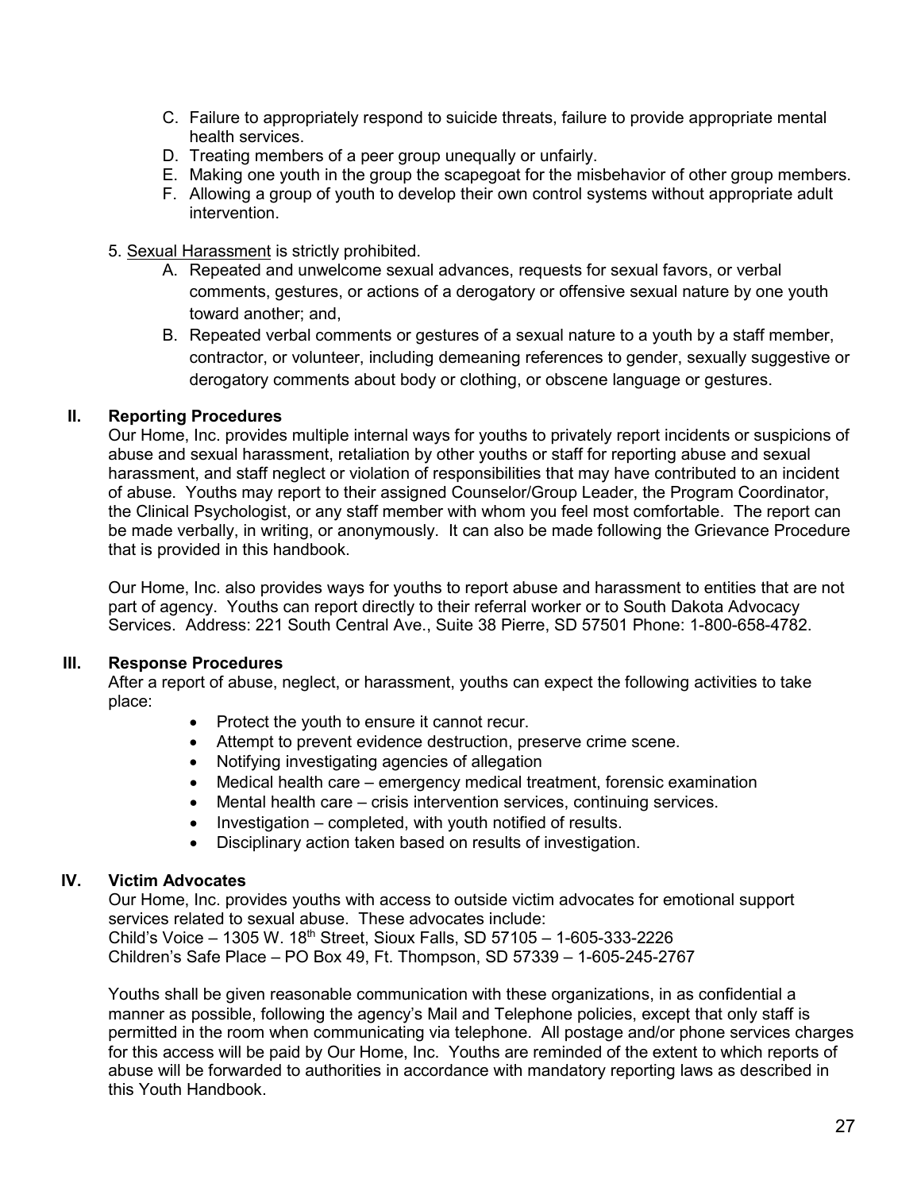C. Failure to appropriately respond to suicide threats, failure to provide appropriate mental health services.
D. Treating members of a peer group unequally or unfairly.
E. Making one youth in the group the scapegoat for the misbehavior of other group members.
F. Allowing a group of youth to develop their own control systems without appropriate adult intervention.

5. Sexual Harassment is strictly prohibited.
   A. Repeated and unwelcome sexual advances, requests for sexual favors, or verbal comments, gestures, or actions of a derogatory or offensive sexual nature by one youth toward another; and,
   B. Repeated verbal comments or gestures of a sexual nature to a youth by a staff member, contractor, or volunteer, including demeaning references to gender, sexually suggestive or derogatory comments about body or clothing, or obscene language or gestures.

## II. Reporting Procedures

Our Home, Inc. provides multiple internal ways for youths to privately report incidents or suspicions of abuse and sexual harassment, retaliation by other youths or staff for reporting abuse and sexual harassment, and staff neglect or violation of responsibilities that may have contributed to an incident of abuse. Youths may report to their assigned Counselor/Group Leader, the Program Coordinator, the Clinical Psychologist, or any staff member with whom you feel most comfortable. The report can be made verbally, in writing, or anonymously. It can also be made following the Grievance Procedure that is provided in this handbook.

Our Home, Inc. also provides ways for youths to report abuse and harassment to entities that are not part of agency. Youths can report directly to their referral worker or to South Dakota Advocacy Services. Address: 221 South Central Ave., Suite 38 Pierre, SD 57501 Phone: 1-800-658-4782.

## III. Response Procedures

After a report of abuse, neglect, or harassment, youths can expect the following activities to take place:

- Protect the youth to ensure it cannot recur.
- Attempt to prevent evidence destruction, preserve crime scene.
- Notifying investigating agencies of allegation
- Medical health care – emergency medical treatment, forensic examination
- Mental health care – crisis intervention services, continuing services.
- Investigation – completed, with youth notified of results.
- Disciplinary action taken based on results of investigation.

## IV. Victim Advocates

Our Home, Inc. provides youths with access to outside victim advocates for emotional support services related to sexual abuse. These advocates include:
Child's Voice – 1305 W. 18th Street, Sioux Falls, SD 57105 – 1-605-333-2226
Children's Safe Place – PO Box 49, Ft. Thompson, SD 57339 – 1-605-245-2767

Youths shall be given reasonable communication with these organizations, in as confidential a manner as possible, following the agency's Mail and Telephone policies, except that only staff is permitted in the room when communicating via telephone. All postage and/or phone services charges for this access will be paid by Our Home, Inc. Youths are reminded of the extent to which reports of abuse will be forwarded to authorities in accordance with mandatory reporting laws as described in this Youth Handbook.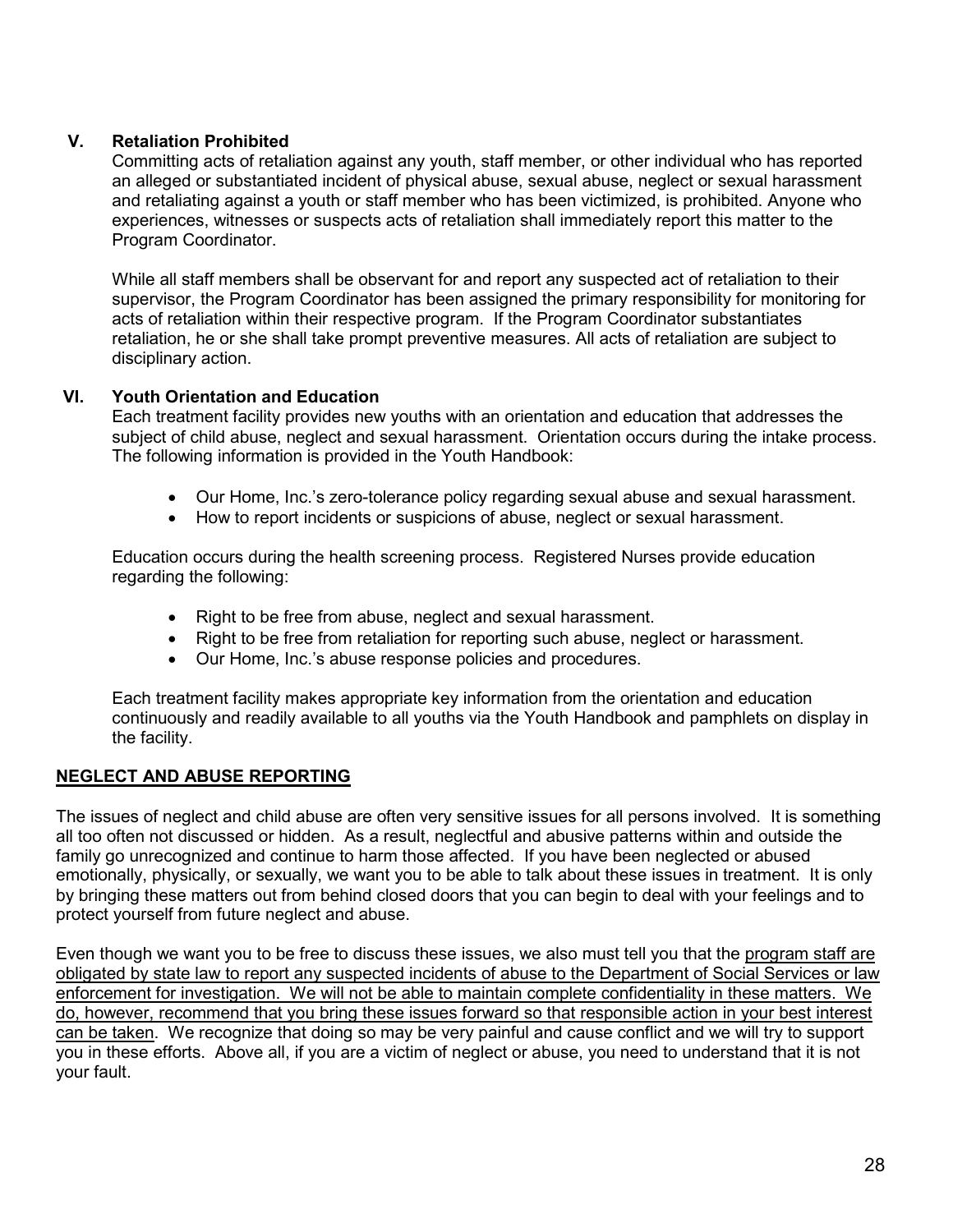### V. Retaliation Prohibited

Committing acts of retaliation against any youth, staff member, or other individual who has reported an alleged or substantiated incident of physical abuse, sexual abuse, neglect or sexual harassment and retaliating against a youth or staff member who has been victimized, is prohibited. Anyone who experiences, witnesses or suspects acts of retaliation shall immediately report this matter to the Program Coordinator.

While all staff members shall be observant for and report any suspected act of retaliation to their supervisor, the Program Coordinator has been assigned the primary responsibility for monitoring for acts of retaliation within their respective program. If the Program Coordinator substantiates retaliation, he or she shall take prompt preventive measures. All acts of retaliation are subject to disciplinary action.

### VI. Youth Orientation and Education

Each treatment facility provides new youths with an orientation and education that addresses the subject of child abuse, neglect and sexual harassment. Orientation occurs during the intake process. The following information is provided in the Youth Handbook:

- Our Home, Inc.'s zero-tolerance policy regarding sexual abuse and sexual harassment.
- How to report incidents or suspicions of abuse, neglect or sexual harassment.

Education occurs during the health screening process. Registered Nurses provide education regarding the following:

- Right to be free from abuse, neglect and sexual harassment.
- Right to be free from retaliation for reporting such abuse, neglect or harassment.
- Our Home, Inc.'s abuse response policies and procedures.

Each treatment facility makes appropriate key information from the orientation and education continuously and readily available to all youths via the Youth Handbook and pamphlets on display in the facility.

## NEGLECT AND ABUSE REPORTING

The issues of neglect and child abuse are often very sensitive issues for all persons involved. It is something all too often not discussed or hidden. As a result, neglectful and abusive patterns within and outside the family go unrecognized and continue to harm those affected. If you have been neglected or abused emotionally, physically, or sexually, we want you to be able to talk about these issues in treatment. It is only by bringing these matters out from behind closed doors that you can begin to deal with your feelings and to protect yourself from future neglect and abuse.

Even though we want you to be free to discuss these issues, we also must tell you that the <u>program staff are obligated by state law to report any suspected incidents of abuse to the Department of Social Services or law enforcement for investigation. We will not be able to maintain complete confidentiality in these matters. We do, however, recommend that you bring these issues forward so that responsible action in your best interest can be taken</u>. We recognize that doing so may be very painful and cause conflict and we will try to support you in these efforts. Above all, if you are a victim of neglect or abuse, you need to understand that it is not your fault.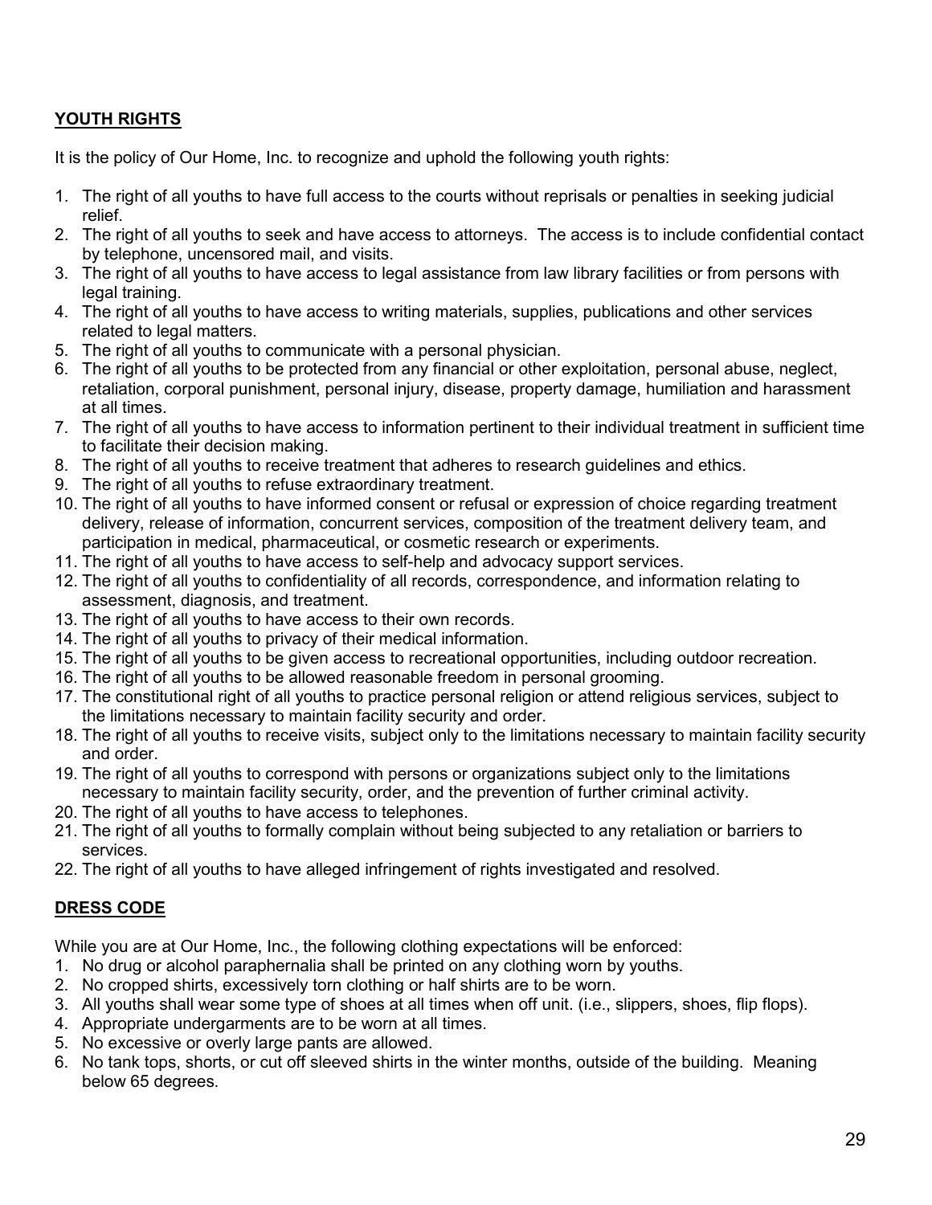## YOUTH RIGHTS

It is the policy of Our Home, Inc. to recognize and uphold the following youth rights:

1. The right of all youths to have full access to the courts without reprisals or penalties in seeking judicial relief.
2. The right of all youths to seek and have access to attorneys. The access is to include confidential contact by telephone, uncensored mail, and visits.
3. The right of all youths to have access to legal assistance from law library facilities or from persons with legal training.
4. The right of all youths to have access to writing materials, supplies, publications and other services related to legal matters.
5. The right of all youths to communicate with a personal physician.
6. The right of all youths to be protected from any financial or other exploitation, personal abuse, neglect, retaliation, corporal punishment, personal injury, disease, property damage, humiliation and harassment at all times.
7. The right of all youths to have access to information pertinent to their individual treatment in sufficient time to facilitate their decision making.
8. The right of all youths to receive treatment that adheres to research guidelines and ethics.
9. The right of all youths to refuse extraordinary treatment.
10. The right of all youths to have informed consent or refusal or expression of choice regarding treatment delivery, release of information, concurrent services, composition of the treatment delivery team, and participation in medical, pharmaceutical, or cosmetic research or experiments.
11. The right of all youths to have access to self-help and advocacy support services.
12. The right of all youths to confidentiality of all records, correspondence, and information relating to assessment, diagnosis, and treatment.
13. The right of all youths to have access to their own records.
14. The right of all youths to privacy of their medical information.
15. The right of all youths to be given access to recreational opportunities, including outdoor recreation.
16. The right of all youths to be allowed reasonable freedom in personal grooming.
17. The constitutional right of all youths to practice personal religion or attend religious services, subject to the limitations necessary to maintain facility security and order.
18. The right of all youths to receive visits, subject only to the limitations necessary to maintain facility security and order.
19. The right of all youths to correspond with persons or organizations subject only to the limitations necessary to maintain facility security, order, and the prevention of further criminal activity.
20. The right of all youths to have access to telephones.
21. The right of all youths to formally complain without being subjected to any retaliation or barriers to services.
22. The right of all youths to have alleged infringement of rights investigated and resolved.

## DRESS CODE

While you are at Our Home, Inc., the following clothing expectations will be enforced:

1. No drug or alcohol paraphernalia shall be printed on any clothing worn by youths.
2. No cropped shirts, excessively torn clothing or half shirts are to be worn.
3. All youths shall wear some type of shoes at all times when off unit. (i.e., slippers, shoes, flip flops).
4. Appropriate undergarments are to be worn at all times.
5. No excessive or overly large pants are allowed.
6. No tank tops, shorts, or cut off sleeved shirts in the winter months, outside of the building. Meaning below 65 degrees.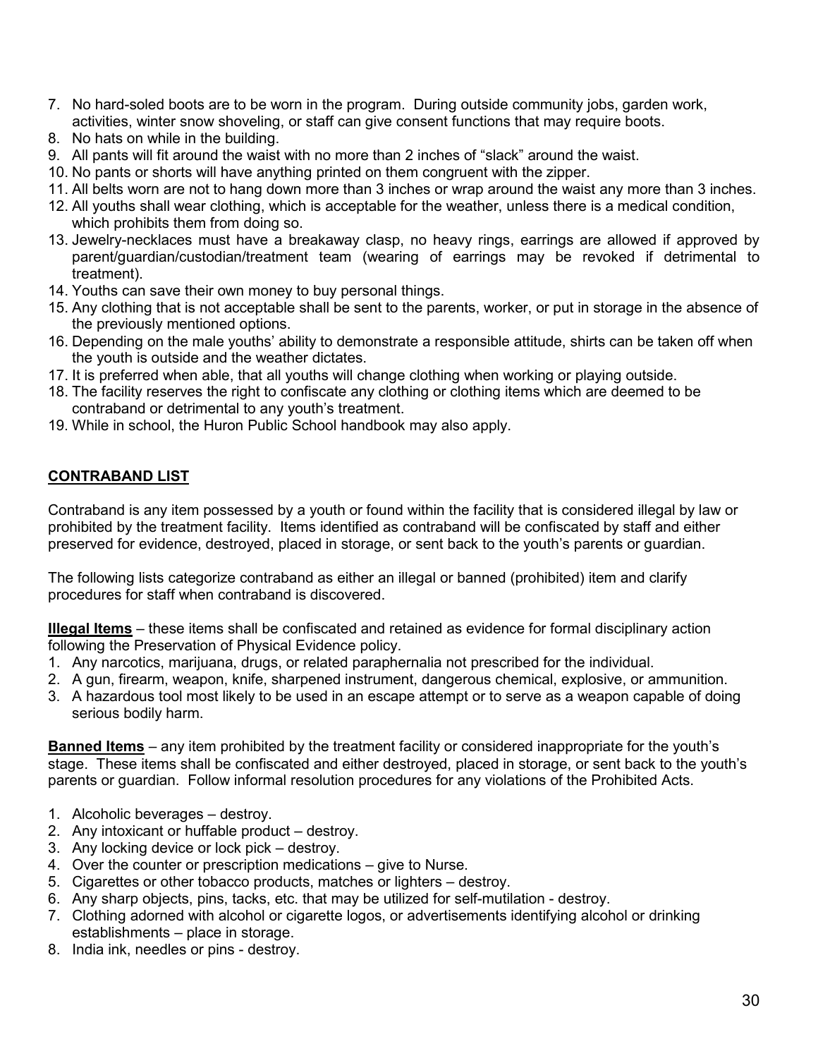7. No hard-soled boots are to be worn in the program. During outside community jobs, garden work, activities, winter snow shoveling, or staff can give consent functions that may require boots.
8. No hats on while in the building.
9. All pants will fit around the waist with no more than 2 inches of "slack" around the waist.
10. No pants or shorts will have anything printed on them congruent with the zipper.
11. All belts worn are not to hang down more than 3 inches or wrap around the waist any more than 3 inches.
12. All youths shall wear clothing, which is acceptable for the weather, unless there is a medical condition, which prohibits them from doing so.
13. Jewelry-necklaces must have a breakaway clasp, no heavy rings, earrings are allowed if approved by parent/guardian/custodian/treatment team (wearing of earrings may be revoked if detrimental to treatment).
14. Youths can save their own money to buy personal things.
15. Any clothing that is not acceptable shall be sent to the parents, worker, or put in storage in the absence of the previously mentioned options.
16. Depending on the male youths' ability to demonstrate a responsible attitude, shirts can be taken off when the youth is outside and the weather dictates.
17. It is preferred when able, that all youths will change clothing when working or playing outside.
18. The facility reserves the right to confiscate any clothing or clothing items which are deemed to be contraband or detrimental to any youth's treatment.
19. While in school, the Huron Public School handbook may also apply.

## CONTRABAND LIST

Contraband is any item possessed by a youth or found within the facility that is considered illegal by law or prohibited by the treatment facility. Items identified as contraband will be confiscated by staff and either preserved for evidence, destroyed, placed in storage, or sent back to the youth's parents or guardian.

The following lists categorize contraband as either an illegal or banned (prohibited) item and clarify procedures for staff when contraband is discovered.

**Illegal Items** – these items shall be confiscated and retained as evidence for formal disciplinary action following the Preservation of Physical Evidence policy.

1. Any narcotics, marijuana, drugs, or related paraphernalia not prescribed for the individual.
2. A gun, firearm, weapon, knife, sharpened instrument, dangerous chemical, explosive, or ammunition.
3. A hazardous tool most likely to be used in an escape attempt or to serve as a weapon capable of doing serious bodily harm.

**Banned Items** – any item prohibited by the treatment facility or considered inappropriate for the youth's stage. These items shall be confiscated and either destroyed, placed in storage, or sent back to the youth's parents or guardian. Follow informal resolution procedures for any violations of the Prohibited Acts.

1. Alcoholic beverages – destroy.
2. Any intoxicant or huffable product – destroy.
3. Any locking device or lock pick – destroy.
4. Over the counter or prescription medications – give to Nurse.
5. Cigarettes or other tobacco products, matches or lighters – destroy.
6. Any sharp objects, pins, tacks, etc. that may be utilized for self-mutilation - destroy.
7. Clothing adorned with alcohol or cigarette logos, or advertisements identifying alcohol or drinking establishments – place in storage.
8. India ink, needles or pins - destroy.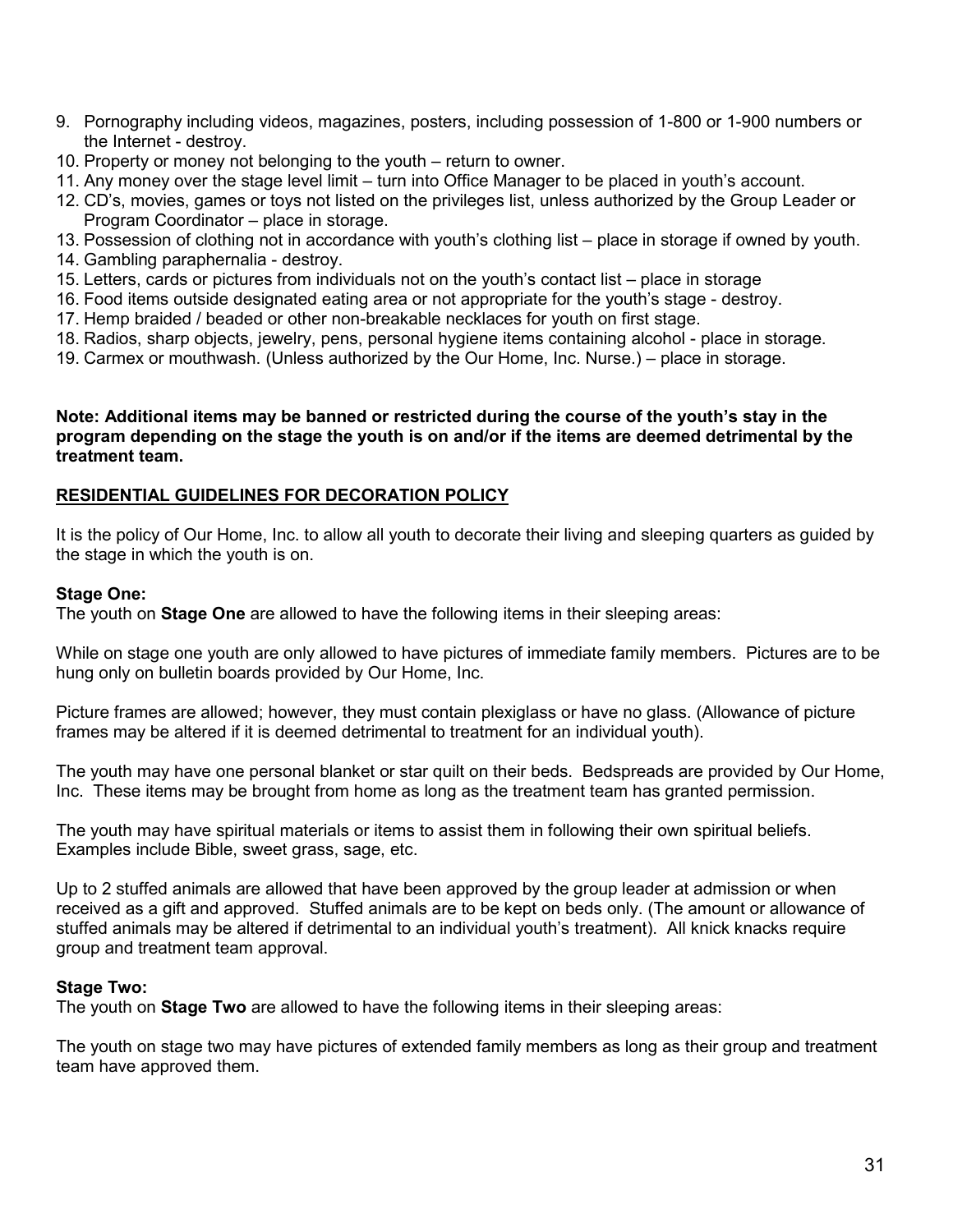9. Pornography including videos, magazines, posters, including possession of 1-800 or 1-900 numbers or the Internet - destroy.
10. Property or money not belonging to the youth – return to owner.
11. Any money over the stage level limit – turn into Office Manager to be placed in youth's account.
12. CD's, movies, games or toys not listed on the privileges list, unless authorized by the Group Leader or Program Coordinator – place in storage.
13. Possession of clothing not in accordance with youth's clothing list – place in storage if owned by youth.
14. Gambling paraphernalia - destroy.
15. Letters, cards or pictures from individuals not on the youth's contact list – place in storage
16. Food items outside designated eating area or not appropriate for the youth's stage - destroy.
17. Hemp braided / beaded or other non-breakable necklaces for youth on first stage.
18. Radios, sharp objects, jewelry, pens, personal hygiene items containing alcohol - place in storage.
19. Carmex or mouthwash. (Unless authorized by the Our Home, Inc. Nurse.) – place in storage.

**Note: Additional items may be banned or restricted during the course of the youth's stay in the program depending on the stage the youth is on and/or if the items are deemed detrimental by the treatment team.**

## RESIDENTIAL GUIDELINES FOR DECORATION POLICY

It is the policy of Our Home, Inc. to allow all youth to decorate their living and sleeping quarters as guided by the stage in which the youth is on.

### Stage One:

The youth on **Stage One** are allowed to have the following items in their sleeping areas:

While on stage one youth are only allowed to have pictures of immediate family members. Pictures are to be hung only on bulletin boards provided by Our Home, Inc.

Picture frames are allowed; however, they must contain plexiglass or have no glass. (Allowance of picture frames may be altered if it is deemed detrimental to treatment for an individual youth).

The youth may have one personal blanket or star quilt on their beds. Bedspreads are provided by Our Home, Inc. These items may be brought from home as long as the treatment team has granted permission.

The youth may have spiritual materials or items to assist them in following their own spiritual beliefs. Examples include Bible, sweet grass, sage, etc.

Up to 2 stuffed animals are allowed that have been approved by the group leader at admission or when received as a gift and approved. Stuffed animals are to be kept on beds only. (The amount or allowance of stuffed animals may be altered if detrimental to an individual youth's treatment). All knick knacks require group and treatment team approval.

### Stage Two:

The youth on **Stage Two** are allowed to have the following items in their sleeping areas:

The youth on stage two may have pictures of extended family members as long as their group and treatment team have approved them.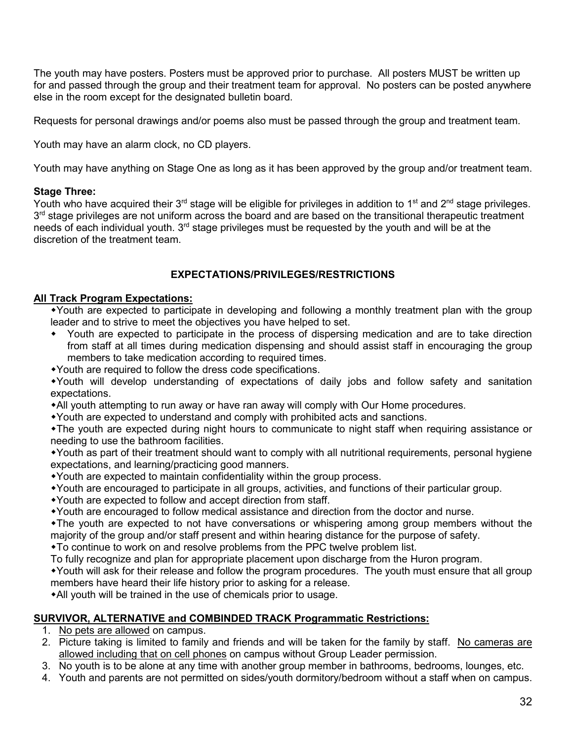The youth may have posters. Posters must be approved prior to purchase. All posters MUST be written up for and passed through the group and their treatment team for approval. No posters can be posted anywhere else in the room except for the designated bulletin board.

Requests for personal drawings and/or poems also must be passed through the group and treatment team.

Youth may have an alarm clock, no CD players.

Youth may have anything on Stage One as long as it has been approved by the group and/or treatment team.

**Stage Three:**
Youth who have acquired their 3rd stage will be eligible for privileges in addition to 1st and 2nd stage privileges. 3rd stage privileges are not uniform across the board and are based on the transitional therapeutic treatment needs of each individual youth. 3rd stage privileges must be requested by the youth and will be at the discretion of the treatment team.

**EXPECTATIONS/PRIVILEGES/RESTRICTIONS**

**<u>All Track Program Expectations:</u>**

- Youth are expected to participate in developing and following a monthly treatment plan with the group leader and to strive to meet the objectives you have helped to set.
- Youth are expected to participate in the process of dispersing medication and are to take direction from staff at all times during medication dispensing and should assist staff in encouraging the group members to take medication according to required times.
- Youth are required to follow the dress code specifications.
- Youth will develop understanding of expectations of daily jobs and follow safety and sanitation expectations.
- All youth attempting to run away or have ran away will comply with Our Home procedures.
- Youth are expected to understand and comply with prohibited acts and sanctions.
- The youth are expected during night hours to communicate to night staff when requiring assistance or needing to use the bathroom facilities.
- Youth as part of their treatment should want to comply with all nutritional requirements, personal hygiene expectations, and learning/practicing good manners.
- Youth are expected to maintain confidentiality within the group process.
- Youth are encouraged to participate in all groups, activities, and functions of their particular group.
- Youth are expected to follow and accept direction from staff.
- Youth are encouraged to follow medical assistance and direction from the doctor and nurse.
- The youth are expected to not have conversations or whispering among group members without the majority of the group and/or staff present and within hearing distance for the purpose of safety.
- To continue to work on and resolve problems from the PPC twelve problem list.

To fully recognize and plan for appropriate placement upon discharge from the Huron program.

- Youth will ask for their release and follow the program procedures. The youth must ensure that all group members have heard their life history prior to asking for a release.
- All youth will be trained in the use of chemicals prior to usage.

**<u>SURVIVOR, ALTERNATIVE and COMBINDED TRACK Programmatic Restrictions:</u>**

1. <u>No pets are allowed</u> on campus.
2. Picture taking is limited to family and friends and will be taken for the family by staff. <u>No cameras are allowed including that on cell phones</u> on campus without Group Leader permission.
3. No youth is to be alone at any time with another group member in bathrooms, bedrooms, lounges, etc.
4. Youth and parents are not permitted on sides/youth dormitory/bedroom without a staff when on campus.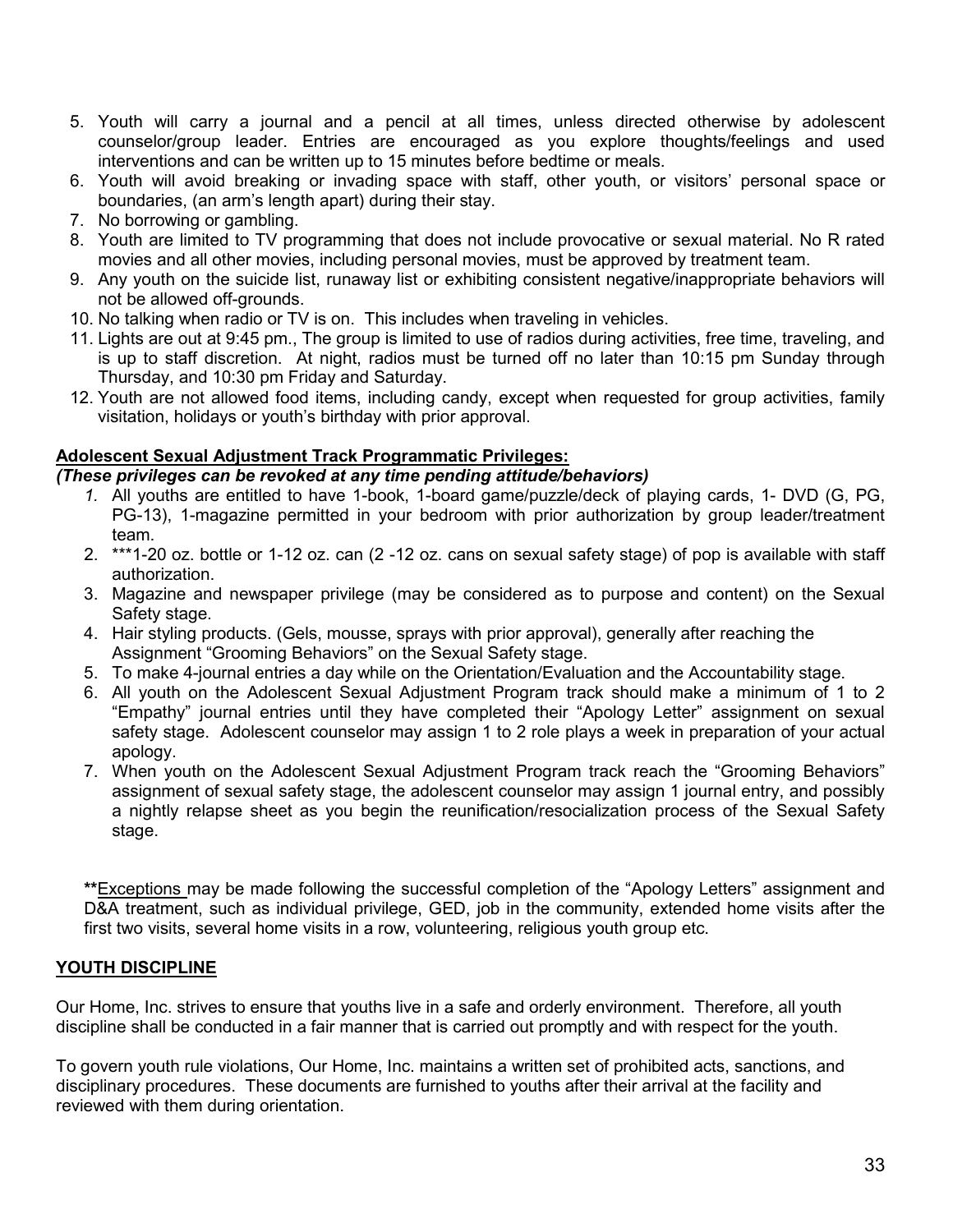5. Youth will carry a journal and a pencil at all times, unless directed otherwise by adolescent counselor/group leader. Entries are encouraged as you explore thoughts/feelings and used interventions and can be written up to 15 minutes before bedtime or meals.
6. Youth will avoid breaking or invading space with staff, other youth, or visitors' personal space or boundaries, (an arm's length apart) during their stay.
7. No borrowing or gambling.
8. Youth are limited to TV programming that does not include provocative or sexual material. No R rated movies and all other movies, including personal movies, must be approved by treatment team.
9. Any youth on the suicide list, runaway list or exhibiting consistent negative/inappropriate behaviors will not be allowed off-grounds.
10. No talking when radio or TV is on. This includes when traveling in vehicles.
11. Lights are out at 9:45 pm., The group is limited to use of radios during activities, free time, traveling, and is up to staff discretion. At night, radios must be turned off no later than 10:15 pm Sunday through Thursday, and 10:30 pm Friday and Saturday.
12. Youth are not allowed food items, including candy, except when requested for group activities, family visitation, holidays or youth's birthday with prior approval.

**<u>Adolescent Sexual Adjustment Track Programmatic Privileges:</u>**

***(These privileges can be revoked at any time pending attitude/behaviors)***

1. All youths are entitled to have 1-book, 1-board game/puzzle/deck of playing cards, 1- DVD (G, PG, PG-13), 1-magazine permitted in your bedroom with prior authorization by group leader/treatment team.
2. ***1-20 oz. bottle or 1-12 oz. can (2 -12 oz. cans on sexual safety stage) of pop is available with staff authorization.
3. Magazine and newspaper privilege (may be considered as to purpose and content) on the Sexual Safety stage.
4. Hair styling products. (Gels, mousse, sprays with prior approval), generally after reaching the Assignment "Grooming Behaviors" on the Sexual Safety stage.
5. To make 4-journal entries a day while on the Orientation/Evaluation and the Accountability stage.
6. All youth on the Adolescent Sexual Adjustment Program track should make a minimum of 1 to 2 "Empathy" journal entries until they have completed their "Apology Letter" assignment on sexual safety stage. Adolescent counselor may assign 1 to 2 role plays a week in preparation of your actual apology.
7. When youth on the Adolescent Sexual Adjustment Program track reach the "Grooming Behaviors" assignment of sexual safety stage, the adolescent counselor may assign 1 journal entry, and possibly a nightly relapse sheet as you begin the reunification/resocialization process of the Sexual Safety stage.

**\*\***<u>Exceptions</u> may be made following the successful completion of the "Apology Letters" assignment and D&A treatment, such as individual privilege, GED, job in the community, extended home visits after the first two visits, several home visits in a row, volunteering, religious youth group etc.

## <u>YOUTH DISCIPLINE</u>

Our Home, Inc. strives to ensure that youths live in a safe and orderly environment. Therefore, all youth discipline shall be conducted in a fair manner that is carried out promptly and with respect for the youth.

To govern youth rule violations, Our Home, Inc. maintains a written set of prohibited acts, sanctions, and disciplinary procedures. These documents are furnished to youths after their arrival at the facility and reviewed with them during orientation.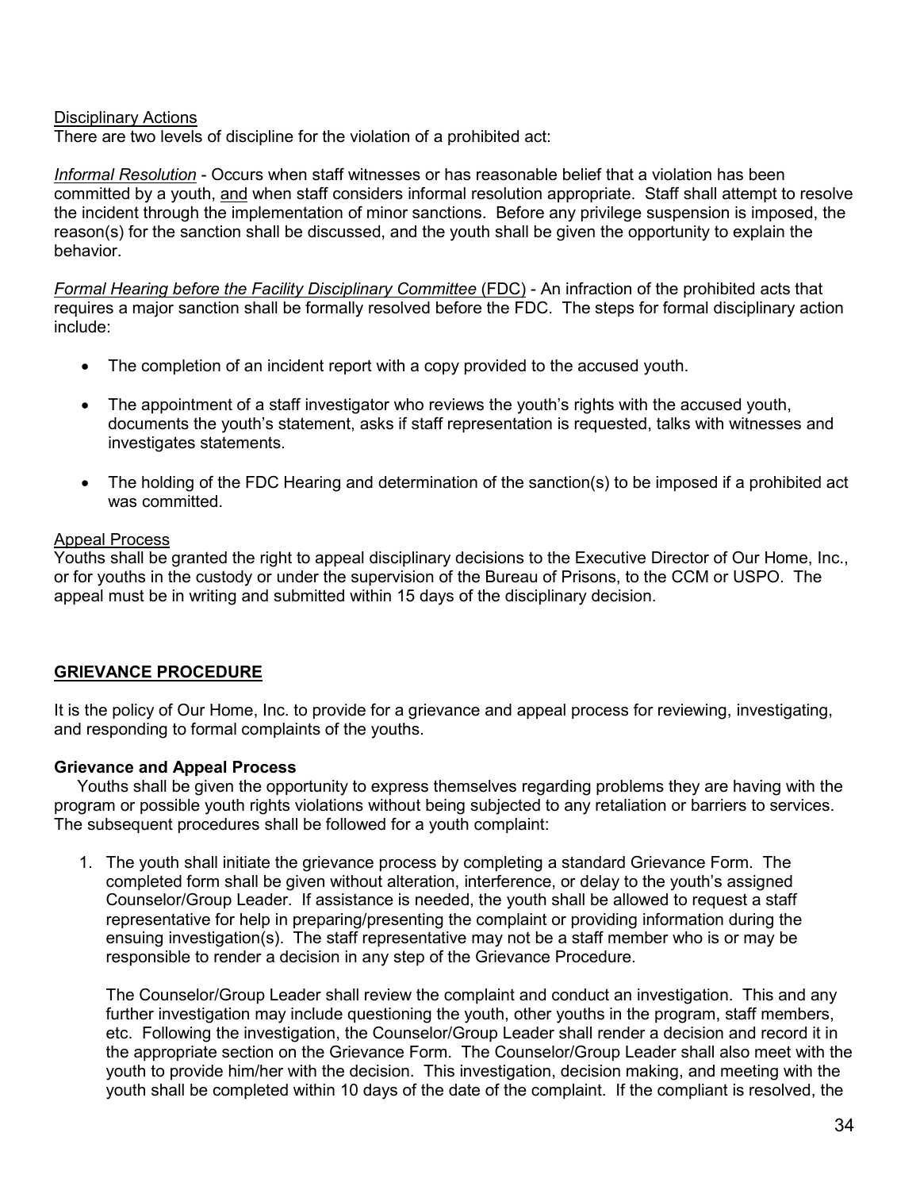Disciplinary Actions

There are two levels of discipline for the violation of a prohibited act:

*Informal Resolution* - Occurs when staff witnesses or has reasonable belief that a violation has been committed by a youth, and when staff considers informal resolution appropriate. Staff shall attempt to resolve the incident through the implementation of minor sanctions. Before any privilege suspension is imposed, the reason(s) for the sanction shall be discussed, and the youth shall be given the opportunity to explain the behavior.

*Formal Hearing before the Facility Disciplinary Committee* (FDC) - An infraction of the prohibited acts that requires a major sanction shall be formally resolved before the FDC. The steps for formal disciplinary action include:

- The completion of an incident report with a copy provided to the accused youth.
- The appointment of a staff investigator who reviews the youth's rights with the accused youth, documents the youth's statement, asks if staff representation is requested, talks with witnesses and investigates statements.
- The holding of the FDC Hearing and determination of the sanction(s) to be imposed if a prohibited act was committed.

Appeal Process

Youths shall be granted the right to appeal disciplinary decisions to the Executive Director of Our Home, Inc., or for youths in the custody or under the supervision of the Bureau of Prisons, to the CCM or USPO. The appeal must be in writing and submitted within 15 days of the disciplinary decision.

## GRIEVANCE PROCEDURE

It is the policy of Our Home, Inc. to provide for a grievance and appeal process for reviewing, investigating, and responding to formal complaints of the youths.

### Grievance and Appeal Process

Youths shall be given the opportunity to express themselves regarding problems they are having with the program or possible youth rights violations without being subjected to any retaliation or barriers to services. The subsequent procedures shall be followed for a youth complaint:

1. The youth shall initiate the grievance process by completing a standard Grievance Form. The completed form shall be given without alteration, interference, or delay to the youth's assigned Counselor/Group Leader. If assistance is needed, the youth shall be allowed to request a staff representative for help in preparing/presenting the complaint or providing information during the ensuing investigation(s). The staff representative may not be a staff member who is or may be responsible to render a decision in any step of the Grievance Procedure.

   The Counselor/Group Leader shall review the complaint and conduct an investigation. This and any further investigation may include questioning the youth, other youths in the program, staff members, etc. Following the investigation, the Counselor/Group Leader shall render a decision and record it in the appropriate section on the Grievance Form. The Counselor/Group Leader shall also meet with the youth to provide him/her with the decision. This investigation, decision making, and meeting with the youth shall be completed within 10 days of the date of the complaint. If the compliant is resolved, the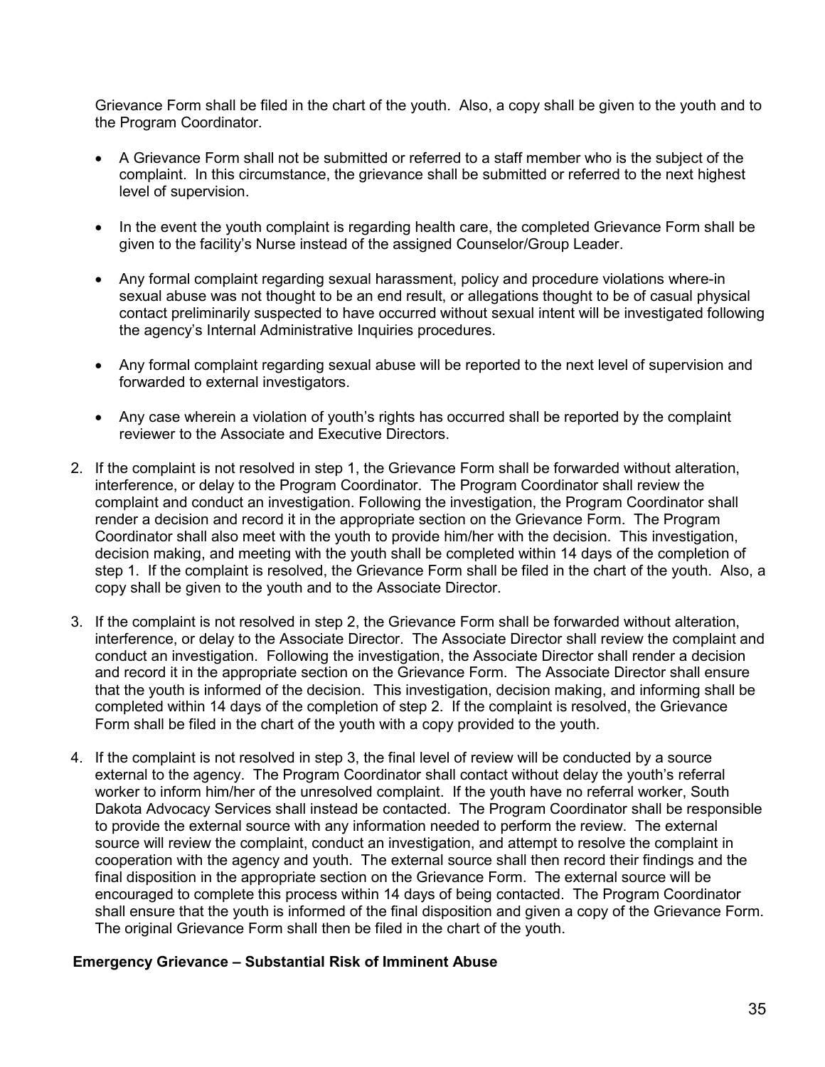Grievance Form shall be filed in the chart of the youth. Also, a copy shall be given to the youth and to the Program Coordinator.

- A Grievance Form shall not be submitted or referred to a staff member who is the subject of the complaint. In this circumstance, the grievance shall be submitted or referred to the next highest level of supervision.
- In the event the youth complaint is regarding health care, the completed Grievance Form shall be given to the facility's Nurse instead of the assigned Counselor/Group Leader.
- Any formal complaint regarding sexual harassment, policy and procedure violations where-in sexual abuse was not thought to be an end result, or allegations thought to be of casual physical contact preliminarily suspected to have occurred without sexual intent will be investigated following the agency's Internal Administrative Inquiries procedures.
- Any formal complaint regarding sexual abuse will be reported to the next level of supervision and forwarded to external investigators.
- Any case wherein a violation of youth's rights has occurred shall be reported by the complaint reviewer to the Associate and Executive Directors.

2. If the complaint is not resolved in step 1, the Grievance Form shall be forwarded without alteration, interference, or delay to the Program Coordinator. The Program Coordinator shall review the complaint and conduct an investigation. Following the investigation, the Program Coordinator shall render a decision and record it in the appropriate section on the Grievance Form. The Program Coordinator shall also meet with the youth to provide him/her with the decision. This investigation, decision making, and meeting with the youth shall be completed within 14 days of the completion of step 1. If the complaint is resolved, the Grievance Form shall be filed in the chart of the youth. Also, a copy shall be given to the youth and to the Associate Director.
3. If the complaint is not resolved in step 2, the Grievance Form shall be forwarded without alteration, interference, or delay to the Associate Director. The Associate Director shall review the complaint and conduct an investigation. Following the investigation, the Associate Director shall render a decision and record it in the appropriate section on the Grievance Form. The Associate Director shall ensure that the youth is informed of the decision. This investigation, decision making, and informing shall be completed within 14 days of the completion of step 2. If the complaint is resolved, the Grievance Form shall be filed in the chart of the youth with a copy provided to the youth.
4. If the complaint is not resolved in step 3, the final level of review will be conducted by a source external to the agency. The Program Coordinator shall contact without delay the youth's referral worker to inform him/her of the unresolved complaint. If the youth have no referral worker, South Dakota Advocacy Services shall instead be contacted. The Program Coordinator shall be responsible to provide the external source with any information needed to perform the review. The external source will review the complaint, conduct an investigation, and attempt to resolve the complaint in cooperation with the agency and youth. The external source shall then record their findings and the final disposition in the appropriate section on the Grievance Form. The external source will be encouraged to complete this process within 14 days of being contacted. The Program Coordinator shall ensure that the youth is informed of the final disposition and given a copy of the Grievance Form. The original Grievance Form shall then be filed in the chart of the youth.

**Emergency Grievance – Substantial Risk of Imminent Abuse**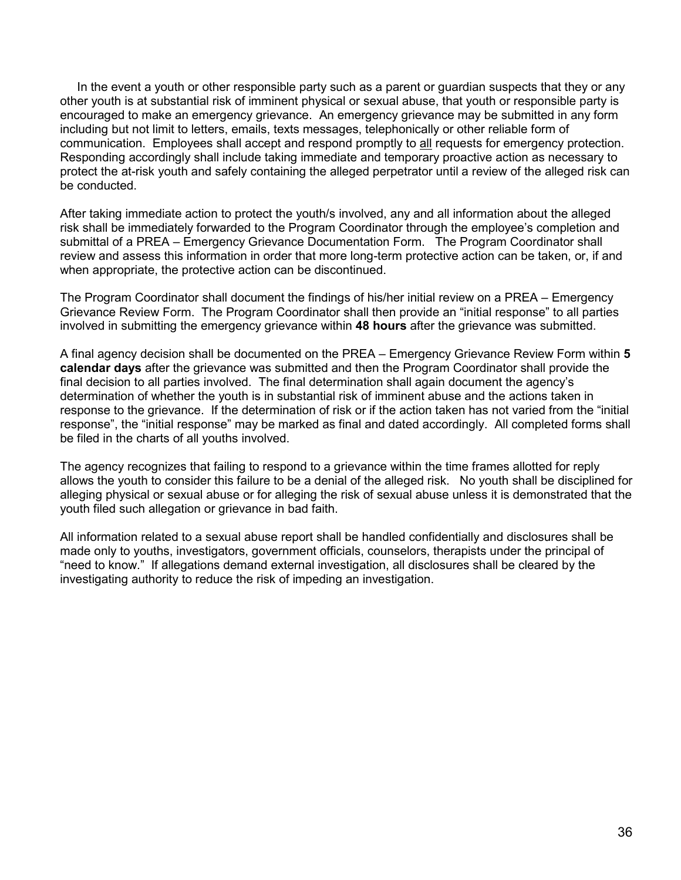In the event a youth or other responsible party such as a parent or guardian suspects that they or any other youth is at substantial risk of imminent physical or sexual abuse, that youth or responsible party is encouraged to make an emergency grievance. An emergency grievance may be submitted in any form including but not limit to letters, emails, texts messages, telephonically or other reliable form of communication. Employees shall accept and respond promptly to <u>all</u> requests for emergency protection. Responding accordingly shall include taking immediate and temporary proactive action as necessary to protect the at-risk youth and safely containing the alleged perpetrator until a review of the alleged risk can be conducted.

After taking immediate action to protect the youth/s involved, any and all information about the alleged risk shall be immediately forwarded to the Program Coordinator through the employee's completion and submittal of a PREA – Emergency Grievance Documentation Form. The Program Coordinator shall review and assess this information in order that more long-term protective action can be taken, or, if and when appropriate, the protective action can be discontinued.

The Program Coordinator shall document the findings of his/her initial review on a PREA – Emergency Grievance Review Form. The Program Coordinator shall then provide an "initial response" to all parties involved in submitting the emergency grievance within **48 hours** after the grievance was submitted.

A final agency decision shall be documented on the PREA – Emergency Grievance Review Form within **5 calendar days** after the grievance was submitted and then the Program Coordinator shall provide the final decision to all parties involved. The final determination shall again document the agency's determination of whether the youth is in substantial risk of imminent abuse and the actions taken in response to the grievance. If the determination of risk or if the action taken has not varied from the "initial response", the "initial response" may be marked as final and dated accordingly. All completed forms shall be filed in the charts of all youths involved.

The agency recognizes that failing to respond to a grievance within the time frames allotted for reply allows the youth to consider this failure to be a denial of the alleged risk. No youth shall be disciplined for alleging physical or sexual abuse or for alleging the risk of sexual abuse unless it is demonstrated that the youth filed such allegation or grievance in bad faith.

All information related to a sexual abuse report shall be handled confidentially and disclosures shall be made only to youths, investigators, government officials, counselors, therapists under the principal of "need to know." If allegations demand external investigation, all disclosures shall be cleared by the investigating authority to reduce the risk of impeding an investigation.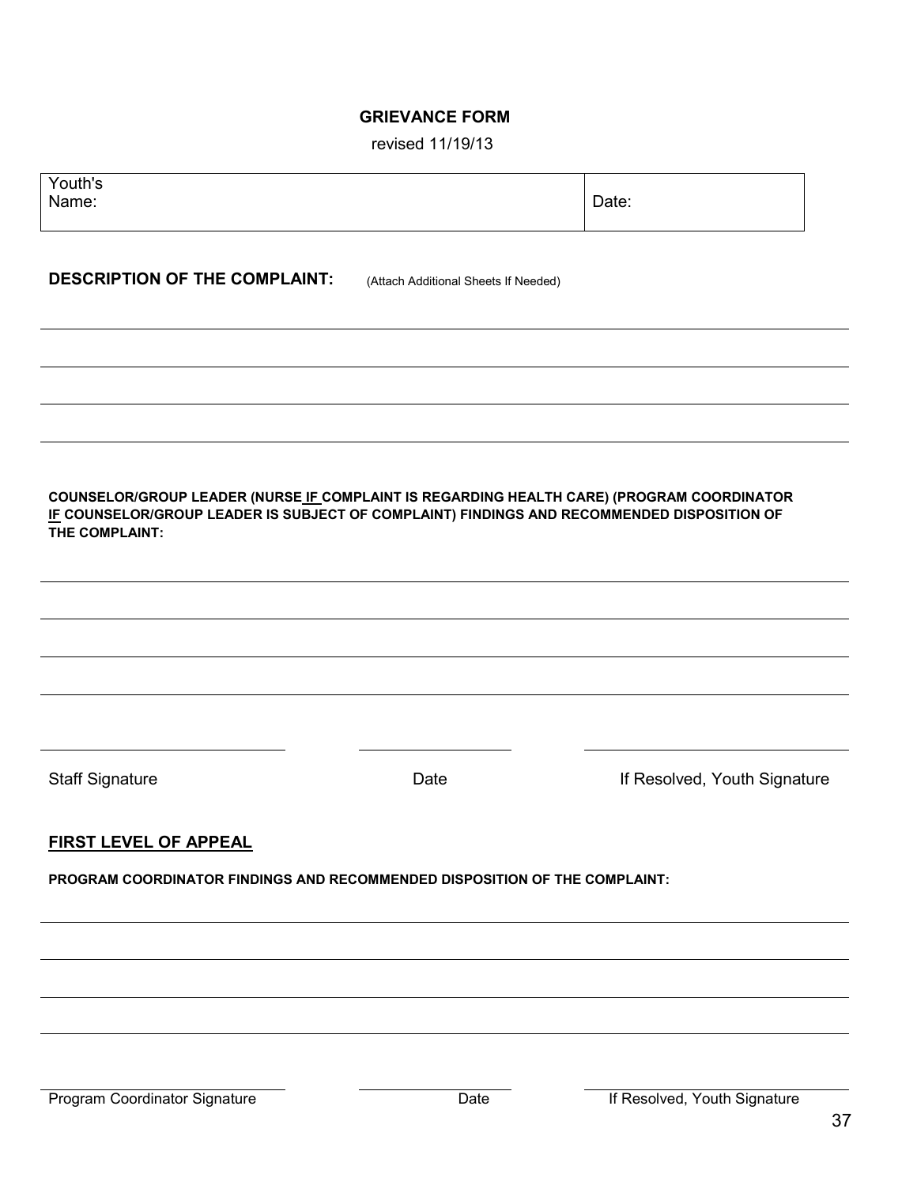## GRIEVANCE FORM

revised 11/19/13

| Youth's Name: | Date: |
|---|---|
| | |

**DESCRIPTION OF THE COMPLAINT:** (Attach Additional Sheets If Needed)

______________________________________________________________________

______________________________________________________________________

______________________________________________________________________

______________________________________________________________________

**COUNSELOR/GROUP LEADER (NURSE IF COMPLAINT IS REGARDING HEALTH CARE) (PROGRAM COORDINATOR IF COUNSELOR/GROUP LEADER IS SUBJECT OF COMPLAINT) FINDINGS AND RECOMMENDED DISPOSITION OF THE COMPLAINT:**

______________________________________________________________________

______________________________________________________________________

______________________________________________________________________

______________________________________________________________________

| Staff Signature | Date | If Resolved, Youth Signature |
|---|---|---|
| | | |

## FIRST LEVEL OF APPEAL

**PROGRAM COORDINATOR FINDINGS AND RECOMMENDED DISPOSITION OF THE COMPLAINT:**

______________________________________________________________________

______________________________________________________________________

______________________________________________________________________

______________________________________________________________________

| Program Coordinator Signature | Date | If Resolved, Youth Signature |
|---|---|---|
| | | |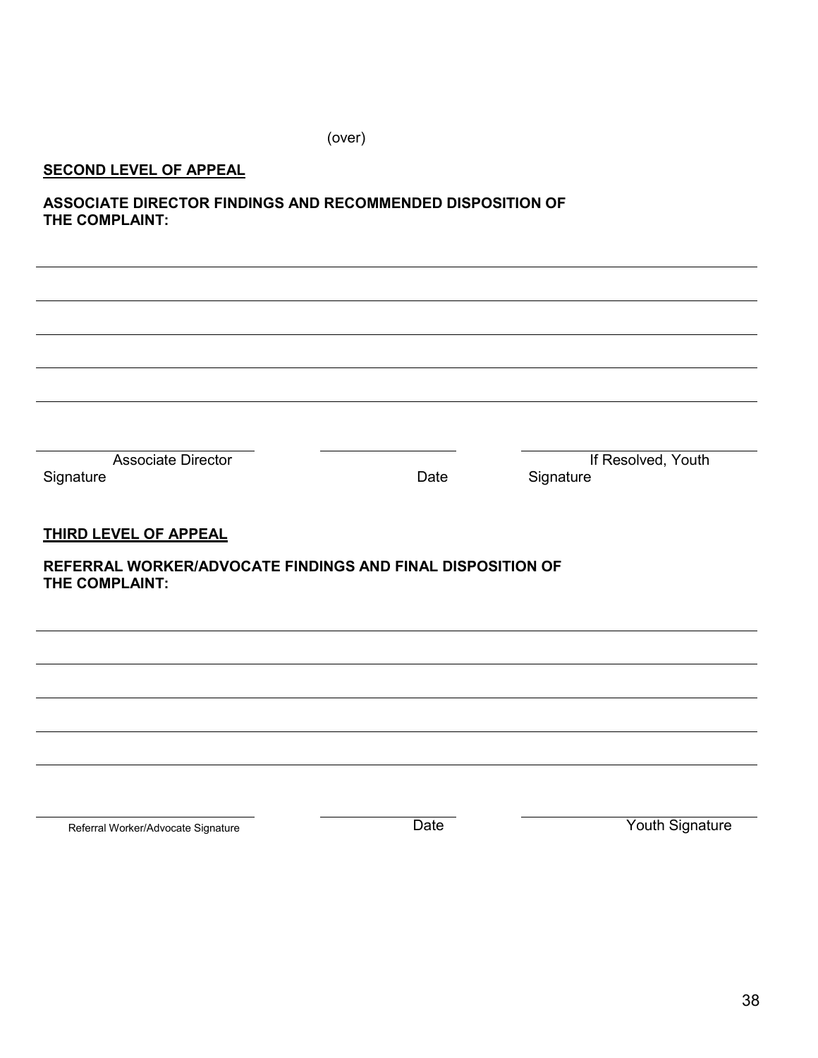(over)

**SECOND LEVEL OF APPEAL**

**ASSOCIATE DIRECTOR FINDINGS AND RECOMMENDED DISPOSITION OF THE COMPLAINT:**

\_\_\_\_\_\_\_\_\_\_\_\_\_\_\_\_\_\_\_\_\_\_\_\_\_\_\_\_\_\_\_\_\_\_\_\_\_\_\_\_\_\_\_\_\_\_\_\_\_\_\_\_\_\_\_\_\_\_\_\_\_\_\_\_\_\_\_\_\_\_\_\_

\_\_\_\_\_\_\_\_\_\_\_\_\_\_\_\_\_\_\_\_\_\_\_\_\_\_\_\_\_\_\_\_\_\_\_\_\_\_\_\_\_\_\_\_\_\_\_\_\_\_\_\_\_\_\_\_\_\_\_\_\_\_\_\_\_\_\_\_\_\_\_\_

\_\_\_\_\_\_\_\_\_\_\_\_\_\_\_\_\_\_\_\_\_\_\_\_\_\_\_\_\_\_\_\_\_\_\_\_\_\_\_\_\_\_\_\_\_\_\_\_\_\_\_\_\_\_\_\_\_\_\_\_\_\_\_\_\_\_\_\_\_\_\_\_

\_\_\_\_\_\_\_\_\_\_\_\_\_\_\_\_\_\_\_\_\_\_\_\_\_\_\_\_\_\_\_\_\_\_\_\_\_\_\_\_\_\_\_\_\_\_\_\_\_\_\_\_\_\_\_\_\_\_\_\_\_\_\_\_\_\_\_\_\_\_\_\_

\_\_\_\_\_\_\_\_\_\_\_\_\_\_\_\_\_\_\_\_\_\_\_\_\_\_\_\_\_\_\_\_\_\_\_\_\_\_\_\_\_\_\_\_\_\_\_\_\_\_\_\_\_\_\_\_\_\_\_\_\_\_\_\_\_\_\_\_\_\_\_\_

| \_\_\_\_\_\_\_\_\_\_\_\_\_\_\_\_\_\_\_\_\_\_\_\_ | \_\_\_\_\_\_\_\_\_\_\_\_\_\_ | \_\_\_\_\_\_\_\_\_\_\_\_\_\_\_\_\_\_\_\_\_\_\_\_ |
|---|---|---|
| Associate Director Signature | Date | If Resolved, Youth Signature |

**THIRD LEVEL OF APPEAL**

**REFERRAL WORKER/ADVOCATE FINDINGS AND FINAL DISPOSITION OF THE COMPLAINT:**

\_\_\_\_\_\_\_\_\_\_\_\_\_\_\_\_\_\_\_\_\_\_\_\_\_\_\_\_\_\_\_\_\_\_\_\_\_\_\_\_\_\_\_\_\_\_\_\_\_\_\_\_\_\_\_\_\_\_\_\_\_\_\_\_\_\_\_\_\_\_\_\_

\_\_\_\_\_\_\_\_\_\_\_\_\_\_\_\_\_\_\_\_\_\_\_\_\_\_\_\_\_\_\_\_\_\_\_\_\_\_\_\_\_\_\_\_\_\_\_\_\_\_\_\_\_\_\_\_\_\_\_\_\_\_\_\_\_\_\_\_\_\_\_\_

\_\_\_\_\_\_\_\_\_\_\_\_\_\_\_\_\_\_\_\_\_\_\_\_\_\_\_\_\_\_\_\_\_\_\_\_\_\_\_\_\_\_\_\_\_\_\_\_\_\_\_\_\_\_\_\_\_\_\_\_\_\_\_\_\_\_\_\_\_\_\_\_

\_\_\_\_\_\_\_\_\_\_\_\_\_\_\_\_\_\_\_\_\_\_\_\_\_\_\_\_\_\_\_\_\_\_\_\_\_\_\_\_\_\_\_\_\_\_\_\_\_\_\_\_\_\_\_\_\_\_\_\_\_\_\_\_\_\_\_\_\_\_\_\_

\_\_\_\_\_\_\_\_\_\_\_\_\_\_\_\_\_\_\_\_\_\_\_\_\_\_\_\_\_\_\_\_\_\_\_\_\_\_\_\_\_\_\_\_\_\_\_\_\_\_\_\_\_\_\_\_\_\_\_\_\_\_\_\_\_\_\_\_\_\_\_\_

| \_\_\_\_\_\_\_\_\_\_\_\_\_\_\_\_\_\_\_\_\_\_\_\_ | \_\_\_\_\_\_\_\_\_\_\_\_\_\_ | \_\_\_\_\_\_\_\_\_\_\_\_\_\_\_\_\_\_\_\_\_\_\_\_ |
|---|---|---|
| Referral Worker/Advocate Signature | Date | Youth Signature |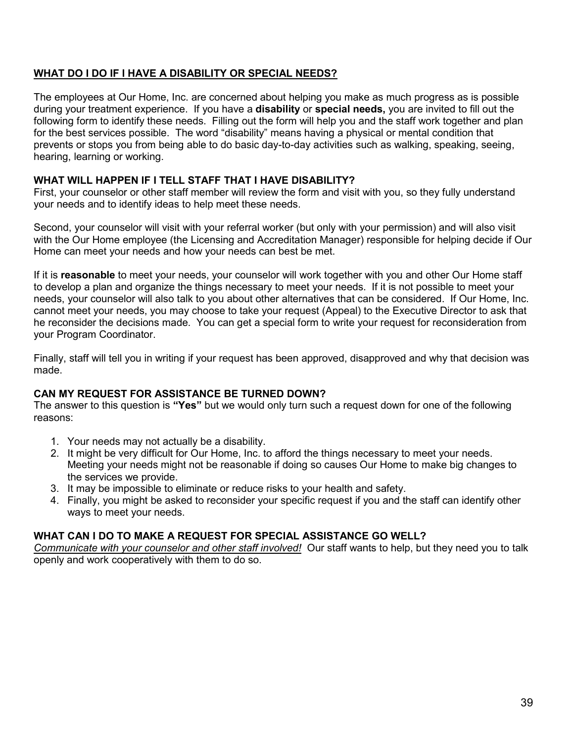## <u>WHAT DO I DO IF I HAVE A DISABILITY OR SPECIAL NEEDS?</u>

The employees at Our Home, Inc. are concerned about helping you make as much progress as is possible during your treatment experience. If you have a **disability** or **special needs,** you are invited to fill out the following form to identify these needs. Filling out the form will help you and the staff work together and plan for the best services possible. The word "disability" means having a physical or mental condition that prevents or stops you from being able to do basic day-to-day activities such as walking, speaking, seeing, hearing, learning or working.

### WHAT WILL HAPPEN IF I TELL STAFF THAT I HAVE DISABILITY?

First, your counselor or other staff member will review the form and visit with you, so they fully understand your needs and to identify ideas to help meet these needs.

Second, your counselor will visit with your referral worker (but only with your permission) and will also visit with the Our Home employee (the Licensing and Accreditation Manager) responsible for helping decide if Our Home can meet your needs and how your needs can best be met.

If it is **reasonable** to meet your needs, your counselor will work together with you and other Our Home staff to develop a plan and organize the things necessary to meet your needs. If it is not possible to meet your needs, your counselor will also talk to you about other alternatives that can be considered. If Our Home, Inc. cannot meet your needs, you may choose to take your request (Appeal) to the Executive Director to ask that he reconsider the decisions made. You can get a special form to write your request for reconsideration from your Program Coordinator.

Finally, staff will tell you in writing if your request has been approved, disapproved and why that decision was made.

### CAN MY REQUEST FOR ASSISTANCE BE TURNED DOWN?

The answer to this question is **"Yes"** but we would only turn such a request down for one of the following reasons:

1. Your needs may not actually be a disability.
2. It might be very difficult for Our Home, Inc. to afford the things necessary to meet your needs. Meeting your needs might not be reasonable if doing so causes Our Home to make big changes to the services we provide.
3. It may be impossible to eliminate or reduce risks to your health and safety.
4. Finally, you might be asked to reconsider your specific request if you and the staff can identify other ways to meet your needs.

### WHAT CAN I DO TO MAKE A REQUEST FOR SPECIAL ASSISTANCE GO WELL?

*<u>Communicate with your counselor and other staff involved!</u>* Our staff wants to help, but they need you to talk openly and work cooperatively with them to do so.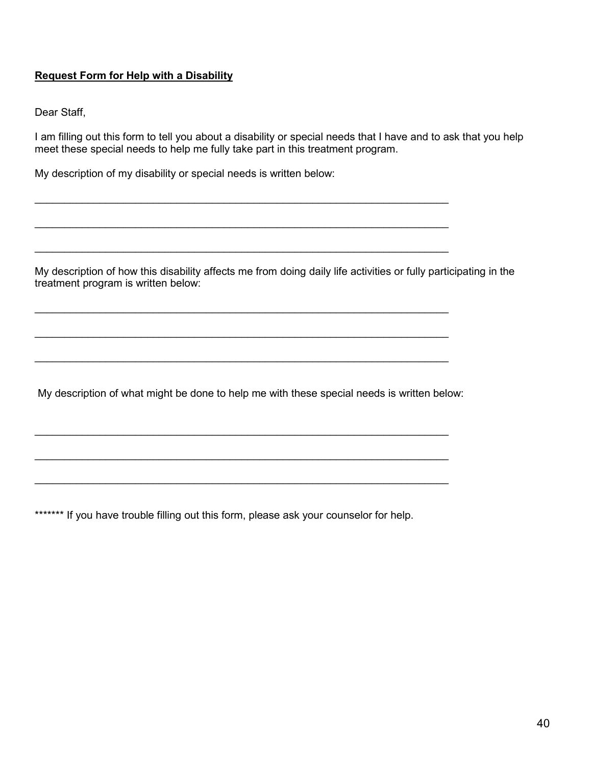**Request Form for Help with a Disability**

Dear Staff,

I am filling out this form to tell you about a disability or special needs that I have and to ask that you help meet these special needs to help me fully take part in this treatment program.

My description of my disability or special needs is written below:

_________________________________________________________________________

_________________________________________________________________________

_________________________________________________________________________

My description of how this disability affects me from doing daily life activities or fully participating in the treatment program is written below:

_________________________________________________________________________

_________________________________________________________________________

_________________________________________________________________________

My description of what might be done to help me with these special needs is written below:

_________________________________________________________________________

_________________________________________________________________________

_________________________________________________________________________

******* If you have trouble filling out this form, please ask your counselor for help.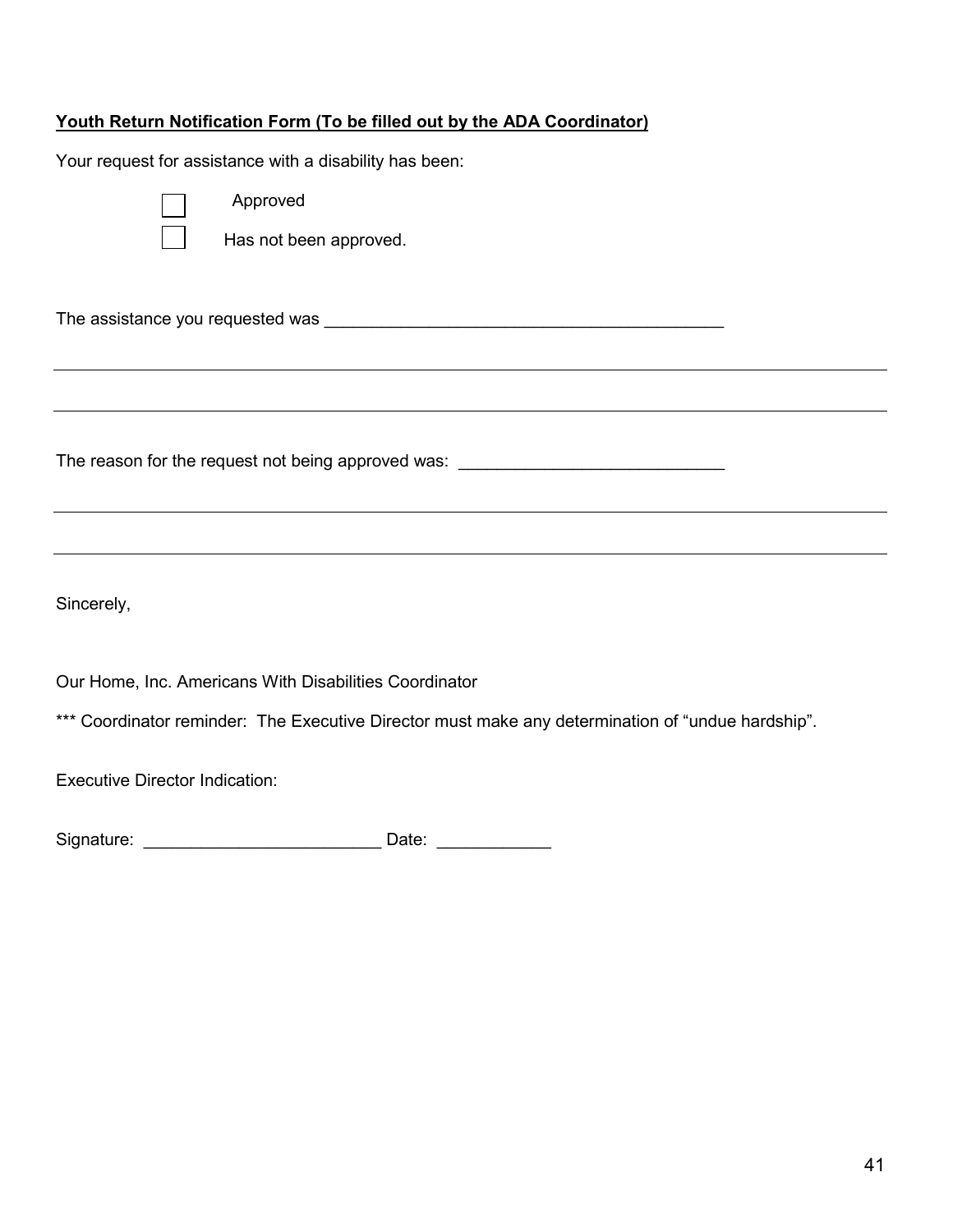**Youth Return Notification Form (To be filled out by the ADA Coordinator)**

Your request for assistance with a disability has been:

☐ Approved

☐ Has not been approved.

The assistance you requested was ___________________________________________

_______________________________________________________________________________

_______________________________________________________________________________

The reason for the request not being approved was: ____________________________

_______________________________________________________________________________

_______________________________________________________________________________

Sincerely,

Our Home, Inc. Americans With Disabilities Coordinator

*** Coordinator reminder: The Executive Director must make any determination of "undue hardship".

Executive Director Indication:

Signature: _________________________ Date: ____________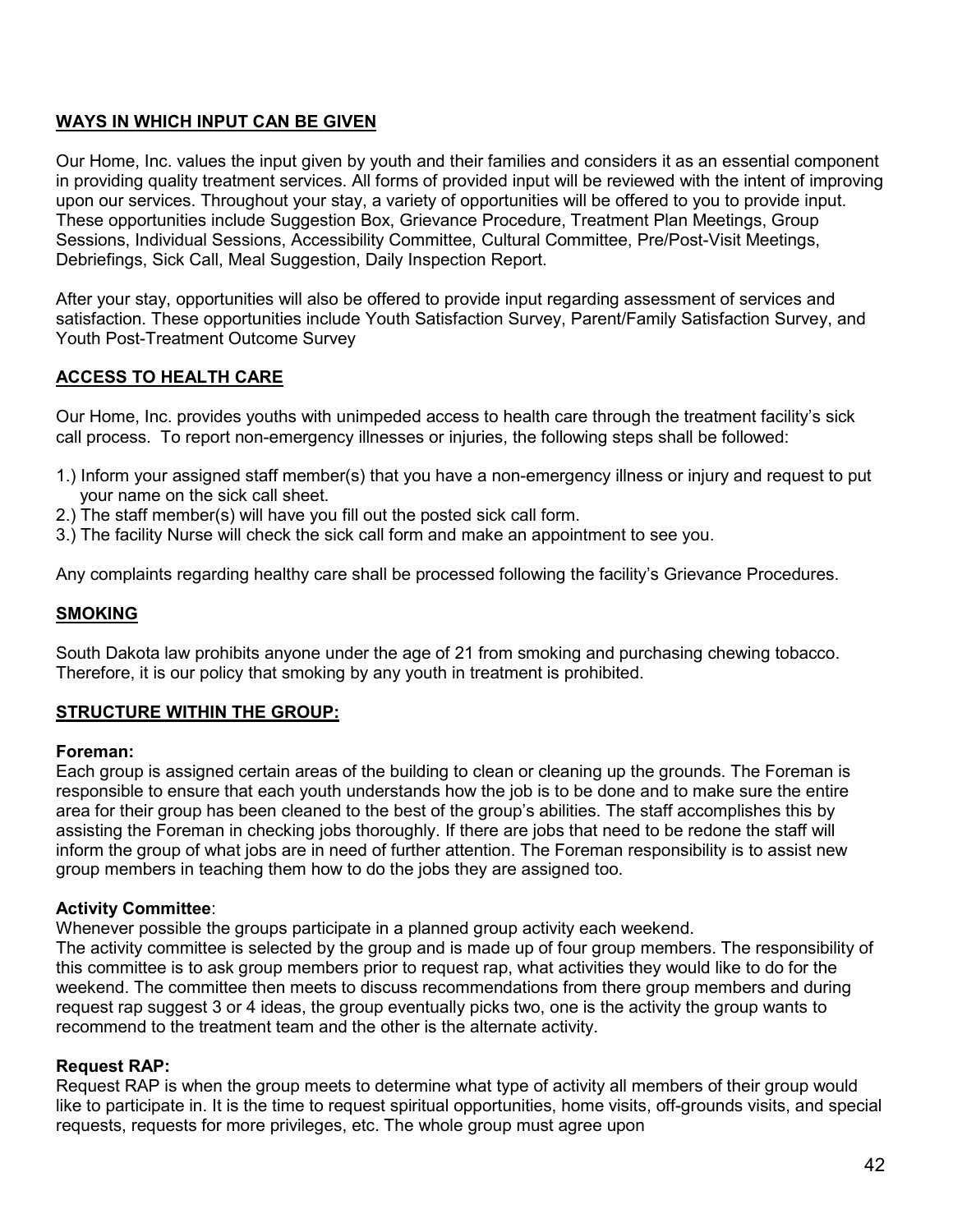## WAYS IN WHICH INPUT CAN BE GIVEN

Our Home, Inc. values the input given by youth and their families and considers it as an essential component in providing quality treatment services. All forms of provided input will be reviewed with the intent of improving upon our services. Throughout your stay, a variety of opportunities will be offered to you to provide input. These opportunities include Suggestion Box, Grievance Procedure, Treatment Plan Meetings, Group Sessions, Individual Sessions, Accessibility Committee, Cultural Committee, Pre/Post-Visit Meetings, Debriefings, Sick Call, Meal Suggestion, Daily Inspection Report.

After your stay, opportunities will also be offered to provide input regarding assessment of services and satisfaction. These opportunities include Youth Satisfaction Survey, Parent/Family Satisfaction Survey, and Youth Post-Treatment Outcome Survey

## ACCESS TO HEALTH CARE

Our Home, Inc. provides youths with unimpeded access to health care through the treatment facility's sick call process. To report non-emergency illnesses or injuries, the following steps shall be followed:

1.) Inform your assigned staff member(s) that you have a non-emergency illness or injury and request to put your name on the sick call sheet.
2.) The staff member(s) will have you fill out the posted sick call form.
3.) The facility Nurse will check the sick call form and make an appointment to see you.

Any complaints regarding healthy care shall be processed following the facility's Grievance Procedures.

## SMOKING

South Dakota law prohibits anyone under the age of 21 from smoking and purchasing chewing tobacco. Therefore, it is our policy that smoking by any youth in treatment is prohibited.

## STRUCTURE WITHIN THE GROUP:

**Foreman:**
Each group is assigned certain areas of the building to clean or cleaning up the grounds. The Foreman is responsible to ensure that each youth understands how the job is to be done and to make sure the entire area for their group has been cleaned to the best of the group's abilities. The staff accomplishes this by assisting the Foreman in checking jobs thoroughly. If there are jobs that need to be redone the staff will inform the group of what jobs are in need of further attention. The Foreman responsibility is to assist new group members in teaching them how to do the jobs they are assigned too.

**Activity Committee**:
Whenever possible the groups participate in a planned group activity each weekend.
The activity committee is selected by the group and is made up of four group members. The responsibility of this committee is to ask group members prior to request rap, what activities they would like to do for the weekend. The committee then meets to discuss recommendations from there group members and during request rap suggest 3 or 4 ideas, the group eventually picks two, one is the activity the group wants to recommend to the treatment team and the other is the alternate activity.

**Request RAP:**
Request RAP is when the group meets to determine what type of activity all members of their group would like to participate in. It is the time to request spiritual opportunities, home visits, off-grounds visits, and special requests, requests for more privileges, etc. The whole group must agree upon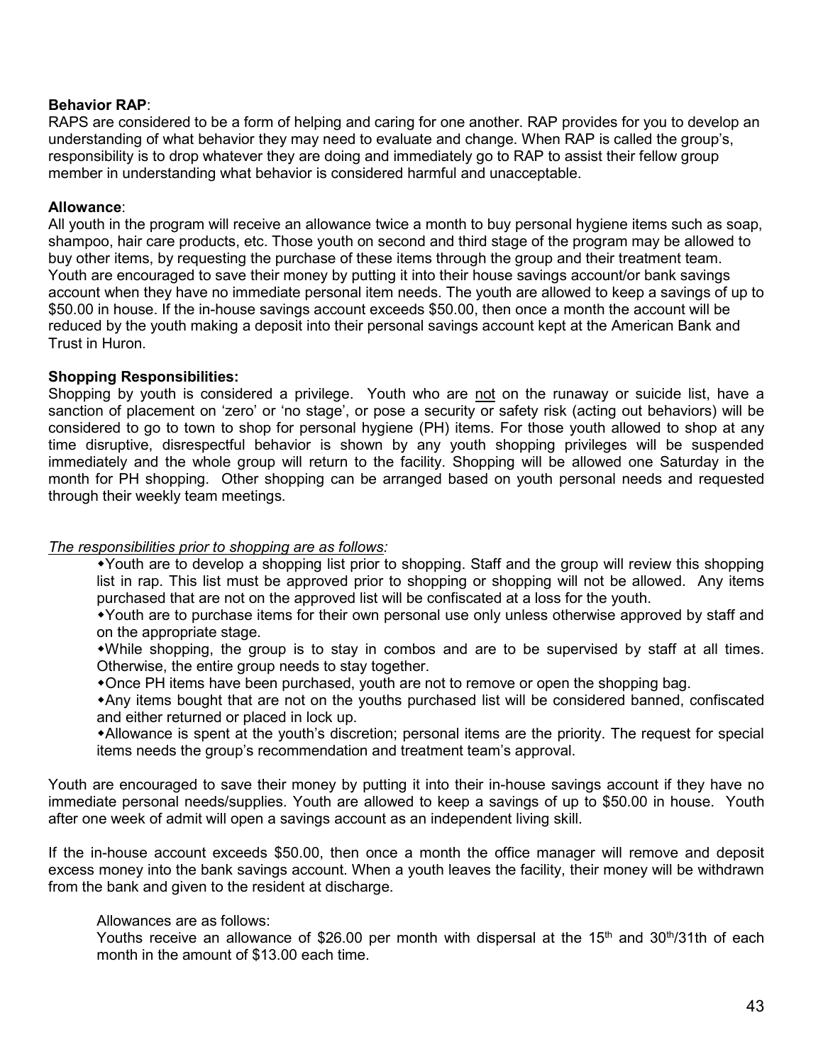**Behavior RAP**:
RAPS are considered to be a form of helping and caring for one another. RAP provides for you to develop an understanding of what behavior they may need to evaluate and change. When RAP is called the group's, responsibility is to drop whatever they are doing and immediately go to RAP to assist their fellow group member in understanding what behavior is considered harmful and unacceptable.

**Allowance**:
All youth in the program will receive an allowance twice a month to buy personal hygiene items such as soap, shampoo, hair care products, etc. Those youth on second and third stage of the program may be allowed to buy other items, by requesting the purchase of these items through the group and their treatment team. Youth are encouraged to save their money by putting it into their house savings account/or bank savings account when they have no immediate personal item needs. The youth are allowed to keep a savings of up to $50.00 in house. If the in-house savings account exceeds $50.00, then once a month the account will be reduced by the youth making a deposit into their personal savings account kept at the American Bank and Trust in Huron.

**Shopping Responsibilities:**
Shopping by youth is considered a privilege. Youth who are <u>not</u> on the runaway or suicide list, have a sanction of placement on 'zero' or 'no stage', or pose a security or safety risk (acting out behaviors) will be considered to go to town to shop for personal hygiene (PH) items. For those youth allowed to shop at any time disruptive, disrespectful behavior is shown by any youth shopping privileges will be suspended immediately and the whole group will return to the facility. Shopping will be allowed one Saturday in the month for PH shopping. Other shopping can be arranged based on youth personal needs and requested through their weekly team meetings.

*<u>The responsibilities prior to shopping are as follows:</u>*

- Youth are to develop a shopping list prior to shopping. Staff and the group will review this shopping list in rap. This list must be approved prior to shopping or shopping will not be allowed. Any items purchased that are not on the approved list will be confiscated at a loss for the youth.
- Youth are to purchase items for their own personal use only unless otherwise approved by staff and on the appropriate stage.
- While shopping, the group is to stay in combos and are to be supervised by staff at all times. Otherwise, the entire group needs to stay together.
- Once PH items have been purchased, youth are not to remove or open the shopping bag.
- Any items bought that are not on the youths purchased list will be considered banned, confiscated and either returned or placed in lock up.
- Allowance is spent at the youth's discretion; personal items are the priority. The request for special items needs the group's recommendation and treatment team's approval.

Youth are encouraged to save their money by putting it into their in-house savings account if they have no immediate personal needs/supplies. Youth are allowed to keep a savings of up to $50.00 in house. Youth after one week of admit will open a savings account as an independent living skill.

If the in-house account exceeds $50.00, then once a month the office manager will remove and deposit excess money into the bank savings account. When a youth leaves the facility, their money will be withdrawn from the bank and given to the resident at discharge.

Allowances are as follows:
Youths receive an allowance of $26.00 per month with dispersal at the 15th and 30th/31th of each month in the amount of $13.00 each time.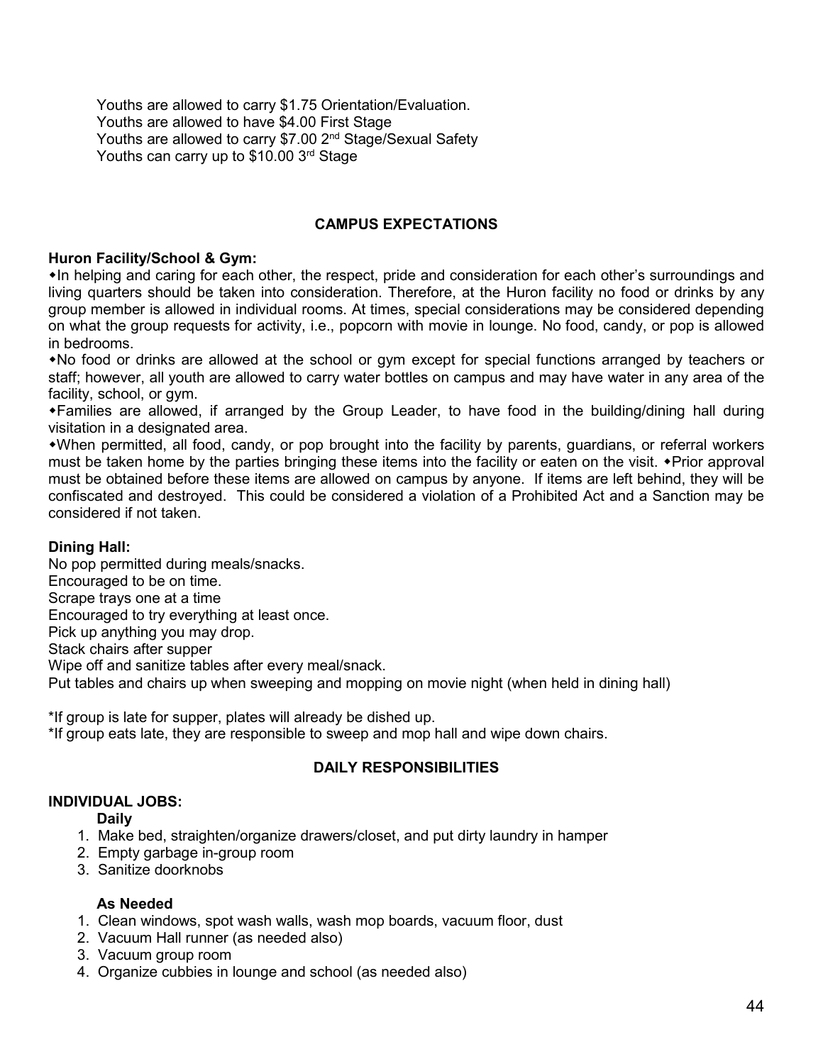Youths are allowed to carry $1.75 Orientation/Evaluation.
Youths are allowed to have $4.00 First Stage
Youths are allowed to carry $7.00 2nd Stage/Sexual Safety
Youths can carry up to $10.00 3rd Stage

## CAMPUS EXPECTATIONS

**Huron Facility/School & Gym:**

◆In helping and caring for each other, the respect, pride and consideration for each other's surroundings and living quarters should be taken into consideration. Therefore, at the Huron facility no food or drinks by any group member is allowed in individual rooms. At times, special considerations may be considered depending on what the group requests for activity, i.e., popcorn with movie in lounge. No food, candy, or pop is allowed in bedrooms.

◆No food or drinks are allowed at the school or gym except for special functions arranged by teachers or staff; however, all youth are allowed to carry water bottles on campus and may have water in any area of the facility, school, or gym.

◆Families are allowed, if arranged by the Group Leader, to have food in the building/dining hall during visitation in a designated area.

◆When permitted, all food, candy, or pop brought into the facility by parents, guardians, or referral workers must be taken home by the parties bringing these items into the facility or eaten on the visit. ◆Prior approval must be obtained before these items are allowed on campus by anyone. If items are left behind, they will be confiscated and destroyed. This could be considered a violation of a Prohibited Act and a Sanction may be considered if not taken.

**Dining Hall:**

No pop permitted during meals/snacks.
Encouraged to be on time.
Scrape trays one at a time
Encouraged to try everything at least once.
Pick up anything you may drop.
Stack chairs after supper
Wipe off and sanitize tables after every meal/snack.
Put tables and chairs up when sweeping and mopping on movie night (when held in dining hall)

*If group is late for supper, plates will already be dished up.
*If group eats late, they are responsible to sweep and mop hall and wipe down chairs.

## DAILY RESPONSIBILITIES

**INDIVIDUAL JOBS:**

**Daily**

1. Make bed, straighten/organize drawers/closet, and put dirty laundry in hamper
2. Empty garbage in-group room
3. Sanitize doorknobs

**As Needed**

1. Clean windows, spot wash walls, wash mop boards, vacuum floor, dust
2. Vacuum Hall runner (as needed also)
3. Vacuum group room
4. Organize cubbies in lounge and school (as needed also)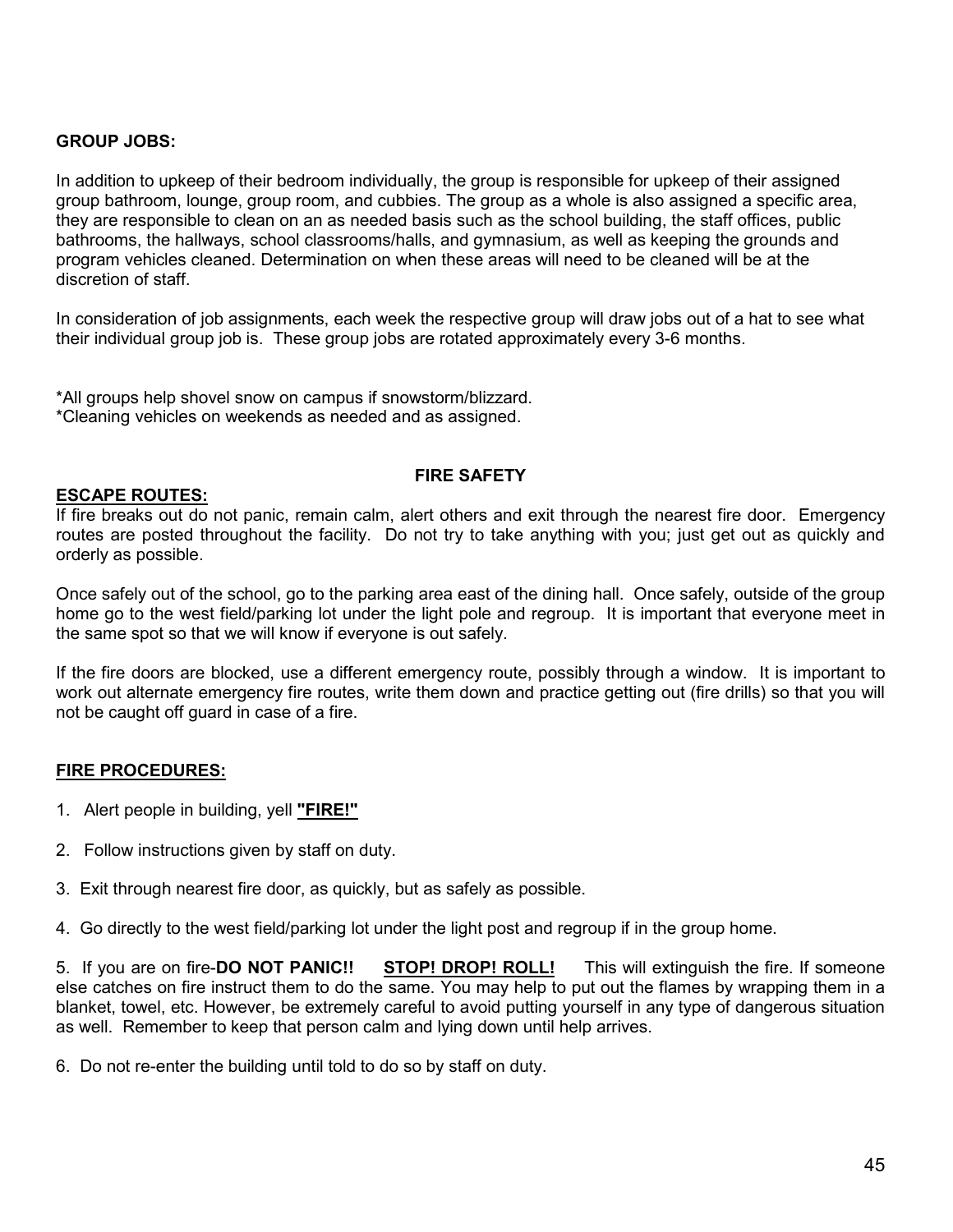**GROUP JOBS:**

In addition to upkeep of their bedroom individually, the group is responsible for upkeep of their assigned group bathroom, lounge, group room, and cubbies. The group as a whole is also assigned a specific area, they are responsible to clean on an as needed basis such as the school building, the staff offices, public bathrooms, the hallways, school classrooms/halls, and gymnasium, as well as keeping the grounds and program vehicles cleaned. Determination on when these areas will need to be cleaned will be at the discretion of staff.

In consideration of job assignments, each week the respective group will draw jobs out of a hat to see what their individual group job is. These group jobs are rotated approximately every 3-6 months.

*All groups help shovel snow on campus if snowstorm/blizzard.
*Cleaning vehicles on weekends as needed and as assigned.

## FIRE SAFETY

**ESCAPE ROUTES:**

If fire breaks out do not panic, remain calm, alert others and exit through the nearest fire door. Emergency routes are posted throughout the facility. Do not try to take anything with you; just get out as quickly and orderly as possible.

Once safely out of the school, go to the parking area east of the dining hall. Once safely, outside of the group home go to the west field/parking lot under the light pole and regroup. It is important that everyone meet in the same spot so that we will know if everyone is out safely.

If the fire doors are blocked, use a different emergency route, possibly through a window. It is important to work out alternate emergency fire routes, write them down and practice getting out (fire drills) so that you will not be caught off guard in case of a fire.

**FIRE PROCEDURES:**

1. Alert people in building, yell **"FIRE!"**

2. Follow instructions given by staff on duty.

3. Exit through nearest fire door, as quickly, but as safely as possible.

4. Go directly to the west field/parking lot under the light post and regroup if in the group home.

5. If you are on fire-**DO NOT PANIC!!** **STOP! DROP! ROLL!** This will extinguish the fire. If someone else catches on fire instruct them to do the same. You may help to put out the flames by wrapping them in a blanket, towel, etc. However, be extremely careful to avoid putting yourself in any type of dangerous situation as well. Remember to keep that person calm and lying down until help arrives.

6. Do not re-enter the building until told to do so by staff on duty.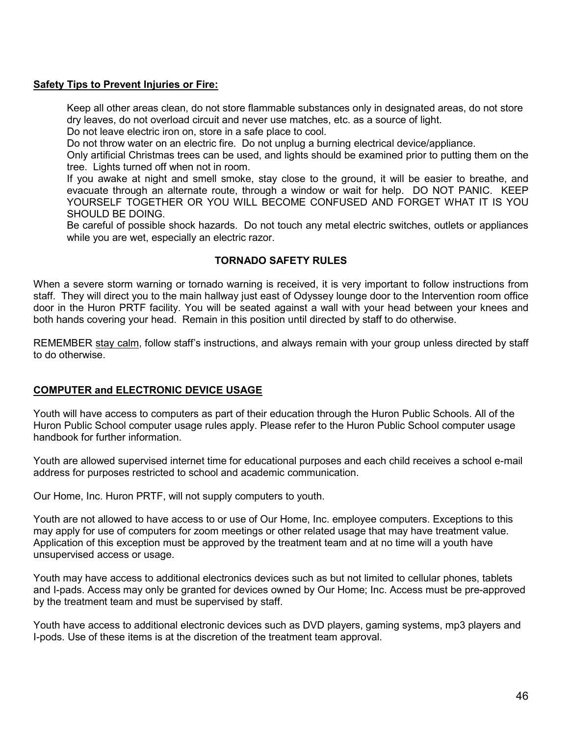**Safety Tips to Prevent Injuries or Fire:**

Keep all other areas clean, do not store flammable substances only in designated areas, do not store dry leaves, do not overload circuit and never use matches, etc. as a source of light.

Do not leave electric iron on, store in a safe place to cool.

Do not throw water on an electric fire. Do not unplug a burning electrical device/appliance.

Only artificial Christmas trees can be used, and lights should be examined prior to putting them on the tree. Lights turned off when not in room.

If you awake at night and smell smoke, stay close to the ground, it will be easier to breathe, and evacuate through an alternate route, through a window or wait for help. DO NOT PANIC. KEEP YOURSELF TOGETHER OR YOU WILL BECOME CONFUSED AND FORGET WHAT IT IS YOU SHOULD BE DOING.

Be careful of possible shock hazards. Do not touch any metal electric switches, outlets or appliances while you are wet, especially an electric razor.

**TORNADO SAFETY RULES**

When a severe storm warning or tornado warning is received, it is very important to follow instructions from staff. They will direct you to the main hallway just east of Odyssey lounge door to the Intervention room office door in the Huron PRTF facility. You will be seated against a wall with your head between your knees and both hands covering your head. Remain in this position until directed by staff to do otherwise.

REMEMBER stay calm, follow staff's instructions, and always remain with your group unless directed by staff to do otherwise.

**COMPUTER and ELECTRONIC DEVICE USAGE**

Youth will have access to computers as part of their education through the Huron Public Schools. All of the Huron Public School computer usage rules apply. Please refer to the Huron Public School computer usage handbook for further information.

Youth are allowed supervised internet time for educational purposes and each child receives a school e-mail address for purposes restricted to school and academic communication.

Our Home, Inc. Huron PRTF, will not supply computers to youth.

Youth are not allowed to have access to or use of Our Home, Inc. employee computers. Exceptions to this may apply for use of computers for zoom meetings or other related usage that may have treatment value. Application of this exception must be approved by the treatment team and at no time will a youth have unsupervised access or usage.

Youth may have access to additional electronics devices such as but not limited to cellular phones, tablets and I-pads. Access may only be granted for devices owned by Our Home; Inc. Access must be pre-approved by the treatment team and must be supervised by staff.

Youth have access to additional electronic devices such as DVD players, gaming systems, mp3 players and I-pods. Use of these items is at the discretion of the treatment team approval.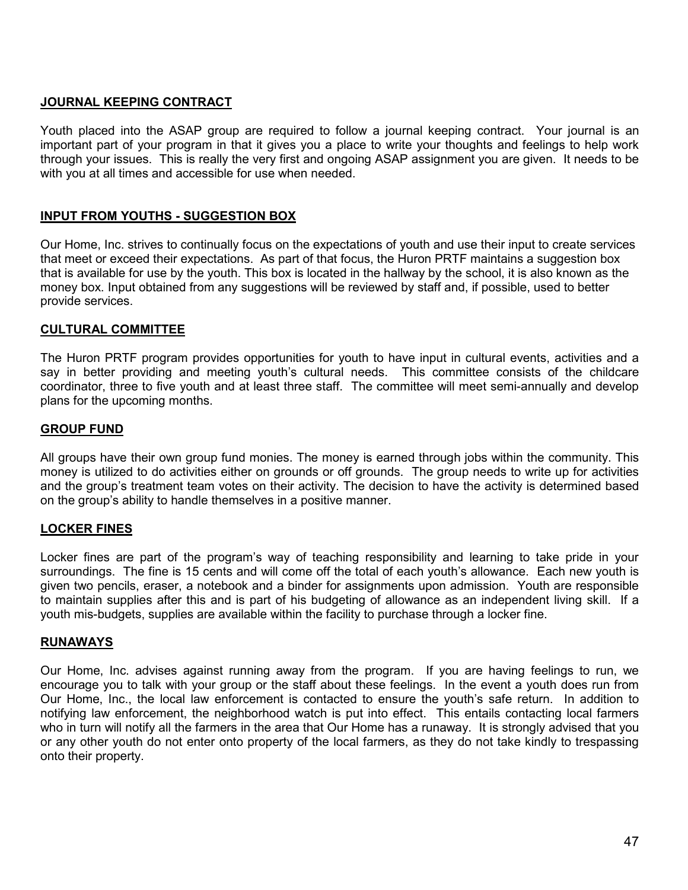**JOURNAL KEEPING CONTRACT**

Youth placed into the ASAP group are required to follow a journal keeping contract. Your journal is an important part of your program in that it gives you a place to write your thoughts and feelings to help work through your issues. This is really the very first and ongoing ASAP assignment you are given. It needs to be with you at all times and accessible for use when needed.

**INPUT FROM YOUTHS - SUGGESTION BOX**

Our Home, Inc. strives to continually focus on the expectations of youth and use their input to create services that meet or exceed their expectations. As part of that focus, the Huron PRTF maintains a suggestion box that is available for use by the youth. This box is located in the hallway by the school, it is also known as the money box. Input obtained from any suggestions will be reviewed by staff and, if possible, used to better provide services.

**CULTURAL COMMITTEE**

The Huron PRTF program provides opportunities for youth to have input in cultural events, activities and a say in better providing and meeting youth's cultural needs. This committee consists of the childcare coordinator, three to five youth and at least three staff. The committee will meet semi-annually and develop plans for the upcoming months.

**GROUP FUND**

All groups have their own group fund monies. The money is earned through jobs within the community. This money is utilized to do activities either on grounds or off grounds. The group needs to write up for activities and the group's treatment team votes on their activity. The decision to have the activity is determined based on the group's ability to handle themselves in a positive manner.

**LOCKER FINES**

Locker fines are part of the program's way of teaching responsibility and learning to take pride in your surroundings. The fine is 15 cents and will come off the total of each youth's allowance. Each new youth is given two pencils, eraser, a notebook and a binder for assignments upon admission. Youth are responsible to maintain supplies after this and is part of his budgeting of allowance as an independent living skill. If a youth mis-budgets, supplies are available within the facility to purchase through a locker fine.

**RUNAWAYS**

Our Home, Inc. advises against running away from the program. If you are having feelings to run, we encourage you to talk with your group or the staff about these feelings. In the event a youth does run from Our Home, Inc., the local law enforcement is contacted to ensure the youth's safe return. In addition to notifying law enforcement, the neighborhood watch is put into effect. This entails contacting local farmers who in turn will notify all the farmers in the area that Our Home has a runaway. It is strongly advised that you or any other youth do not enter onto property of the local farmers, as they do not take kindly to trespassing onto their property.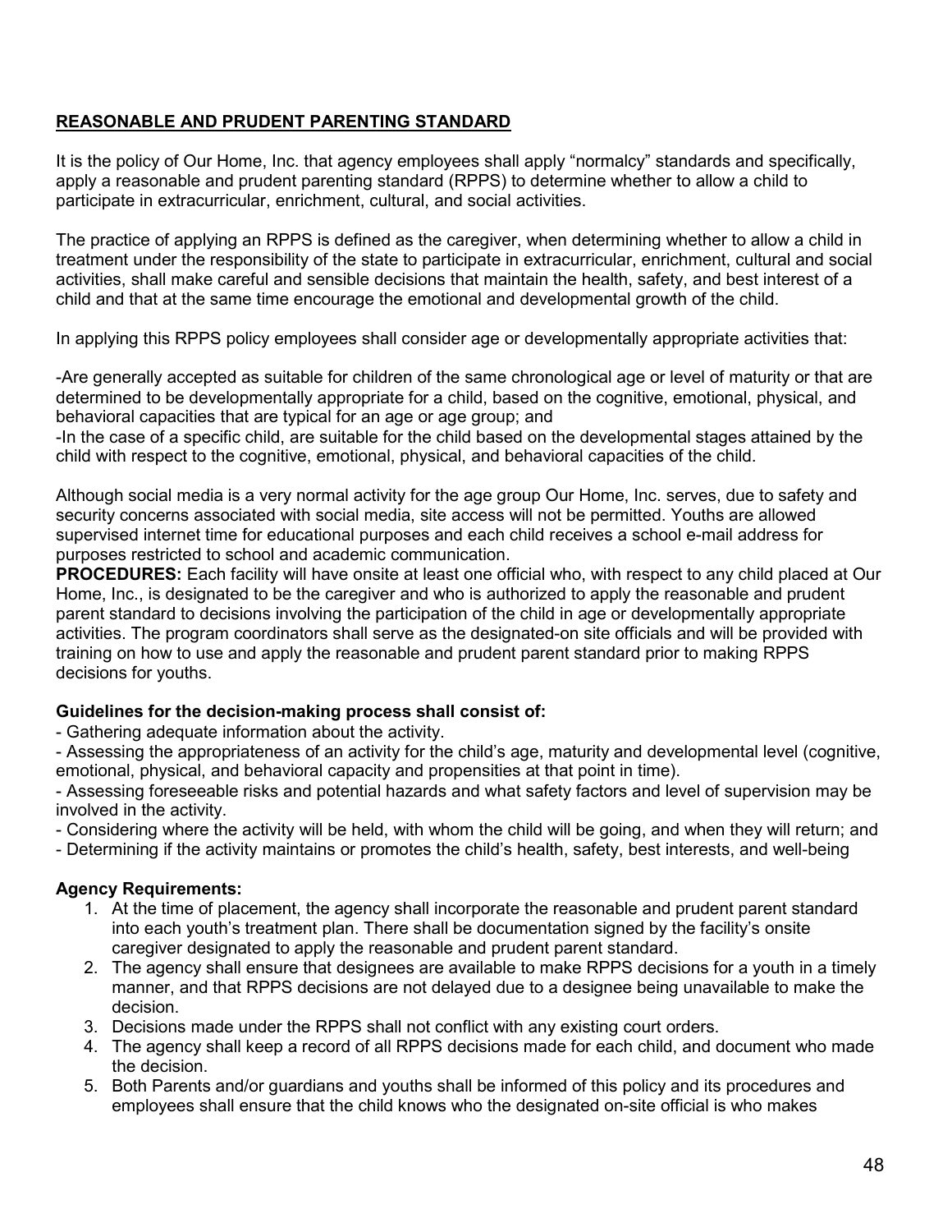## REASONABLE AND PRUDENT PARENTING STANDARD

It is the policy of Our Home, Inc. that agency employees shall apply "normalcy" standards and specifically, apply a reasonable and prudent parenting standard (RPPS) to determine whether to allow a child to participate in extracurricular, enrichment, cultural, and social activities.

The practice of applying an RPPS is defined as the caregiver, when determining whether to allow a child in treatment under the responsibility of the state to participate in extracurricular, enrichment, cultural and social activities, shall make careful and sensible decisions that maintain the health, safety, and best interest of a child and that at the same time encourage the emotional and developmental growth of the child.

In applying this RPPS policy employees shall consider age or developmentally appropriate activities that:

-Are generally accepted as suitable for children of the same chronological age or level of maturity or that are determined to be developmentally appropriate for a child, based on the cognitive, emotional, physical, and behavioral capacities that are typical for an age or age group; and
-In the case of a specific child, are suitable for the child based on the developmental stages attained by the child with respect to the cognitive, emotional, physical, and behavioral capacities of the child.

Although social media is a very normal activity for the age group Our Home, Inc. serves, due to safety and security concerns associated with social media, site access will not be permitted. Youths are allowed supervised internet time for educational purposes and each child receives a school e-mail address for purposes restricted to school and academic communication.
**PROCEDURES:** Each facility will have onsite at least one official who, with respect to any child placed at Our Home, Inc., is designated to be the caregiver and who is authorized to apply the reasonable and prudent parent standard to decisions involving the participation of the child in age or developmentally appropriate activities. The program coordinators shall serve as the designated-on site officials and will be provided with training on how to use and apply the reasonable and prudent parent standard prior to making RPPS decisions for youths.

**Guidelines for the decision-making process shall consist of:**
- Gathering adequate information about the activity.
- Assessing the appropriateness of an activity for the child's age, maturity and developmental level (cognitive, emotional, physical, and behavioral capacity and propensities at that point in time).
- Assessing foreseeable risks and potential hazards and what safety factors and level of supervision may be involved in the activity.
- Considering where the activity will be held, with whom the child will be going, and when they will return; and
- Determining if the activity maintains or promotes the child's health, safety, best interests, and well-being

**Agency Requirements:**
1. At the time of placement, the agency shall incorporate the reasonable and prudent parent standard into each youth's treatment plan. There shall be documentation signed by the facility's onsite caregiver designated to apply the reasonable and prudent parent standard.
2. The agency shall ensure that designees are available to make RPPS decisions for a youth in a timely manner, and that RPPS decisions are not delayed due to a designee being unavailable to make the decision.
3. Decisions made under the RPPS shall not conflict with any existing court orders.
4. The agency shall keep a record of all RPPS decisions made for each child, and document who made the decision.
5. Both Parents and/or guardians and youths shall be informed of this policy and its procedures and employees shall ensure that the child knows who the designated on-site official is who makes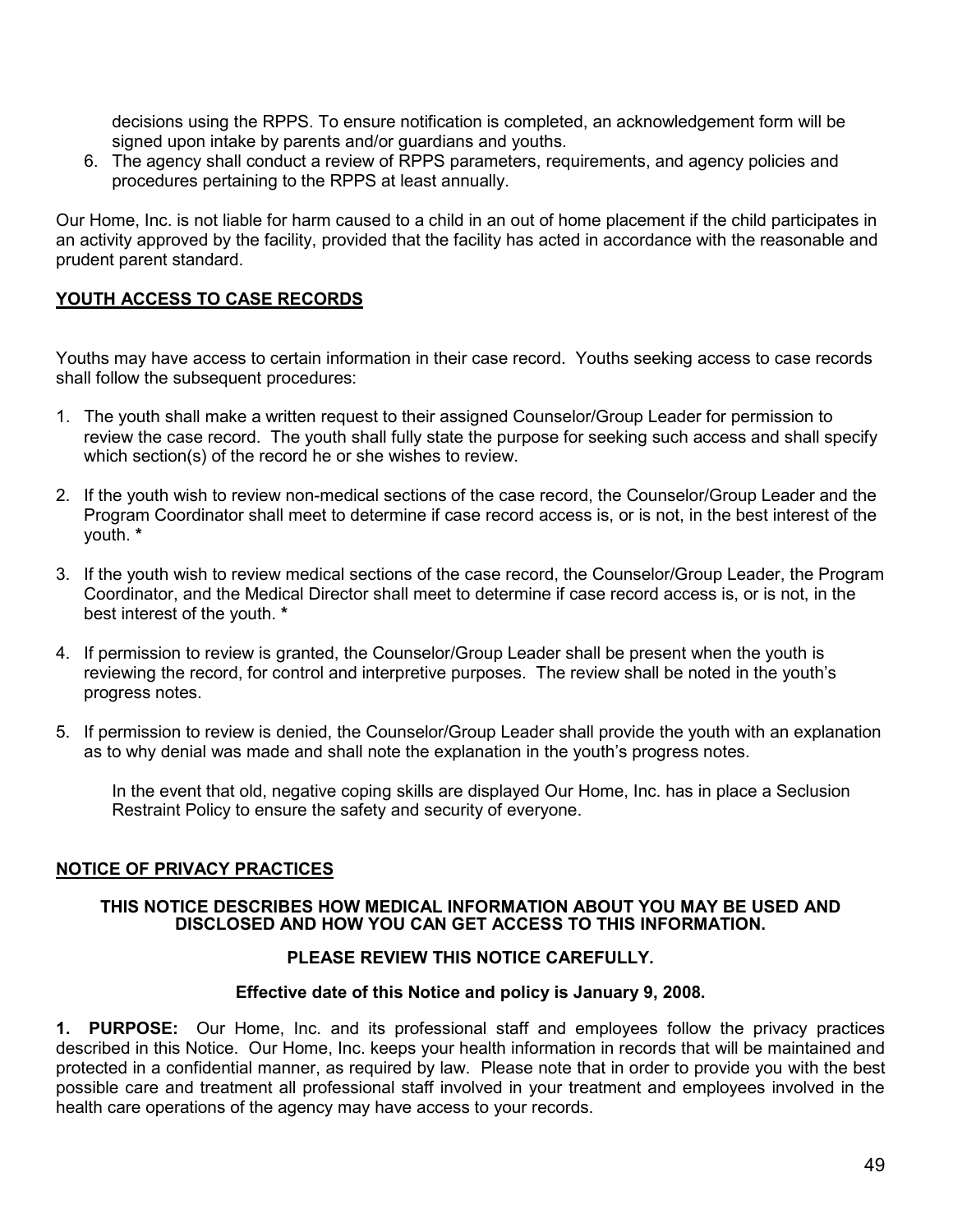decisions using the RPPS. To ensure notification is completed, an acknowledgement form will be signed upon intake by parents and/or guardians and youths.

6. The agency shall conduct a review of RPPS parameters, requirements, and agency policies and procedures pertaining to the RPPS at least annually.

Our Home, Inc. is not liable for harm caused to a child in an out of home placement if the child participates in an activity approved by the facility, provided that the facility has acted in accordance with the reasonable and prudent parent standard.

## YOUTH ACCESS TO CASE RECORDS

Youths may have access to certain information in their case record. Youths seeking access to case records shall follow the subsequent procedures:

1. The youth shall make a written request to their assigned Counselor/Group Leader for permission to review the case record. The youth shall fully state the purpose for seeking such access and shall specify which section(s) of the record he or she wishes to review.

2. If the youth wish to review non-medical sections of the case record, the Counselor/Group Leader and the Program Coordinator shall meet to determine if case record access is, or is not, in the best interest of the youth. **\***

3. If the youth wish to review medical sections of the case record, the Counselor/Group Leader, the Program Coordinator, and the Medical Director shall meet to determine if case record access is, or is not, in the best interest of the youth. **\***

4. If permission to review is granted, the Counselor/Group Leader shall be present when the youth is reviewing the record, for control and interpretive purposes. The review shall be noted in the youth's progress notes.

5. If permission to review is denied, the Counselor/Group Leader shall provide the youth with an explanation as to why denial was made and shall note the explanation in the youth's progress notes.

   In the event that old, negative coping skills are displayed Our Home, Inc. has in place a Seclusion Restraint Policy to ensure the safety and security of everyone.

## NOTICE OF PRIVACY PRACTICES

**THIS NOTICE DESCRIBES HOW MEDICAL INFORMATION ABOUT YOU MAY BE USED AND DISCLOSED AND HOW YOU CAN GET ACCESS TO THIS INFORMATION.**

**PLEASE REVIEW THIS NOTICE CAREFULLY.**

**Effective date of this Notice and policy is January 9, 2008.**

**1. PURPOSE:** Our Home, Inc. and its professional staff and employees follow the privacy practices described in this Notice. Our Home, Inc. keeps your health information in records that will be maintained and protected in a confidential manner, as required by law. Please note that in order to provide you with the best possible care and treatment all professional staff involved in your treatment and employees involved in the health care operations of the agency may have access to your records.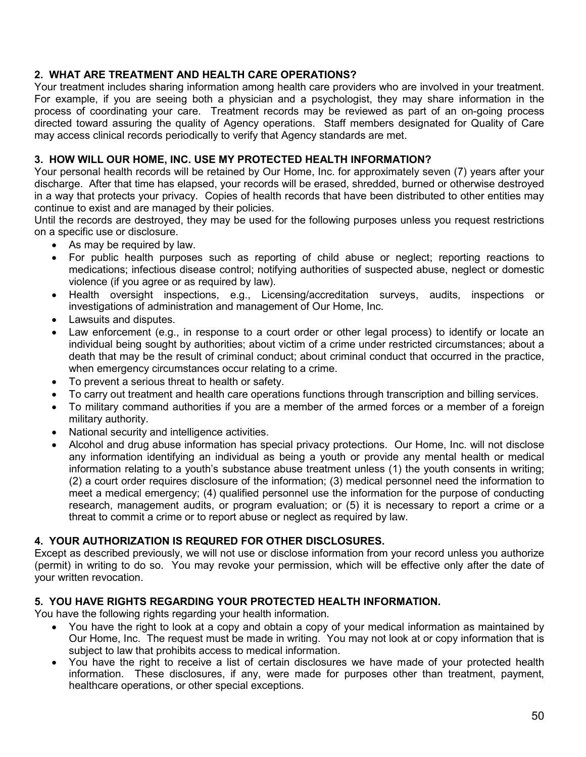## 2. WHAT ARE TREATMENT AND HEALTH CARE OPERATIONS?

Your treatment includes sharing information among health care providers who are involved in your treatment. For example, if you are seeing both a physician and a psychologist, they may share information in the process of coordinating your care. Treatment records may be reviewed as part of an on-going process directed toward assuring the quality of Agency operations. Staff members designated for Quality of Care may access clinical records periodically to verify that Agency standards are met.

## 3. HOW WILL OUR HOME, INC. USE MY PROTECTED HEALTH INFORMATION?

Your personal health records will be retained by Our Home, Inc. for approximately seven (7) years after your discharge. After that time has elapsed, your records will be erased, shredded, burned or otherwise destroyed in a way that protects your privacy. Copies of health records that have been distributed to other entities may continue to exist and are managed by their policies.

Until the records are destroyed, they may be used for the following purposes unless you request restrictions on a specific use or disclosure.

- As may be required by law.
- For public health purposes such as reporting of child abuse or neglect; reporting reactions to medications; infectious disease control; notifying authorities of suspected abuse, neglect or domestic violence (if you agree or as required by law).
- Health oversight inspections, e.g., Licensing/accreditation surveys, audits, inspections or investigations of administration and management of Our Home, Inc.
- Lawsuits and disputes.
- Law enforcement (e.g., in response to a court order or other legal process) to identify or locate an individual being sought by authorities; about victim of a crime under restricted circumstances; about a death that may be the result of criminal conduct; about criminal conduct that occurred in the practice, when emergency circumstances occur relating to a crime.
- To prevent a serious threat to health or safety.
- To carry out treatment and health care operations functions through transcription and billing services.
- To military command authorities if you are a member of the armed forces or a member of a foreign military authority.
- National security and intelligence activities.
- Alcohol and drug abuse information has special privacy protections. Our Home, Inc. will not disclose any information identifying an individual as being a youth or provide any mental health or medical information relating to a youth's substance abuse treatment unless (1) the youth consents in writing; (2) a court order requires disclosure of the information; (3) medical personnel need the information to meet a medical emergency; (4) qualified personnel use the information for the purpose of conducting research, management audits, or program evaluation; or (5) it is necessary to report a crime or a threat to commit a crime or to report abuse or neglect as required by law.

## 4. YOUR AUTHORIZATION IS REQURED FOR OTHER DISCLOSURES.

Except as described previously, we will not use or disclose information from your record unless you authorize (permit) in writing to do so. You may revoke your permission, which will be effective only after the date of your written revocation.

## 5. YOU HAVE RIGHTS REGARDING YOUR PROTECTED HEALTH INFORMATION.

You have the following rights regarding your health information.

- You have the right to look at a copy and obtain a copy of your medical information as maintained by Our Home, Inc. The request must be made in writing. You may not look at or copy information that is subject to law that prohibits access to medical information.
- You have the right to receive a list of certain disclosures we have made of your protected health information. These disclosures, if any, were made for purposes other than treatment, payment, healthcare operations, or other special exceptions.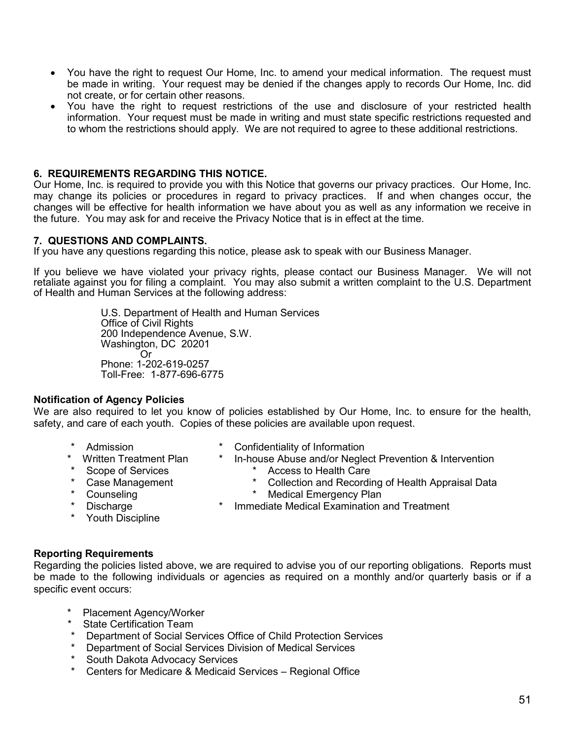- You have the right to request Our Home, Inc. to amend your medical information. The request must be made in writing. Your request may be denied if the changes apply to records Our Home, Inc. did not create, or for certain other reasons.
- You have the right to request restrictions of the use and disclosure of your restricted health information. Your request must be made in writing and must state specific restrictions requested and to whom the restrictions should apply. We are not required to agree to these additional restrictions.

**6. REQUIREMENTS REGARDING THIS NOTICE.**

Our Home, Inc. is required to provide you with this Notice that governs our privacy practices. Our Home, Inc. may change its policies or procedures in regard to privacy practices. If and when changes occur, the changes will be effective for health information we have about you as well as any information we receive in the future. You may ask for and receive the Privacy Notice that is in effect at the time.

**7. QUESTIONS AND COMPLAINTS.**

If you have any questions regarding this notice, please ask to speak with our Business Manager.

If you believe we have violated your privacy rights, please contact our Business Manager. We will not retaliate against you for filing a complaint. You may also submit a written complaint to the U.S. Department of Health and Human Services at the following address:

U.S. Department of Health and Human Services
Office of Civil Rights
200 Independence Avenue, S.W.
Washington, DC 20201
Or
Phone: 1-202-619-0257
Toll-Free: 1-877-696-6775

**Notification of Agency Policies**

We are also required to let you know of policies established by Our Home, Inc. to ensure for the health, safety, and care of each youth. Copies of these policies are available upon request.

- Admission
- Written Treatment Plan
- Scope of Services
- Case Management
- Counseling
- Discharge
- Youth Discipline
- Confidentiality of Information
- In-house Abuse and/or Neglect Prevention & Intervention
  - Access to Health Care
  - Collection and Recording of Health Appraisal Data
  - Medical Emergency Plan
- Immediate Medical Examination and Treatment

**Reporting Requirements**

Regarding the policies listed above, we are required to advise you of our reporting obligations. Reports must be made to the following individuals or agencies as required on a monthly and/or quarterly basis or if a specific event occurs:

- Placement Agency/Worker
- State Certification Team
- Department of Social Services Office of Child Protection Services
- Department of Social Services Division of Medical Services
- South Dakota Advocacy Services
- Centers for Medicare & Medicaid Services – Regional Office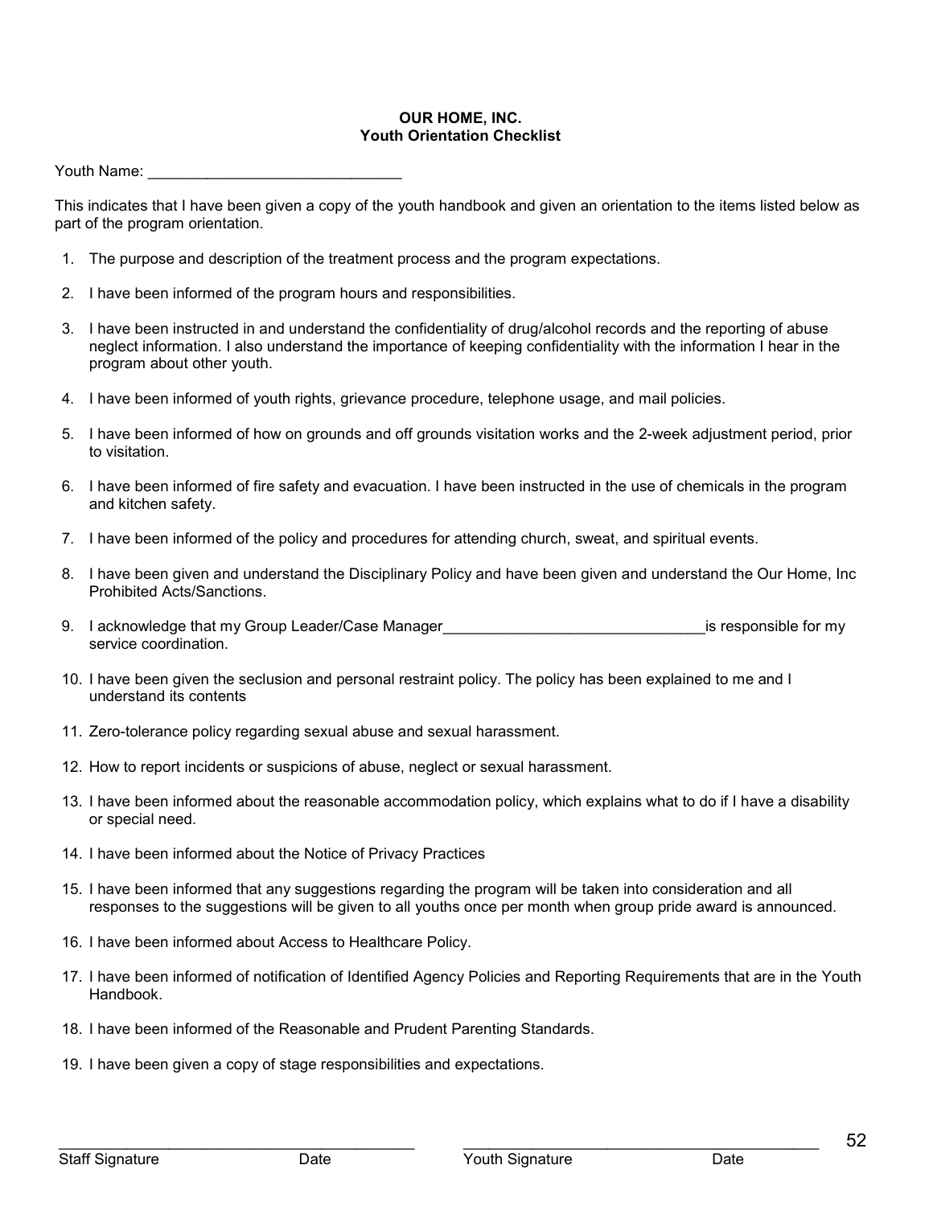**OUR HOME, INC.**
**Youth Orientation Checklist**

Youth Name: ______________________________

This indicates that I have been given a copy of the youth handbook and given an orientation to the items listed below as part of the program orientation.

1. The purpose and description of the treatment process and the program expectations.
2. I have been informed of the program hours and responsibilities.
3. I have been instructed in and understand the confidentiality of drug/alcohol records and the reporting of abuse neglect information. I also understand the importance of keeping confidentiality with the information I hear in the program about other youth.
4. I have been informed of youth rights, grievance procedure, telephone usage, and mail policies.
5. I have been informed of how on grounds and off grounds visitation works and the 2-week adjustment period, prior to visitation.
6. I have been informed of fire safety and evacuation. I have been instructed in the use of chemicals in the program and kitchen safety.
7. I have been informed of the policy and procedures for attending church, sweat, and spiritual events.
8. I have been given and understand the Disciplinary Policy and have been given and understand the Our Home, Inc Prohibited Acts/Sanctions.
9. I acknowledge that my Group Leader/Case Manager_______________________________is responsible for my service coordination.
10. I have been given the seclusion and personal restraint policy. The policy has been explained to me and I understand its contents
11. Zero-tolerance policy regarding sexual abuse and sexual harassment.
12. How to report incidents or suspicions of abuse, neglect or sexual harassment.
13. I have been informed about the reasonable accommodation policy, which explains what to do if I have a disability or special need.
14. I have been informed about the Notice of Privacy Practices
15. I have been informed that any suggestions regarding the program will be taken into consideration and all responses to the suggestions will be given to all youths once per month when group pride award is announced.
16. I have been informed about Access to Healthcare Policy.
17. I have been informed of notification of Identified Agency Policies and Reporting Requirements that are in the Youth Handbook.
18. I have been informed of the Reasonable and Prudent Parenting Standards.
19. I have been given a copy of stage responsibilities and expectations.

__________________________________________ __________________________________________
Staff Signature Date Youth Signature Date